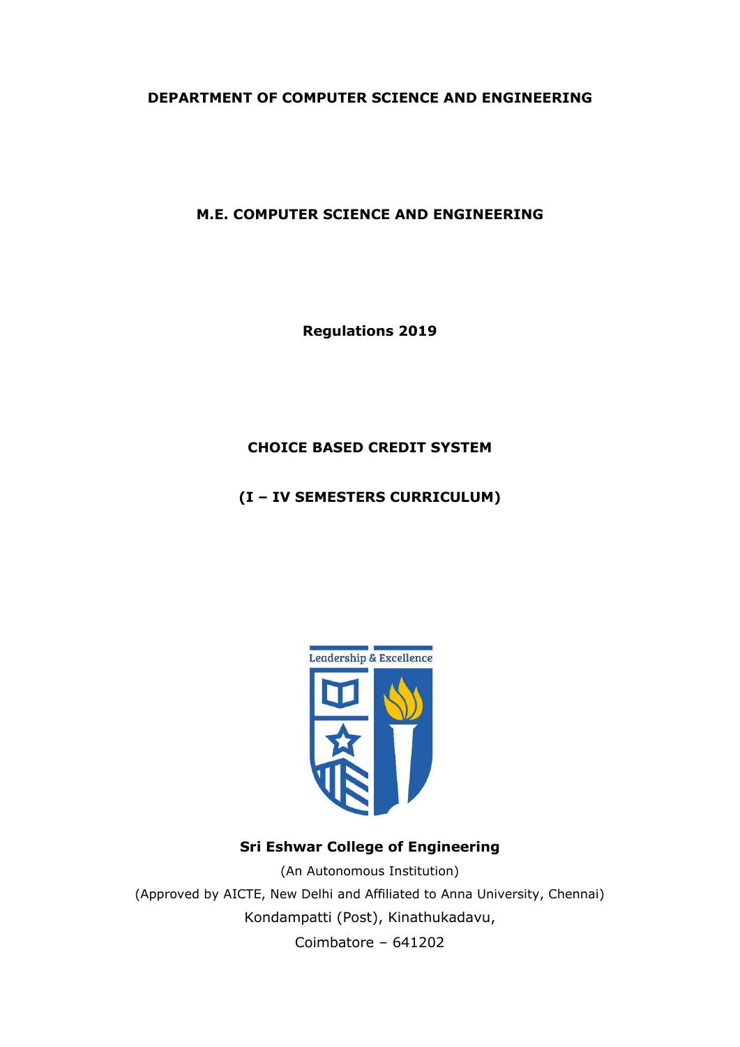**DEPARTMENT OF COMPUTER SCIENCE AND ENGINEERING**

**M.E. COMPUTER SCIENCE AND ENGINEERING**

**Regulations 2019**

**CHOICE BASED CREDIT SYSTEM**

**(I – IV SEMESTERS CURRICULUM)**

Leadership & Excellence

**Sri Eshwar College of Engineering**

(An Autonomous Institution)

(Approved by AICTE, New Delhi and Affiliated to Anna University, Chennai)

Kondampatti (Post), Kinathukadavu,

Coimbatore – 641202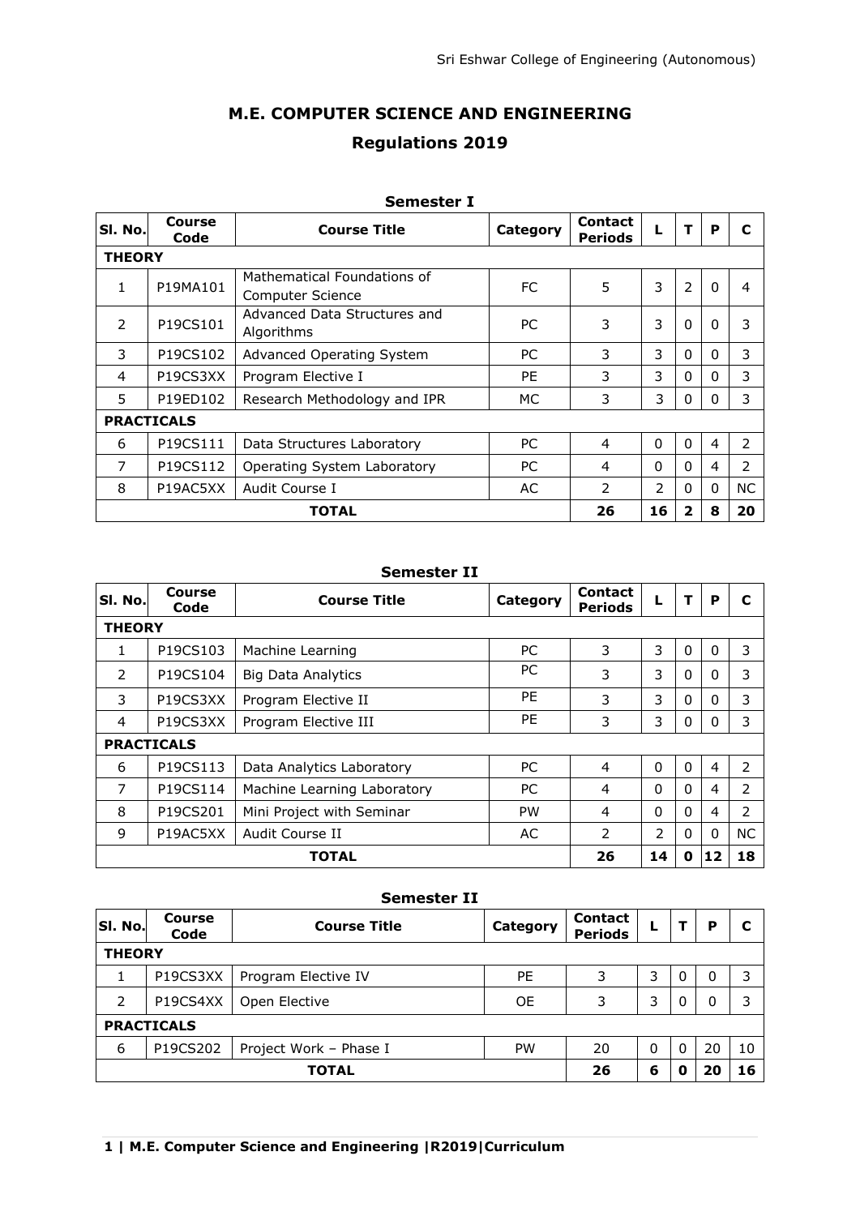# M.E. COMPUTER SCIENCE AND ENGINEERING

## Regulations 2019

### Semester I

| Sl. No. | Course Code | Course Title | Category | Contact Periods | L | T | P | C |
|---|---|---|---|---|---|---|---|---|
| **THEORY** | | | | | | | | |
| 1 | P19MA101 | Mathematical Foundations of Computer Science | FC | 5 | 3 | 2 | 0 | 4 |
| 2 | P19CS101 | Advanced Data Structures and Algorithms | PC | 3 | 3 | 0 | 0 | 3 |
| 3 | P19CS102 | Advanced Operating System | PC | 3 | 3 | 0 | 0 | 3 |
| 4 | P19CS3XX | Program Elective I | PE | 3 | 3 | 0 | 0 | 3 |
| 5 | P19ED102 | Research Methodology and IPR | MC | 3 | 3 | 0 | 0 | 3 |
| **PRACTICALS** | | | | | | | | |
| 6 | P19CS111 | Data Structures Laboratory | PC | 4 | 0 | 0 | 4 | 2 |
| 7 | P19CS112 | Operating System Laboratory | PC | 4 | 0 | 0 | 4 | 2 |
| 8 | P19AC5XX | Audit Course I | AC | 2 | 2 | 0 | 0 | NC |
| **TOTAL** | | | | **26** | **16** | **2** | **8** | **20** |

### Semester II

| Sl. No. | Course Code | Course Title | Category | Contact Periods | L | T | P | C |
|---|---|---|---|---|---|---|---|---|
| **THEORY** | | | | | | | | |
| 1 | P19CS103 | Machine Learning | PC | 3 | 3 | 0 | 0 | 3 |
| 2 | P19CS104 | Big Data Analytics | PC | 3 | 3 | 0 | 0 | 3 |
| 3 | P19CS3XX | Program Elective II | PE | 3 | 3 | 0 | 0 | 3 |
| 4 | P19CS3XX | Program Elective III | PE | 3 | 3 | 0 | 0 | 3 |
| **PRACTICALS** | | | | | | | | |
| 6 | P19CS113 | Data Analytics Laboratory | PC | 4 | 0 | 0 | 4 | 2 |
| 7 | P19CS114 | Machine Learning Laboratory | PC | 4 | 0 | 0 | 4 | 2 |
| 8 | P19CS201 | Mini Project with Seminar | PW | 4 | 0 | 0 | 4 | 2 |
| 9 | P19AC5XX | Audit Course II | AC | 2 | 2 | 0 | 0 | NC |
| **TOTAL** | | | | **26** | **14** | **0** | **12** | **18** |

### Semester II

| Sl. No. | Course Code | Course Title | Category | Contact Periods | L | T | P | C |
|---|---|---|---|---|---|---|---|---|
| **THEORY** | | | | | | | | |
| 1 | P19CS3XX | Program Elective IV | PE | 3 | 3 | 0 | 0 | 3 |
| 2 | P19CS4XX | Open Elective | OE | 3 | 3 | 0 | 0 | 3 |
| **PRACTICALS** | | | | | | | | |
| 6 | P19CS202 | Project Work – Phase I | PW | 20 | 0 | 0 | 20 | 10 |
| **TOTAL** | | | | **26** | **6** | **0** | **20** | **16** |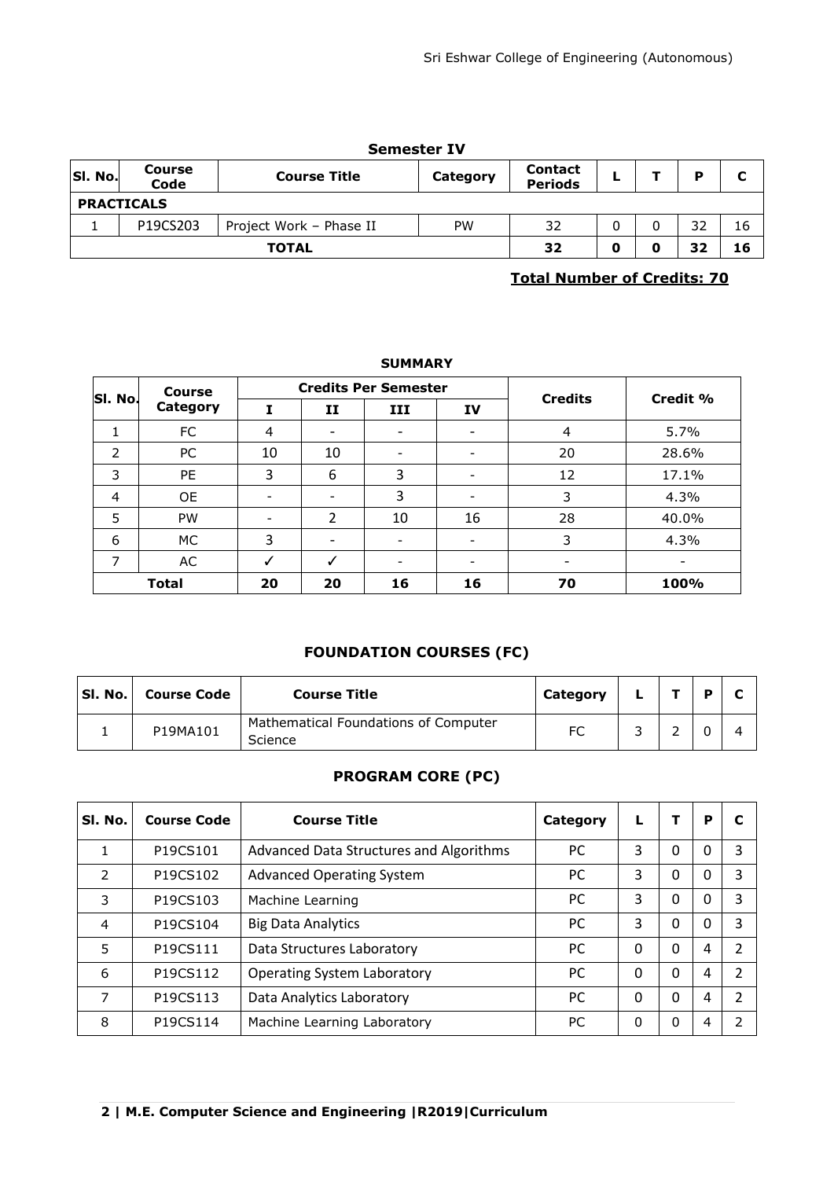### Semester IV

| Sl. No. | Course Code | Course Title | Category | Contact Periods | L | T | P | C |
|---|---|---|---|---|---|---|---|---|
| **PRACTICALS** | | | | | | | | |
| 1 | P19CS203 | Project Work – Phase II | PW | 32 | 0 | 0 | 32 | 16 |
| **TOTAL** | | | | **32** | **0** | **0** | **32** | **16** |

**Total Number of Credits: 70**

### SUMMARY

| Sl. No. | Course Category | Credits Per Semester | | | | Credits | Credit % |
|---|---|---|---|---|---|---|---|
| | | I | II | III | IV | | |
| 1 | FC | 4 | - | - | - | 4 | 5.7% |
| 2 | PC | 10 | 10 | - | - | 20 | 28.6% |
| 3 | PE | 3 | 6 | 3 | - | 12 | 17.1% |
| 4 | OE | - | - | 3 | - | 3 | 4.3% |
| 5 | PW | - | 2 | 10 | 16 | 28 | 40.0% |
| 6 | MC | 3 | - | - | - | 3 | 4.3% |
| 7 | AC | ✓ | ✓ | - | - | - | - |
| **Total** | | **20** | **20** | **16** | **16** | **70** | **100%** |

### FOUNDATION COURSES (FC)

| Sl. No. | Course Code | Course Title | Category | L | T | P | C |
|---|---|---|---|---|---|---|---|
| 1 | P19MA101 | Mathematical Foundations of Computer Science | FC | 3 | 2 | 0 | 4 |

### PROGRAM CORE (PC)

| Sl. No. | Course Code | Course Title | Category | L | T | P | C |
|---|---|---|---|---|---|---|---|
| 1 | P19CS101 | Advanced Data Structures and Algorithms | PC | 3 | 0 | 0 | 3 |
| 2 | P19CS102 | Advanced Operating System | PC | 3 | 0 | 0 | 3 |
| 3 | P19CS103 | Machine Learning | PC | 3 | 0 | 0 | 3 |
| 4 | P19CS104 | Big Data Analytics | PC | 3 | 0 | 0 | 3 |
| 5 | P19CS111 | Data Structures Laboratory | PC | 0 | 0 | 4 | 2 |
| 6 | P19CS112 | Operating System Laboratory | PC | 0 | 0 | 4 | 2 |
| 7 | P19CS113 | Data Analytics Laboratory | PC | 0 | 0 | 4 | 2 |
| 8 | P19CS114 | Machine Learning Laboratory | PC | 0 | 0 | 4 | 2 |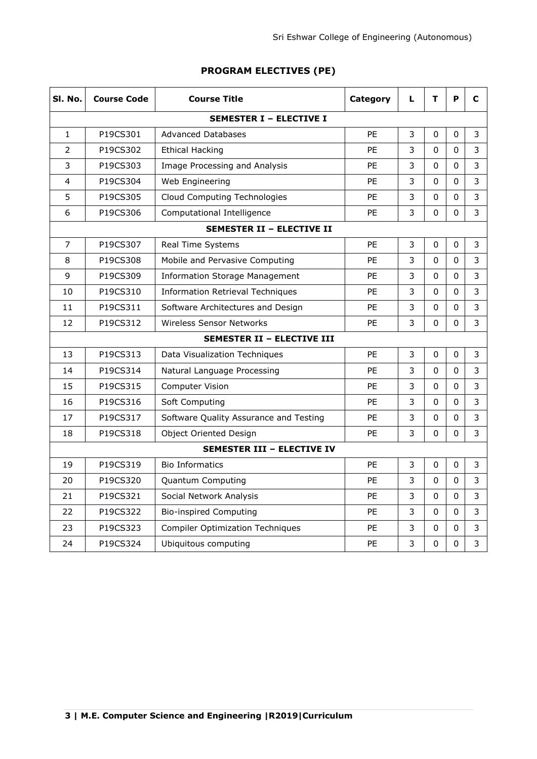## PROGRAM ELECTIVES (PE)

| Sl. No. | Course Code | Course Title | Category | L | T | P | C |
|---|---|---|---|---|---|---|---|
| **SEMESTER I – ELECTIVE I** | | | | | | | |
| 1 | P19CS301 | Advanced Databases | PE | 3 | 0 | 0 | 3 |
| 2 | P19CS302 | Ethical Hacking | PE | 3 | 0 | 0 | 3 |
| 3 | P19CS303 | Image Processing and Analysis | PE | 3 | 0 | 0 | 3 |
| 4 | P19CS304 | Web Engineering | PE | 3 | 0 | 0 | 3 |
| 5 | P19CS305 | Cloud Computing Technologies | PE | 3 | 0 | 0 | 3 |
| 6 | P19CS306 | Computational Intelligence | PE | 3 | 0 | 0 | 3 |
| **SEMESTER II – ELECTIVE II** | | | | | | | |
| 7 | P19CS307 | Real Time Systems | PE | 3 | 0 | 0 | 3 |
| 8 | P19CS308 | Mobile and Pervasive Computing | PE | 3 | 0 | 0 | 3 |
| 9 | P19CS309 | Information Storage Management | PE | 3 | 0 | 0 | 3 |
| 10 | P19CS310 | Information Retrieval Techniques | PE | 3 | 0 | 0 | 3 |
| 11 | P19CS311 | Software Architectures and Design | PE | 3 | 0 | 0 | 3 |
| 12 | P19CS312 | Wireless Sensor Networks | PE | 3 | 0 | 0 | 3 |
| **SEMESTER II – ELECTIVE III** | | | | | | | |
| 13 | P19CS313 | Data Visualization Techniques | PE | 3 | 0 | 0 | 3 |
| 14 | P19CS314 | Natural Language Processing | PE | 3 | 0 | 0 | 3 |
| 15 | P19CS315 | Computer Vision | PE | 3 | 0 | 0 | 3 |
| 16 | P19CS316 | Soft Computing | PE | 3 | 0 | 0 | 3 |
| 17 | P19CS317 | Software Quality Assurance and Testing | PE | 3 | 0 | 0 | 3 |
| 18 | P19CS318 | Object Oriented Design | PE | 3 | 0 | 0 | 3 |
| **SEMESTER III – ELECTIVE IV** | | | | | | | |
| 19 | P19CS319 | Bio Informatics | PE | 3 | 0 | 0 | 3 |
| 20 | P19CS320 | Quantum Computing | PE | 3 | 0 | 0 | 3 |
| 21 | P19CS321 | Social Network Analysis | PE | 3 | 0 | 0 | 3 |
| 22 | P19CS322 | Bio-inspired Computing | PE | 3 | 0 | 0 | 3 |
| 23 | P19CS323 | Compiler Optimization Techniques | PE | 3 | 0 | 0 | 3 |
| 24 | P19CS324 | Ubiquitous computing | PE | 3 | 0 | 0 | 3 |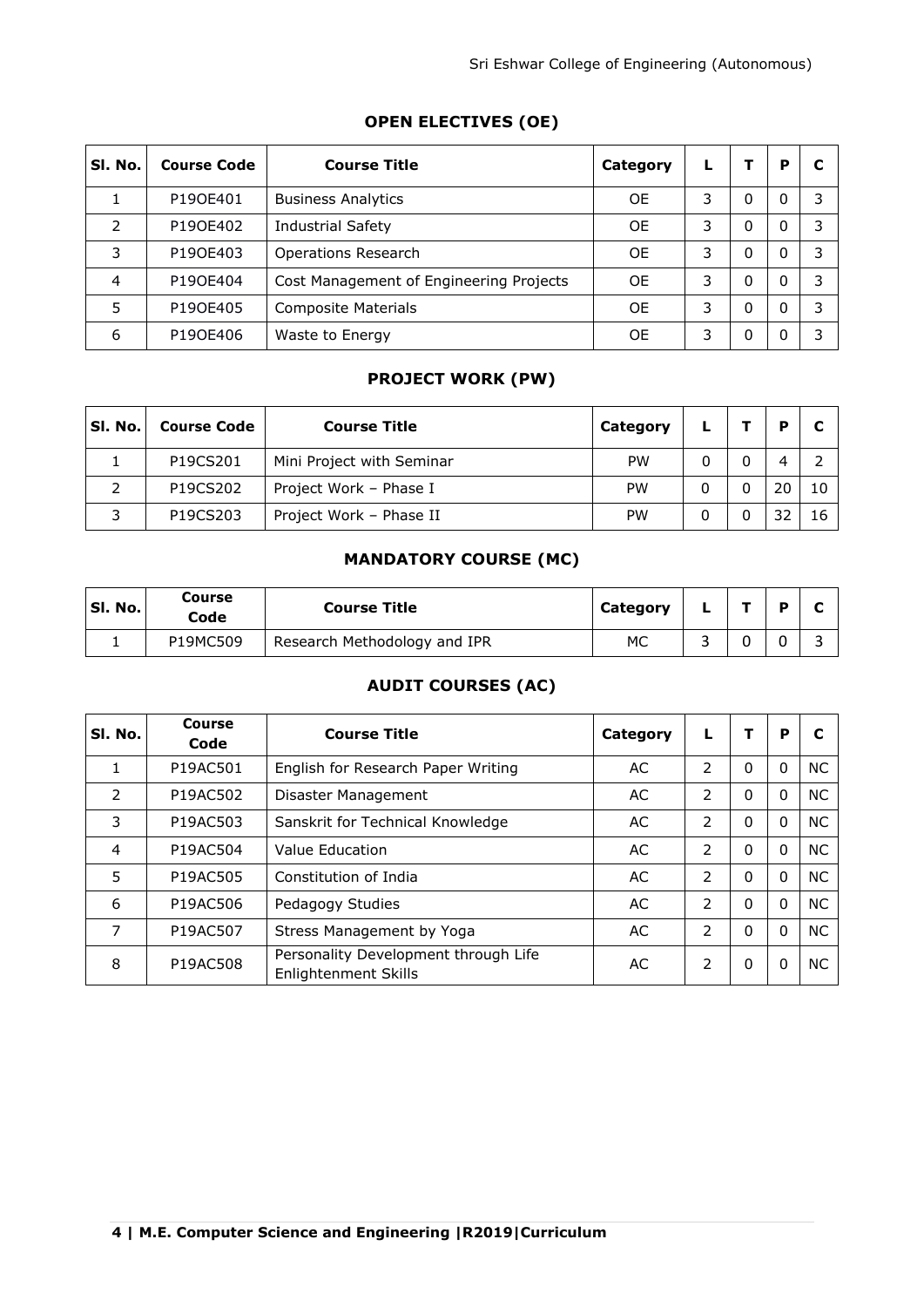## OPEN ELECTIVES (OE)

| Sl. No. | Course Code | Course Title | Category | L | T | P | C |
|---|---|---|---|---|---|---|---|
| 1 | P19OE401 | Business Analytics | OE | 3 | 0 | 0 | 3 |
| 2 | P19OE402 | Industrial Safety | OE | 3 | 0 | 0 | 3 |
| 3 | P19OE403 | Operations Research | OE | 3 | 0 | 0 | 3 |
| 4 | P19OE404 | Cost Management of Engineering Projects | OE | 3 | 0 | 0 | 3 |
| 5 | P19OE405 | Composite Materials | OE | 3 | 0 | 0 | 3 |
| 6 | P19OE406 | Waste to Energy | OE | 3 | 0 | 0 | 3 |

## PROJECT WORK (PW)

| Sl. No. | Course Code | Course Title | Category | L | T | P | C |
|---|---|---|---|---|---|---|---|
| 1 | P19CS201 | Mini Project with Seminar | PW | 0 | 0 | 4 | 2 |
| 2 | P19CS202 | Project Work – Phase I | PW | 0 | 0 | 20 | 10 |
| 3 | P19CS203 | Project Work – Phase II | PW | 0 | 0 | 32 | 16 |

## MANDATORY COURSE (MC)

| Sl. No. | Course Code | Course Title | Category | L | T | P | C |
|---|---|---|---|---|---|---|---|
| 1 | P19MC509 | Research Methodology and IPR | MC | 3 | 0 | 0 | 3 |

## AUDIT COURSES (AC)

| Sl. No. | Course Code | Course Title | Category | L | T | P | C |
|---|---|---|---|---|---|---|---|
| 1 | P19AC501 | English for Research Paper Writing | AC | 2 | 0 | 0 | NC |
| 2 | P19AC502 | Disaster Management | AC | 2 | 0 | 0 | NC |
| 3 | P19AC503 | Sanskrit for Technical Knowledge | AC | 2 | 0 | 0 | NC |
| 4 | P19AC504 | Value Education | AC | 2 | 0 | 0 | NC |
| 5 | P19AC505 | Constitution of India | AC | 2 | 0 | 0 | NC |
| 6 | P19AC506 | Pedagogy Studies | AC | 2 | 0 | 0 | NC |
| 7 | P19AC507 | Stress Management by Yoga | AC | 2 | 0 | 0 | NC |
| 8 | P19AC508 | Personality Development through Life Enlightenment Skills | AC | 2 | 0 | 0 | NC |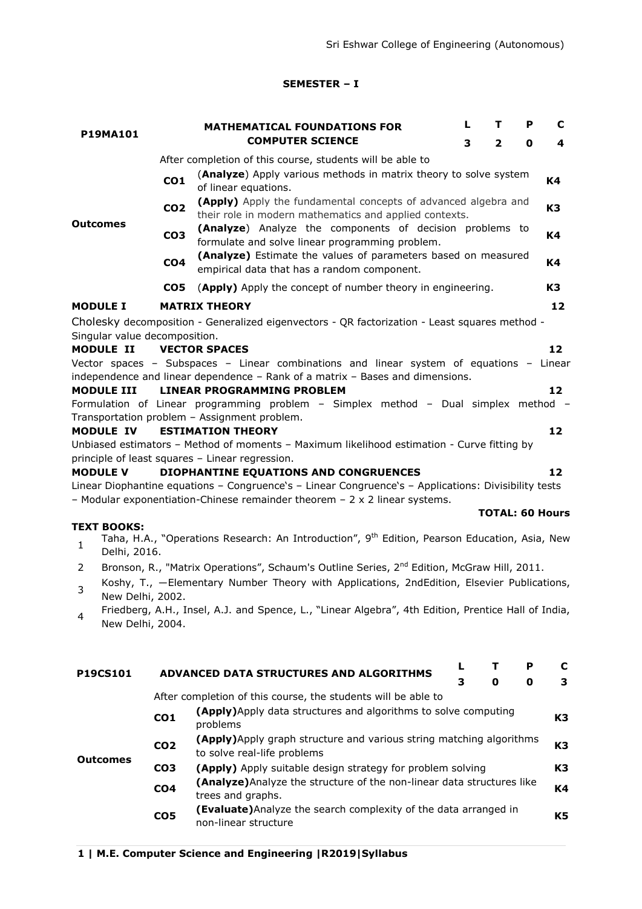## SEMESTER – I

| P19MA101 | MATHEMATICAL FOUNDATIONS FOR COMPUTER SCIENCE | L | T | P | C |
|---|---|---|---|---|---|
| | | 3 | 2 | 0 | 4 |

| | | After completion of this course, students will be able to | |
|---|---|---|---|
| **Outcomes** | **CO1** | (**Analyze**) Apply various methods in matrix theory to solve system of linear equations. | **K4** |
| | **CO2** | **(Apply)** Apply the fundamental concepts of advanced algebra and their role in modern mathematics and applied contexts. | **K3** |
| | **CO3** | (**Analyze**) Analyze the components of decision problems to formulate and solve linear programming problem. | **K4** |
| | **CO4** | **(Analyze)** Estimate the values of parameters based on measured empirical data that has a random component. | **K4** |
| | **CO5** | (**Apply**) Apply the concept of number theory in engineering. | **K3** |

**MODULE I MATRIX THEORY 12**

Cholesky decomposition - Generalized eigenvectors - QR factorization - Least squares method - Singular value decomposition.

**MODULE II VECTOR SPACES 12**

Vector spaces – Subspaces – Linear combinations and linear system of equations – Linear independence and linear dependence – Rank of a matrix – Bases and dimensions.

**MODULE III LINEAR PROGRAMMING PROBLEM 12**

Formulation of Linear programming problem – Simplex method – Dual simplex method – Transportation problem – Assignment problem.

**MODULE IV ESTIMATION THEORY 12**

Unbiased estimators – Method of moments – Maximum likelihood estimation - Curve fitting by principle of least squares – Linear regression.

**MODULE V DIOPHANTINE EQUATIONS AND CONGRUENCES 12**

Linear Diophantine equations – Congruence's – Linear Congruence's – Applications: Divisibility tests – Modular exponentiation-Chinese remainder theorem – 2 x 2 linear systems.

**TOTAL: 60 Hours**

**TEXT BOOKS:**

1. Taha, H.A., "Operations Research: An Introduction", 9th Edition, Pearson Education, Asia, New Delhi, 2016.
2. Bronson, R., "Matrix Operations", Schaum's Outline Series, 2nd Edition, McGraw Hill, 2011.
3. Koshy, T., —Elementary Number Theory with Applications, 2ndEdition, Elsevier Publications, New Delhi, 2002.
4. Friedberg, A.H., Insel, A.J. and Spence, L., "Linear Algebra", 4th Edition, Prentice Hall of India, New Delhi, 2004.

| P19CS101 | ADVANCED DATA STRUCTURES AND ALGORITHMS | L | T | P | C |
|---|---|---|---|---|---|
| | | 3 | 0 | 0 | 3 |

| | | After completion of this course, the students will be able to | |
|---|---|---|---|
| **Outcomes** | **CO1** | **(Apply)**Apply data structures and algorithms to solve computing problems | **K3** |
| | **CO2** | **(Apply)**Apply graph structure and various string matching algorithms to solve real-life problems | **K3** |
| | **CO3** | **(Apply)** Apply suitable design strategy for problem solving | **K3** |
| | **CO4** | **(Analyze)**Analyze the structure of the non-linear data structures like trees and graphs. | **K4** |
| | **CO5** | **(Evaluate)**Analyze the search complexity of the data arranged in non-linear structure | **K5** |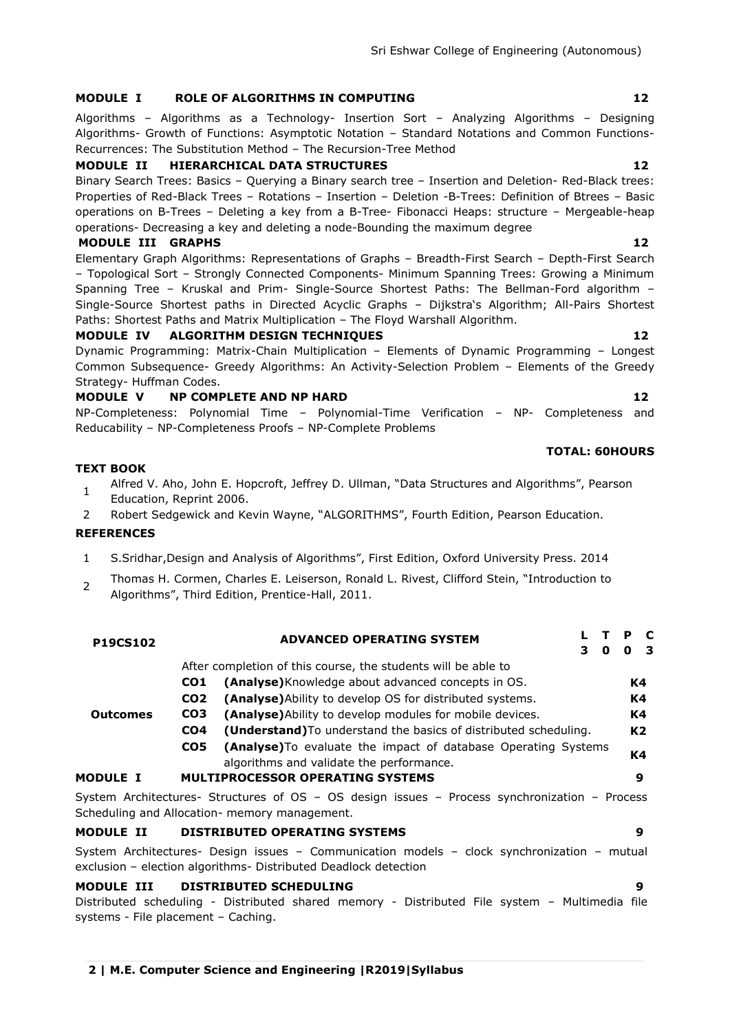### MODULE I ROLE OF ALGORITHMS IN COMPUTING 12

Algorithms – Algorithms as a Technology- Insertion Sort – Analyzing Algorithms – Designing Algorithms- Growth of Functions: Asymptotic Notation – Standard Notations and Common Functions-Recurrences: The Substitution Method – The Recursion-Tree Method

### MODULE II HIERARCHICAL DATA STRUCTURES 12

Binary Search Trees: Basics – Querying a Binary search tree – Insertion and Deletion- Red-Black trees: Properties of Red-Black Trees – Rotations – Insertion – Deletion -B-Trees: Definition of Btrees – Basic operations on B-Trees – Deleting a key from a B-Tree- Fibonacci Heaps: structure – Mergeable-heap operations- Decreasing a key and deleting a node-Bounding the maximum degree

### MODULE III GRAPHS 12

Elementary Graph Algorithms: Representations of Graphs – Breadth-First Search – Depth-First Search – Topological Sort – Strongly Connected Components- Minimum Spanning Trees: Growing a Minimum Spanning Tree – Kruskal and Prim- Single-Source Shortest Paths: The Bellman-Ford algorithm – Single-Source Shortest paths in Directed Acyclic Graphs – Dijkstra's Algorithm; All-Pairs Shortest Paths: Shortest Paths and Matrix Multiplication – The Floyd Warshall Algorithm.

### MODULE IV ALGORITHM DESIGN TECHNIQUES 12

Dynamic Programming: Matrix-Chain Multiplication – Elements of Dynamic Programming – Longest Common Subsequence- Greedy Algorithms: An Activity-Selection Problem – Elements of the Greedy Strategy- Huffman Codes.

### MODULE V NP COMPLETE AND NP HARD 12

NP-Completeness: Polynomial Time – Polynomial-Time Verification – NP- Completeness and Reducability – NP-Completeness Proofs – NP-Complete Problems

**TOTAL: 60HOURS**

**TEXT BOOK**

1. Alfred V. Aho, John E. Hopcroft, Jeffrey D. Ullman, "Data Structures and Algorithms", Pearson Education, Reprint 2006.
2. Robert Sedgewick and Kevin Wayne, "ALGORITHMS", Fourth Edition, Pearson Education.

**REFERENCES**

1. S.Sridhar,Design and Analysis of Algorithms", First Edition, Oxford University Press. 2014
2. Thomas H. Cormen, Charles E. Leiserson, Ronald L. Rivest, Clifford Stein, "Introduction to Algorithms", Third Edition, Prentice-Hall, 2011.

| **P19CS102** | | **ADVANCED OPERATING SYSTEM** | **L T P C** **3 0 0 3** |
|---|---|---|---|
| | | After completion of this course, the students will be able to | |
| **Outcomes** | **CO1** | **(Analyse)**Knowledge about advanced concepts in OS. | **K4** |
| | **CO2** | **(Analyse)**Ability to develop OS for distributed systems. | **K4** |
| | **CO3** | **(Analyse)**Ability to develop modules for mobile devices. | **K4** |
| | **CO4** | **(Understand)**To understand the basics of distributed scheduling. | **K2** |
| | **CO5** | **(Analyse)**To evaluate the impact of database Operating Systems algorithms and validate the performance. | **K4** |

### MODULE I MULTIPROCESSOR OPERATING SYSTEMS 9

System Architectures- Structures of OS – OS design issues – Process synchronization – Process Scheduling and Allocation- memory management.

### MODULE II DISTRIBUTED OPERATING SYSTEMS 9

System Architectures- Design issues – Communication models – clock synchronization – mutual exclusion – election algorithms- Distributed Deadlock detection

### MODULE III DISTRIBUTED SCHEDULING 9

Distributed scheduling - Distributed shared memory - Distributed File system – Multimedia file systems - File placement – Caching.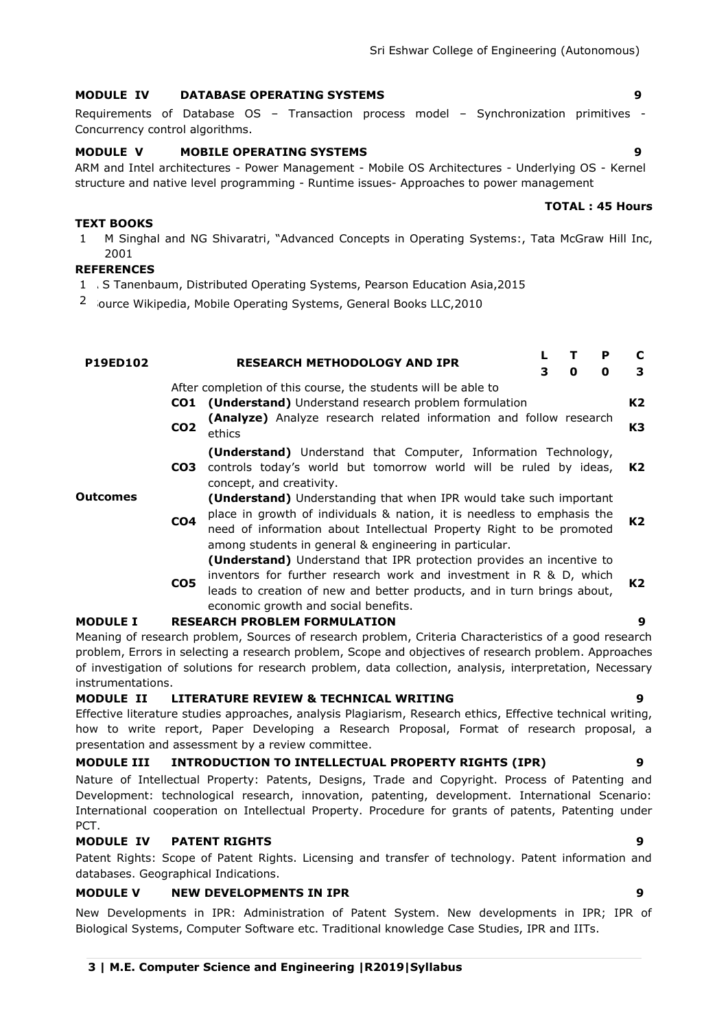**MODULE IV DATABASE OPERATING SYSTEMS** **9**

Requirements of Database OS – Transaction process model – Synchronization primitives - Concurrency control algorithms.

**MODULE V MOBILE OPERATING SYSTEMS** **9**

ARM and Intel architectures - Power Management - Mobile OS Architectures - Underlying OS - Kernel structure and native level programming - Runtime issues- Approaches to power management

**TOTAL : 45 Hours**

**TEXT BOOKS**

1. M Singhal and NG Shivaratri, "Advanced Concepts in Operating Systems:, Tata McGraw Hill Inc, 2001

**REFERENCES**

1. . S Tanenbaum, Distributed Operating Systems, Pearson Education Asia,2015
2. ource Wikipedia, Mobile Operating Systems, General Books LLC,2010

| **P19ED102** | | **RESEARCH METHODOLOGY AND IPR** | **L** | **T** | **P** | **C** |
|---|---|---|---|---|---|---|
| | | | **3** | **0** | **0** | **3** |

| | | After completion of this course, the students will be able to | |
|---|---|---|---|
| **Outcomes** | **CO1** | **(Understand)** Understand research problem formulation | **K2** |
| | **CO2** | **(Analyze)** Analyze research related information and follow research ethics | **K3** |
| | **CO3** | **(Understand)** Understand that Computer, Information Technology, controls today's world but tomorrow world will be ruled by ideas, concept, and creativity. | **K2** |
| | **CO4** | **(Understand)** Understanding that when IPR would take such important place in growth of individuals & nation, it is needless to emphasis the need of information about Intellectual Property Right to be promoted among students in general & engineering in particular. | **K2** |
| | **CO5** | **(Understand)** Understand that IPR protection provides an incentive to inventors for further research work and investment in R & D, which leads to creation of new and better products, and in turn brings about, economic growth and social benefits. | **K2** |

**MODULE I RESEARCH PROBLEM FORMULATION** **9**

Meaning of research problem, Sources of research problem, Criteria Characteristics of a good research problem, Errors in selecting a research problem, Scope and objectives of research problem. Approaches of investigation of solutions for research problem, data collection, analysis, interpretation, Necessary instrumentations.

**MODULE II LITERATURE REVIEW & TECHNICAL WRITING** **9**

Effective literature studies approaches, analysis Plagiarism, Research ethics, Effective technical writing, how to write report, Paper Developing a Research Proposal, Format of research proposal, a presentation and assessment by a review committee.

**MODULE III INTRODUCTION TO INTELLECTUAL PROPERTY RIGHTS (IPR)** **9**

Nature of Intellectual Property: Patents, Designs, Trade and Copyright. Process of Patenting and Development: technological research, innovation, patenting, development. International Scenario: International cooperation on Intellectual Property. Procedure for grants of patents, Patenting under PCT.

**MODULE IV PATENT RIGHTS** **9**

Patent Rights: Scope of Patent Rights. Licensing and transfer of technology. Patent information and databases. Geographical Indications.

**MODULE V NEW DEVELOPMENTS IN IPR** **9**

New Developments in IPR: Administration of Patent System. New developments in IPR; IPR of Biological Systems, Computer Software etc. Traditional knowledge Case Studies, IPR and IITs.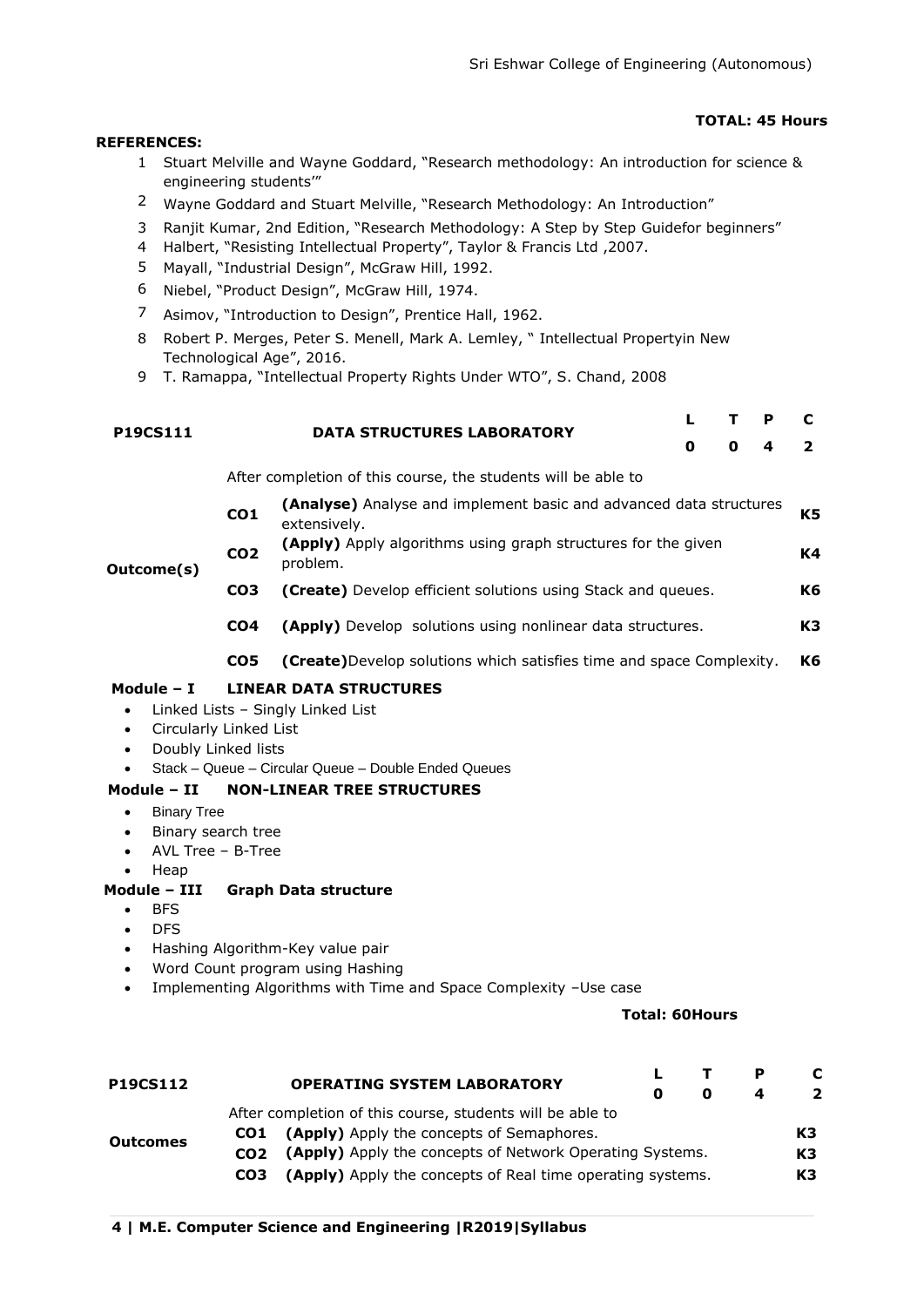**TOTAL: 45 Hours**

**REFERENCES:**

1. Stuart Melville and Wayne Goddard, "Research methodology: An introduction for science & engineering students'"
2. Wayne Goddard and Stuart Melville, "Research Methodology: An Introduction"
3. Ranjit Kumar, 2nd Edition, "Research Methodology: A Step by Step Guidefor beginners"
4. Halbert, "Resisting Intellectual Property", Taylor & Francis Ltd ,2007.
5. Mayall, "Industrial Design", McGraw Hill, 1992.
6. Niebel, "Product Design", McGraw Hill, 1974.
7. Asimov, "Introduction to Design", Prentice Hall, 1962.
8. Robert P. Merges, Peter S. Menell, Mark A. Lemley, " Intellectual Propertyin New Technological Age", 2016.
9. T. Ramappa, "Intellectual Property Rights Under WTO", S. Chand, 2008

| **P19CS111** | **DATA STRUCTURES LABORATORY** | **L** | **T** | **P** | **C** |
|---|---|---|---|---|---|
| | | **0** | **0** | **4** | **2** |

After completion of this course, the students will be able to

| | | | |
|---|---|---|---|
| **Outcome(s)** | **CO1** | **(Analyse)** Analyse and implement basic and advanced data structures extensively. | **K5** |
| | **CO2** | **(Apply)** Apply algorithms using graph structures for the given problem. | **K4** |
| | **CO3** | **(Create)** Develop efficient solutions using Stack and queues. | **K6** |
| | **CO4** | **(Apply)** Develop solutions using nonlinear data structures. | **K3** |
| | **CO5** | **(Create)**Develop solutions which satisfies time and space Complexity. | **K6** |

**Module – I LINEAR DATA STRUCTURES**

- Linked Lists – Singly Linked List
- Circularly Linked List
- Doubly Linked lists
- Stack – Queue – Circular Queue – Double Ended Queues

**Module – II NON-LINEAR TREE STRUCTURES**

- Binary Tree
- Binary search tree
- AVL Tree – B-Tree
- Heap

**Module – III Graph Data structure**

- BFS
- DFS
- Hashing Algorithm-Key value pair
- Word Count program using Hashing
- Implementing Algorithms with Time and Space Complexity –Use case

**Total: 60Hours**

| **P19CS112** | **OPERATING SYSTEM LABORATORY** | **L** | **T** | **P** | **C** |
|---|---|---|---|---|---|
| | | **0** | **0** | **4** | **2** |

After completion of this course, students will be able to

| | | | |
|---|---|---|---|
| **Outcomes** | **CO1** | **(Apply)** Apply the concepts of Semaphores. | **K3** |
| | **CO2** | **(Apply)** Apply the concepts of Network Operating Systems. | **K3** |
| | **CO3** | **(Apply)** Apply the concepts of Real time operating systems. | **K3** |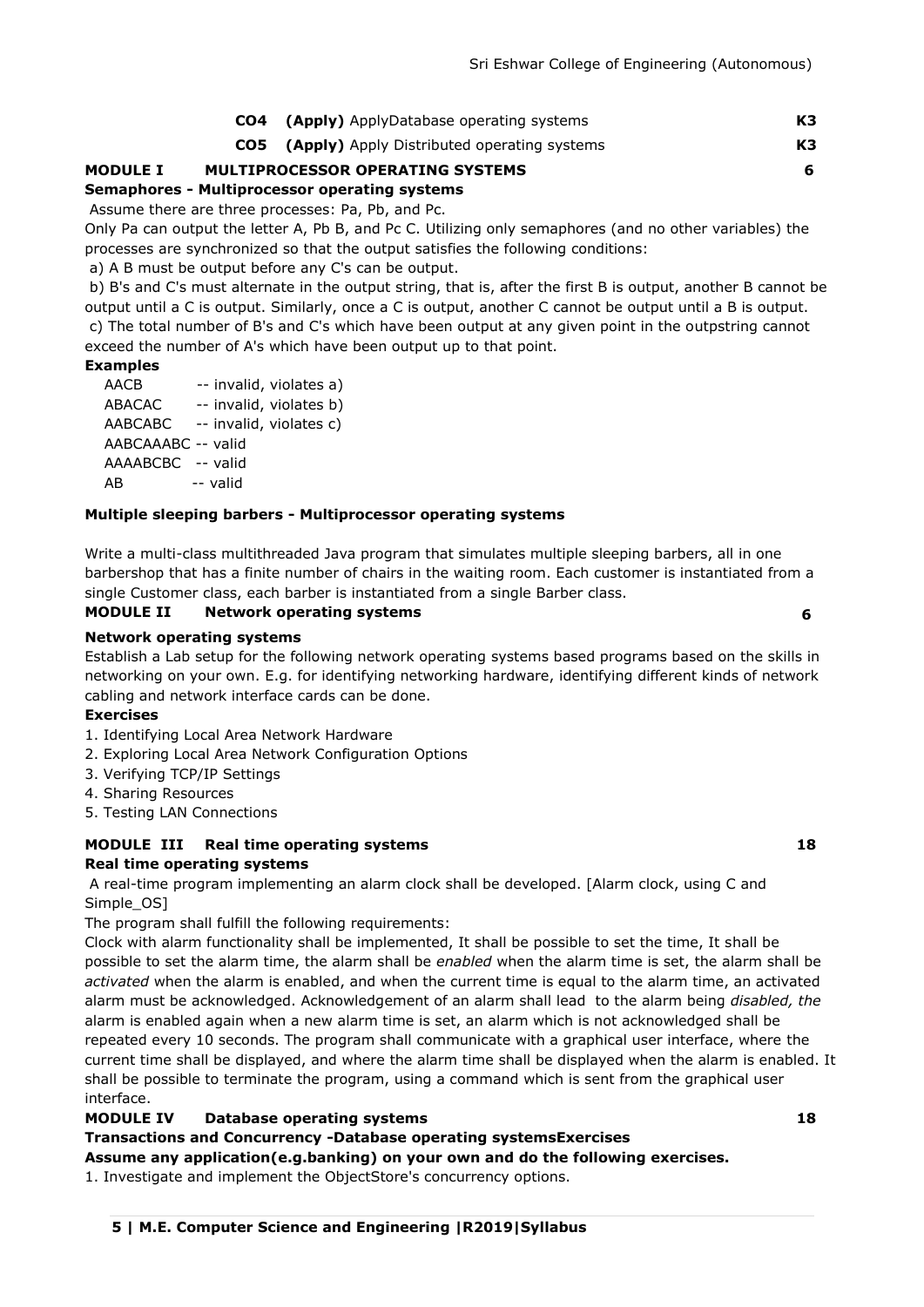| | | |
|---|---|---|
| **CO4** | **(Apply)** ApplyDatabase operating systems | **K3** |
| **CO5** | **(Apply)** Apply Distributed operating systems | **K3** |

**MODULE I MULTIPROCESSOR OPERATING SYSTEMS 6**

**Semaphores - Multiprocessor operating systems**

Assume there are three processes: Pa, Pb, and Pc.

Only Pa can output the letter A, Pb B, and Pc C. Utilizing only semaphores (and no other variables) the processes are synchronized so that the output satisfies the following conditions:

a) A B must be output before any C's can be output.

b) B's and C's must alternate in the output string, that is, after the first B is output, another B cannot be output until a C is output. Similarly, once a C is output, another C cannot be output until a B is output.

c) The total number of B's and C's which have been output at any given point in the outpstring cannot exceed the number of A's which have been output up to that point.

**Examples**

AACB -- invalid, violates a)
ABACAC -- invalid, violates b)
AABCABC -- invalid, violates c)
AABCAAABC -- valid
AAAABCBC -- valid
AB -- valid

**Multiple sleeping barbers - Multiprocessor operating systems**

Write a multi-class multithreaded Java program that simulates multiple sleeping barbers, all in one barbershop that has a finite number of chairs in the waiting room. Each customer is instantiated from a single Customer class, each barber is instantiated from a single Barber class.

**MODULE II Network operating systems 6**

**Network operating systems**

Establish a Lab setup for the following network operating systems based programs based on the skills in networking on your own. E.g. for identifying networking hardware, identifying different kinds of network cabling and network interface cards can be done.

**Exercises**

1. Identifying Local Area Network Hardware
2. Exploring Local Area Network Configuration Options
3. Verifying TCP/IP Settings
4. Sharing Resources
5. Testing LAN Connections

**MODULE III Real time operating systems 18**

**Real time operating systems**

A real-time program implementing an alarm clock shall be developed. [Alarm clock, using C and Simple_OS]

The program shall fulfill the following requirements:

Clock with alarm functionality shall be implemented, It shall be possible to set the time, It shall be possible to set the alarm time, the alarm shall be *enabled* when the alarm time is set, the alarm shall be *activated* when the alarm is enabled, and when the current time is equal to the alarm time, an activated alarm must be acknowledged. Acknowledgement of an alarm shall lead to the alarm being *disabled, the* alarm is enabled again when a new alarm time is set, an alarm which is not acknowledged shall be repeated every 10 seconds. The program shall communicate with a graphical user interface, where the current time shall be displayed, and where the alarm time shall be displayed when the alarm is enabled. It shall be possible to terminate the program, using a command which is sent from the graphical user interface.

**MODULE IV Database operating systems 18**

**Transactions and Concurrency -Database operating systemsExercises**

**Assume any application(e.g.banking) on your own and do the following exercises.**

1. Investigate and implement the ObjectStore's concurrency options.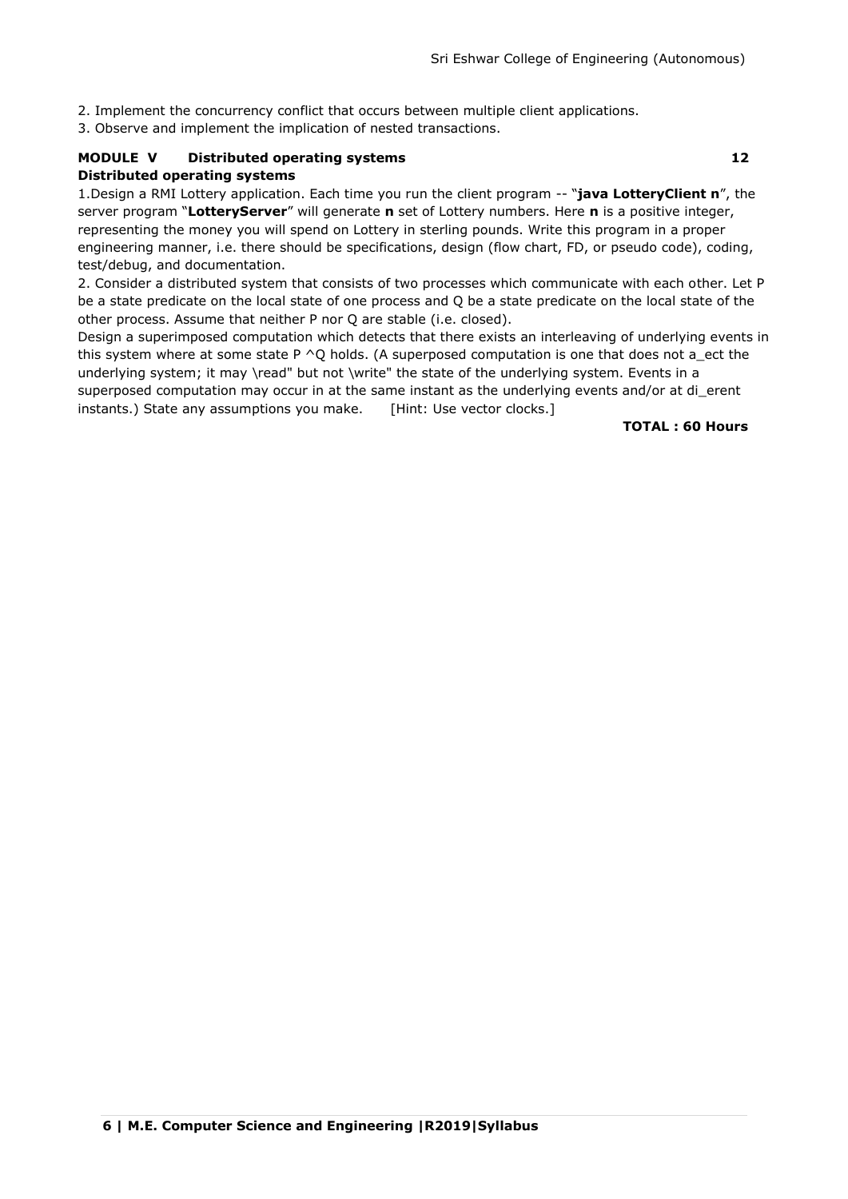2. Implement the concurrency conflict that occurs between multiple client applications.
3. Observe and implement the implication of nested transactions.

**MODULE V Distributed operating systems 12**
**Distributed operating systems**

1.Design a RMI Lottery application. Each time you run the client program -- "**java LotteryClient n**", the server program "**LotteryServer**" will generate **n** set of Lottery numbers. Here **n** is a positive integer, representing the money you will spend on Lottery in sterling pounds. Write this program in a proper engineering manner, i.e. there should be specifications, design (flow chart, FD, or pseudo code), coding, test/debug, and documentation.

2. Consider a distributed system that consists of two processes which communicate with each other. Let P be a state predicate on the local state of one process and Q be a state predicate on the local state of the other process. Assume that neither P nor Q are stable (i.e. closed).

Design a superimposed computation which detects that there exists an interleaving of underlying events in this system where at some state P ^Q holds. (A superposed computation is one that does not a_ect the underlying system; it may \read" but not \write" the state of the underlying system. Events in a superposed computation may occur in at the same instant as the underlying events and/or at di_erent instants.) State any assumptions you make. [Hint: Use vector clocks.]

**TOTAL : 60 Hours**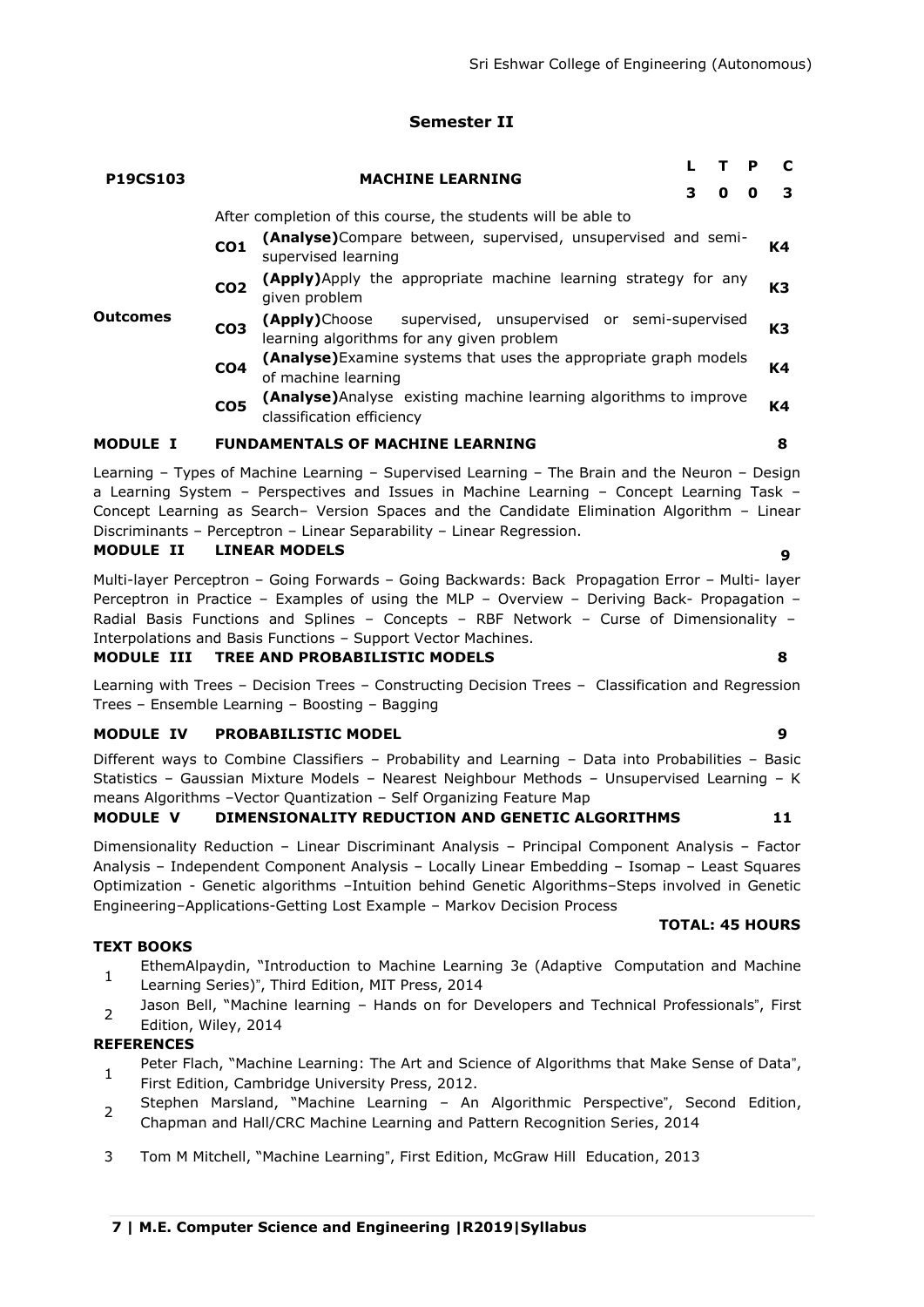## Semester II

| P19CS103 | MACHINE LEARNING | | L | T | P | C |
|---|---|---|---|---|---|---|
| | | | 3 | 0 | 0 | 3 |
| | After completion of this course, the students will be able to | | | | | |
| Outcomes | CO1 | **(Analyse)**Compare between, supervised, unsupervised and semi-supervised learning | | | | K4 |
| | CO2 | **(Apply)**Apply the appropriate machine learning strategy for any given problem | | | | K3 |
| | CO3 | **(Apply)**Choose supervised, unsupervised or semi-supervised learning algorithms for any given problem | | | | K3 |
| | CO4 | **(Analyse)**Examine systems that uses the appropriate graph models of machine learning | | | | K4 |
| | CO5 | **(Analyse)**Analyse existing machine learning algorithms to improve classification efficiency | | | | K4 |

### MODULE I FUNDAMENTALS OF MACHINE LEARNING — 8

Learning – Types of Machine Learning – Supervised Learning – The Brain and the Neuron – Design a Learning System – Perspectives and Issues in Machine Learning – Concept Learning Task – Concept Learning as Search– Version Spaces and the Candidate Elimination Algorithm – Linear Discriminants – Perceptron – Linear Separability – Linear Regression.

### MODULE II LINEAR MODELS — 9

Multi-layer Perceptron – Going Forwards – Going Backwards: Back Propagation Error – Multi- layer Perceptron in Practice – Examples of using the MLP – Overview – Deriving Back- Propagation – Radial Basis Functions and Splines – Concepts – RBF Network – Curse of Dimensionality – Interpolations and Basis Functions – Support Vector Machines.

### MODULE III TREE AND PROBABILISTIC MODELS — 8

Learning with Trees – Decision Trees – Constructing Decision Trees – Classification and Regression Trees – Ensemble Learning – Boosting – Bagging

### MODULE IV PROBABILISTIC MODEL — 9

Different ways to Combine Classifiers – Probability and Learning – Data into Probabilities – Basic Statistics – Gaussian Mixture Models – Nearest Neighbour Methods – Unsupervised Learning – K means Algorithms –Vector Quantization – Self Organizing Feature Map

### MODULE V DIMENSIONALITY REDUCTION AND GENETIC ALGORITHMS — 11

Dimensionality Reduction – Linear Discriminant Analysis – Principal Component Analysis – Factor Analysis – Independent Component Analysis – Locally Linear Embedding – Isomap – Least Squares Optimization - Genetic algorithms –Intuition behind Genetic Algorithms–Steps involved in Genetic Engineering–Applications-Getting Lost Example – Markov Decision Process

**TOTAL: 45 HOURS**

### TEXT BOOKS

1. EthemAlpaydin, "Introduction to Machine Learning 3e (Adaptive Computation and Machine Learning Series)", Third Edition, MIT Press, 2014
2. Jason Bell, "Machine learning – Hands on for Developers and Technical Professionals", First Edition, Wiley, 2014

### REFERENCES

1. Peter Flach, "Machine Learning: The Art and Science of Algorithms that Make Sense of Data", First Edition, Cambridge University Press, 2012.
2. Stephen Marsland, "Machine Learning – An Algorithmic Perspective", Second Edition, Chapman and Hall/CRC Machine Learning and Pattern Recognition Series, 2014
3. Tom M Mitchell, "Machine Learning", First Edition, McGraw Hill Education, 2013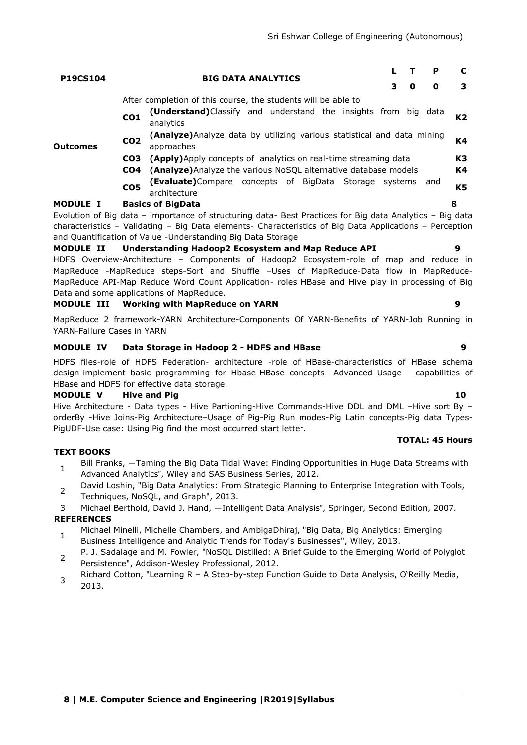| P19CS104 | BIG DATA ANALYTICS | L | T | P | C |
|---|---|---|---|---|---|
| | | 3 | 0 | 0 | 3 |

| | | After completion of this course, the students will be able to | |
|---|---|---|---|
| **Outcomes** | **CO1** | **(Understand)**Classify and understand the insights from big data analytics | **K2** |
| | **CO2** | **(Analyze)**Analyze data by utilizing various statistical and data mining approaches | **K4** |
| | **CO3** | **(Apply)**Apply concepts of analytics on real-time streaming data | **K3** |
| | **CO4** | **(Analyze)**Analyze the various NoSQL alternative database models | **K4** |
| | **CO5** | **(Evaluate)**Compare concepts of BigData Storage systems and architecture | **K5** |

**MODULE I Basics of BigData** **8**

Evolution of Big data – importance of structuring data- Best Practices for Big data Analytics – Big data characteristics – Validating – Big Data elements- Characteristics of Big Data Applications – Perception and Quantification of Value -Understanding Big Data Storage

**MODULE II Understanding Hadoop2 Ecosystem and Map Reduce API** **9**

HDFS Overview-Architecture – Components of Hadoop2 Ecosystem-role of map and reduce in MapReduce -MapReduce steps-Sort and Shuffle –Uses of MapReduce-Data flow in MapReduce-MapReduce API-Map Reduce Word Count Application- roles HBase and Hive play in processing of Big Data and some applications of MapReduce.

**MODULE III Working with MapReduce on YARN** **9**

MapReduce 2 framework-YARN Architecture-Components Of YARN-Benefits of YARN-Job Running in YARN-Failure Cases in YARN

**MODULE IV Data Storage in Hadoop 2 - HDFS and HBase** **9**

HDFS files-role of HDFS Federation- architecture -role of HBase-characteristics of HBase schema design-implement basic programming for Hbase-HBase concepts- Advanced Usage - capabilities of HBase and HDFS for effective data storage.

**MODULE V Hive and Pig** **10**

Hive Architecture - Data types - Hive Partioning-Hive Commands-Hive DDL and DML –Hive sort By – orderBy -Hive Joins-Pig Architecture–Usage of Pig-Pig Run modes-Pig Latin concepts-Pig data Types-PigUDF-Use case: Using Pig find the most occurred start letter.

**TOTAL: 45 Hours**

**TEXT BOOKS**

1. Bill Franks, ―Taming the Big Data Tidal Wave: Finding Opportunities in Huge Data Streams with Advanced Analytics", Wiley and SAS Business Series, 2012.
2. David Loshin, "Big Data Analytics: From Strategic Planning to Enterprise Integration with Tools, Techniques, NoSQL, and Graph", 2013.
3. Michael Berthold, David J. Hand, ―Intelligent Data Analysis", Springer, Second Edition, 2007.

**REFERENCES**

1. Michael Minelli, Michelle Chambers, and AmbigaDhiraj, "Big Data, Big Analytics: Emerging Business Intelligence and Analytic Trends for Today's Businesses", Wiley, 2013.
2. P. J. Sadalage and M. Fowler, "NoSQL Distilled: A Brief Guide to the Emerging World of Polyglot Persistence", Addison-Wesley Professional, 2012.
3. Richard Cotton, "Learning R – A Step-by-step Function Guide to Data Analysis, O'Reilly Media, 2013.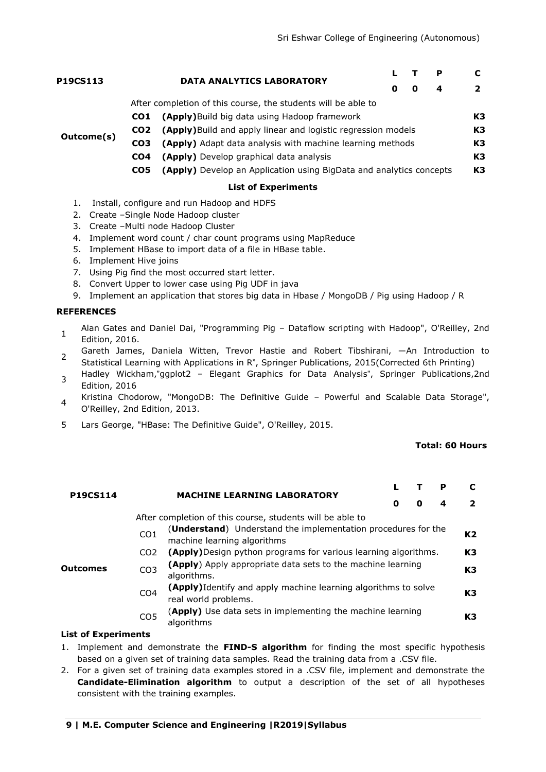| P19CS113 | DATA ANALYTICS LABORATORY | L | T | P | C |
|---|---|---|---|---|---|
| | | 0 | 0 | 4 | 2 |

| | After completion of this course, the students will be able to | |
|---|---|---|
| **Outcome(s)** | **CO1** **(Apply)**Build big data using Hadoop framework | **K3** |
| | **CO2** **(Apply)**Build and apply linear and logistic regression models | **K3** |
| | **CO3** **(Apply)** Adapt data analysis with machine learning methods | **K3** |
| | **CO4** **(Apply)** Develop graphical data analysis | **K3** |
| | **CO5** **(Apply)** Develop an Application using BigData and analytics concepts | **K3** |

**List of Experiments**

1. Install, configure and run Hadoop and HDFS
2. Create –Single Node Hadoop cluster
3. Create –Multi node Hadoop Cluster
4. Implement word count / char count programs using MapReduce
5. Implement HBase to import data of a file in HBase table.
6. Implement Hive joins
7. Using Pig find the most occurred start letter.
8. Convert Upper to lower case using Pig UDF in java
9. Implement an application that stores big data in Hbase / MongoDB / Pig using Hadoop / R

**REFERENCES**

1. Alan Gates and Daniel Dai, "Programming Pig – Dataflow scripting with Hadoop", O'Reilley, 2nd Edition, 2016.
2. Gareth James, Daniela Witten, Trevor Hastie and Robert Tibshirani, —An Introduction to Statistical Learning with Applications in R", Springer Publications, 2015(Corrected 6th Printing)
3. Hadley Wickham,"ggplot2 – Elegant Graphics for Data Analysis", Springer Publications,2nd Edition, 2016
4. Kristina Chodorow, "MongoDB: The Definitive Guide – Powerful and Scalable Data Storage", O'Reilley, 2nd Edition, 2013.
5. Lars George, "HBase: The Definitive Guide", O'Reilley, 2015.

**Total: 60 Hours**

| P19CS114 | MACHINE LEARNING LABORATORY | L | T | P | C |
|---|---|---|---|---|---|
| | | 0 | 0 | 4 | 2 |

| | After completion of this course, students will be able to | |
|---|---|---|
| **Outcomes** | CO1 (**Understand**) Understand the implementation procedures for the machine learning algorithms | **K2** |
| | CO2 **(Apply)**Design python programs for various learning algorithms. | **K3** |
| | CO3 **(Apply**) Apply appropriate data sets to the machine learning algorithms. | **K3** |
| | CO4 **(Apply)**Identify and apply machine learning algorithms to solve real world problems. | **K3** |
| | CO5 (**Apply)** Use data sets in implementing the machine learning algorithms | **K3** |

**List of Experiments**

1. Implement and demonstrate the **FIND-S algorithm** for finding the most specific hypothesis based on a given set of training data samples. Read the training data from a .CSV file.
2. For a given set of training data examples stored in a .CSV file, implement and demonstrate the **Candidate-Elimination algorithm** to output a description of the set of all hypotheses consistent with the training examples.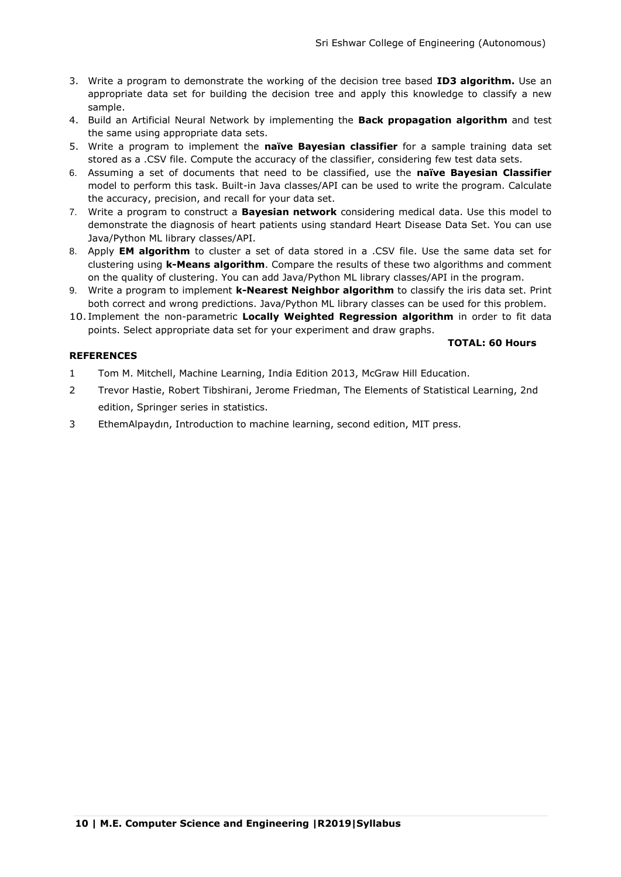3. Write a program to demonstrate the working of the decision tree based **ID3 algorithm.** Use an appropriate data set for building the decision tree and apply this knowledge to classify a new sample.
4. Build an Artificial Neural Network by implementing the **Back propagation algorithm** and test the same using appropriate data sets.
5. Write a program to implement the **naïve Bayesian classifier** for a sample training data set stored as a .CSV file. Compute the accuracy of the classifier, considering few test data sets.
6. Assuming a set of documents that need to be classified, use the **naïve Bayesian Classifier** model to perform this task. Built-in Java classes/API can be used to write the program. Calculate the accuracy, precision, and recall for your data set.
7. Write a program to construct a **Bayesian network** considering medical data. Use this model to demonstrate the diagnosis of heart patients using standard Heart Disease Data Set. You can use Java/Python ML library classes/API.
8. Apply **EM algorithm** to cluster a set of data stored in a .CSV file. Use the same data set for clustering using **k-Means algorithm**. Compare the results of these two algorithms and comment on the quality of clustering. You can add Java/Python ML library classes/API in the program.
9. Write a program to implement **k-Nearest Neighbor algorithm** to classify the iris data set. Print both correct and wrong predictions. Java/Python ML library classes can be used for this problem.
10. Implement the non-parametric **Locally Weighted Regression algorithm** in order to fit data points. Select appropriate data set for your experiment and draw graphs.

**TOTAL: 60 Hours**

**REFERENCES**

1. Tom M. Mitchell, Machine Learning, India Edition 2013, McGraw Hill Education.
2. Trevor Hastie, Robert Tibshirani, Jerome Friedman, The Elements of Statistical Learning, 2nd edition, Springer series in statistics.
3. EthemAlpaydın, Introduction to machine learning, second edition, MIT press.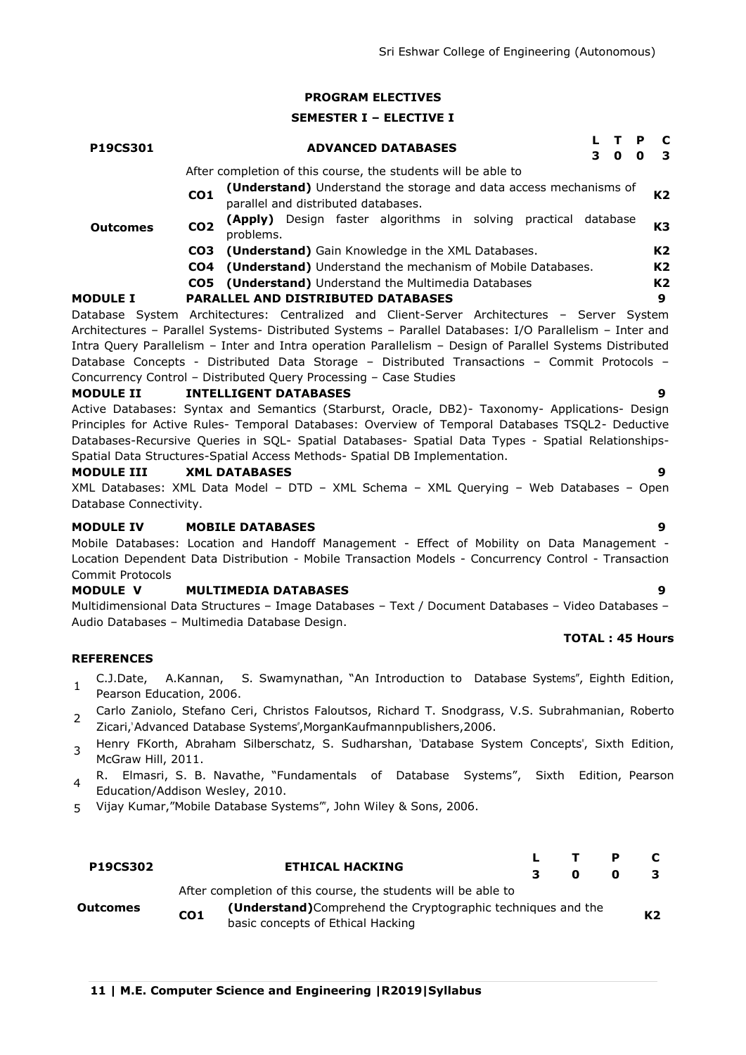## PROGRAM ELECTIVES

### SEMESTER I – ELECTIVE I

| P19CS301 | ADVANCED DATABASES | L | T | P | C |
|---|---|---|---|---|---|
| | | 3 | 0 | 0 | 3 |

**Outcomes**

After completion of this course, the students will be able to

| | | |
|---|---|---|
| **CO1** | **(Understand)** Understand the storage and data access mechanisms of parallel and distributed databases. | **K2** |
| **CO2** | **(Apply)** Design faster algorithms in solving practical database problems. | **K3** |
| **CO3** | **(Understand)** Gain Knowledge in the XML Databases. | **K2** |
| **CO4** | **(Understand)** Understand the mechanism of Mobile Databases. | **K2** |
| **CO5** | **(Understand)** Understand the Multimedia Databases | **K2** |

**MODULE I PARALLEL AND DISTRIBUTED DATABASES 9**

Database System Architectures: Centralized and Client-Server Architectures – Server System Architectures – Parallel Systems- Distributed Systems – Parallel Databases: I/O Parallelism – Inter and Intra Query Parallelism – Inter and Intra operation Parallelism – Design of Parallel Systems Distributed Database Concepts - Distributed Data Storage – Distributed Transactions – Commit Protocols – Concurrency Control – Distributed Query Processing – Case Studies

**MODULE II INTELLIGENT DATABASES 9**

Active Databases: Syntax and Semantics (Starburst, Oracle, DB2)- Taxonomy- Applications- Design Principles for Active Rules- Temporal Databases: Overview of Temporal Databases TSQL2- Deductive Databases-Recursive Queries in SQL- Spatial Databases- Spatial Data Types - Spatial Relationships-Spatial Data Structures-Spatial Access Methods- Spatial DB Implementation.

**MODULE III XML DATABASES 9**

XML Databases: XML Data Model – DTD – XML Schema – XML Querying – Web Databases – Open Database Connectivity.

**MODULE IV MOBILE DATABASES 9**

Mobile Databases: Location and Handoff Management - Effect of Mobility on Data Management - Location Dependent Data Distribution - Mobile Transaction Models - Concurrency Control - Transaction Commit Protocols

**MODULE V MULTIMEDIA DATABASES 9**

Multidimensional Data Structures – Image Databases – Text / Document Databases – Video Databases – Audio Databases – Multimedia Database Design.

**TOTAL : 45 Hours**

**REFERENCES**

1. C.J.Date, A.Kannan, S. Swamynathan, "An Introduction to Database Systems", Eighth Edition, Pearson Education, 2006.
2. Carlo Zaniolo, Stefano Ceri, Christos Faloutsos, Richard T. Snodgrass, V.S. Subrahmanian, Roberto Zicari,'Advanced Database Systems',MorganKaufmannpublishers,2006.
3. Henry FKorth, Abraham Silberschatz, S. Sudharshan, 'Database System Concepts', Sixth Edition, McGraw Hill, 2011.
4. R. Elmasri, S. B. Navathe, "Fundamentals of Database Systems", Sixth Edition, Pearson Education/Addison Wesley, 2010.
5. Vijay Kumar,"Mobile Database Systems"', John Wiley & Sons, 2006.

| P19CS302 | ETHICAL HACKING | L | T | P | C |
|---|---|---|---|---|---|
| | | 3 | 0 | 0 | 3 |

**Outcomes**

After completion of this course, the students will be able to

| | | |
|---|---|---|
| **CO1** | **(Understand)**Comprehend the Cryptographic techniques and the basic concepts of Ethical Hacking | **K2** |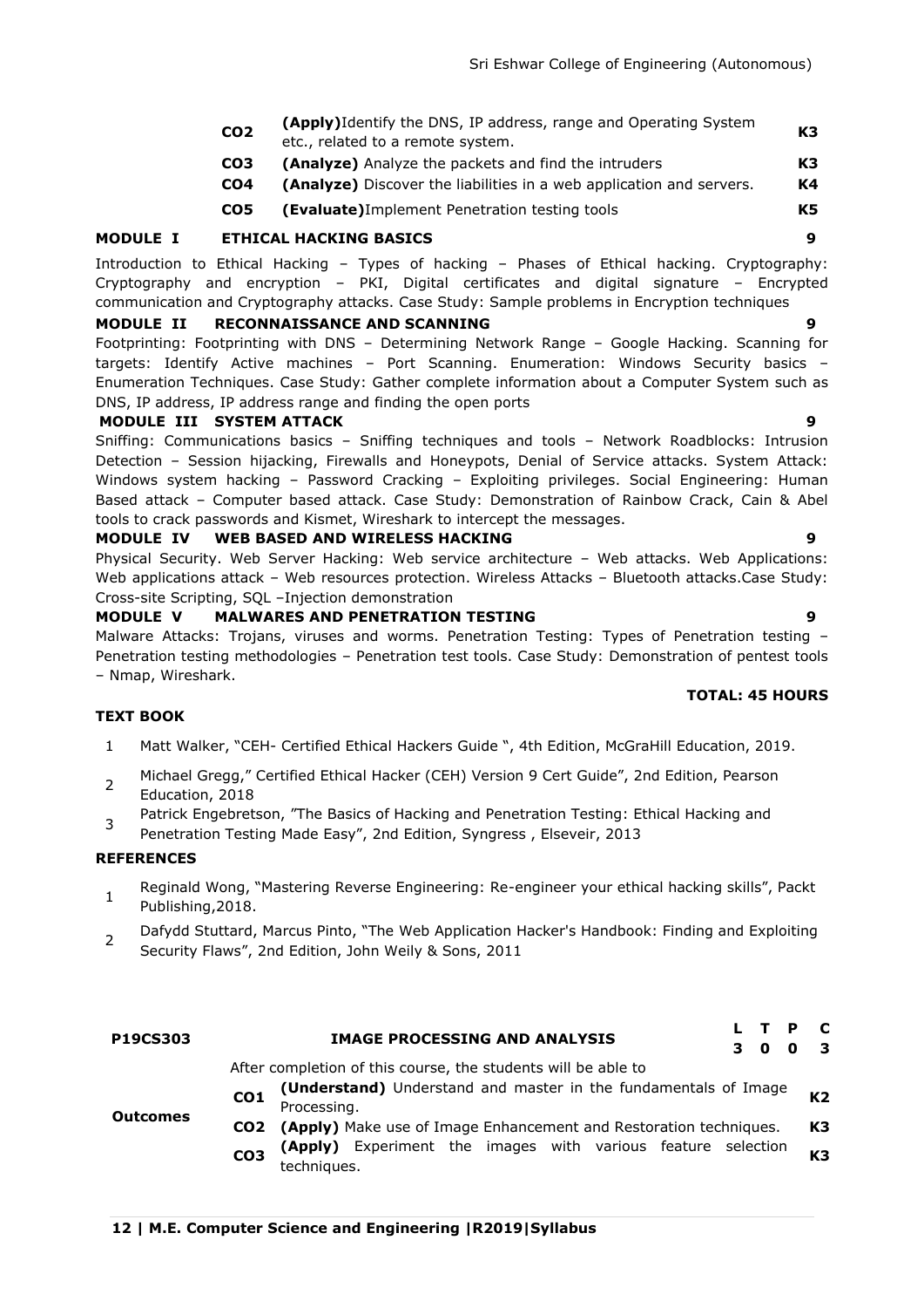| | | |
|---|---|---|
| **CO2** | **(Apply)**Identify the DNS, IP address, range and Operating System etc., related to a remote system. | **K3** |
| **CO3** | **(Analyze)** Analyze the packets and find the intruders | **K3** |
| **CO4** | **(Analyze)** Discover the liabilities in a web application and servers. | **K4** |
| **CO5** | **(Evaluate)**Implement Penetration testing tools | **K5** |

**MODULE I ETHICAL HACKING BASICS 9**

Introduction to Ethical Hacking – Types of hacking – Phases of Ethical hacking. Cryptography: Cryptography and encryption – PKI, Digital certificates and digital signature – Encrypted communication and Cryptography attacks. Case Study: Sample problems in Encryption techniques

**MODULE II RECONNAISSANCE AND SCANNING 9**

Footprinting: Footprinting with DNS – Determining Network Range – Google Hacking. Scanning for targets: Identify Active machines – Port Scanning. Enumeration: Windows Security basics – Enumeration Techniques. Case Study: Gather complete information about a Computer System such as DNS, IP address, IP address range and finding the open ports

**MODULE III SYSTEM ATTACK 9**

Sniffing: Communications basics – Sniffing techniques and tools – Network Roadblocks: Intrusion Detection – Session hijacking, Firewalls and Honeypots, Denial of Service attacks. System Attack: Windows system hacking – Password Cracking – Exploiting privileges. Social Engineering: Human Based attack – Computer based attack. Case Study: Demonstration of Rainbow Crack, Cain & Abel tools to crack passwords and Kismet, Wireshark to intercept the messages.

**MODULE IV WEB BASED AND WIRELESS HACKING 9**

Physical Security. Web Server Hacking: Web service architecture – Web attacks. Web Applications: Web applications attack – Web resources protection. Wireless Attacks – Bluetooth attacks.Case Study: Cross-site Scripting, SQL –Injection demonstration

**MODULE V MALWARES AND PENETRATION TESTING 9**

Malware Attacks: Trojans, viruses and worms. Penetration Testing: Types of Penetration testing – Penetration testing methodologies – Penetration test tools. Case Study: Demonstration of pentest tools – Nmap, Wireshark.

**TOTAL: 45 HOURS**

**TEXT BOOK**

1. Matt Walker, "CEH- Certified Ethical Hackers Guide ", 4th Edition, McGraHill Education, 2019.
2. Michael Gregg," Certified Ethical Hacker (CEH) Version 9 Cert Guide", 2nd Edition, Pearson Education, 2018
3. Patrick Engebretson, "The Basics of Hacking and Penetration Testing: Ethical Hacking and Penetration Testing Made Easy", 2nd Edition, Syngress , Elseveir, 2013

**REFERENCES**

1. Reginald Wong, "Mastering Reverse Engineering: Re-engineer your ethical hacking skills", Packt Publishing,2018.
2. Dafydd Stuttard, Marcus Pinto, "The Web Application Hacker's Handbook: Finding and Exploiting Security Flaws", 2nd Edition, John Weily & Sons, 2011

| **P19CS303** | **IMAGE PROCESSING AND ANALYSIS** | | **L T P C** |
|---|---|---|---|
| | | | **3 0 0 3** |
| **Outcomes** | After completion of this course, the students will be able to | | |
| | **CO1** | **(Understand)** Understand and master in the fundamentals of Image Processing. | **K2** |
| | **CO2** | **(Apply)** Make use of Image Enhancement and Restoration techniques. | **K3** |
| | **CO3** | **(Apply)** Experiment the images with various feature selection techniques. | **K3** |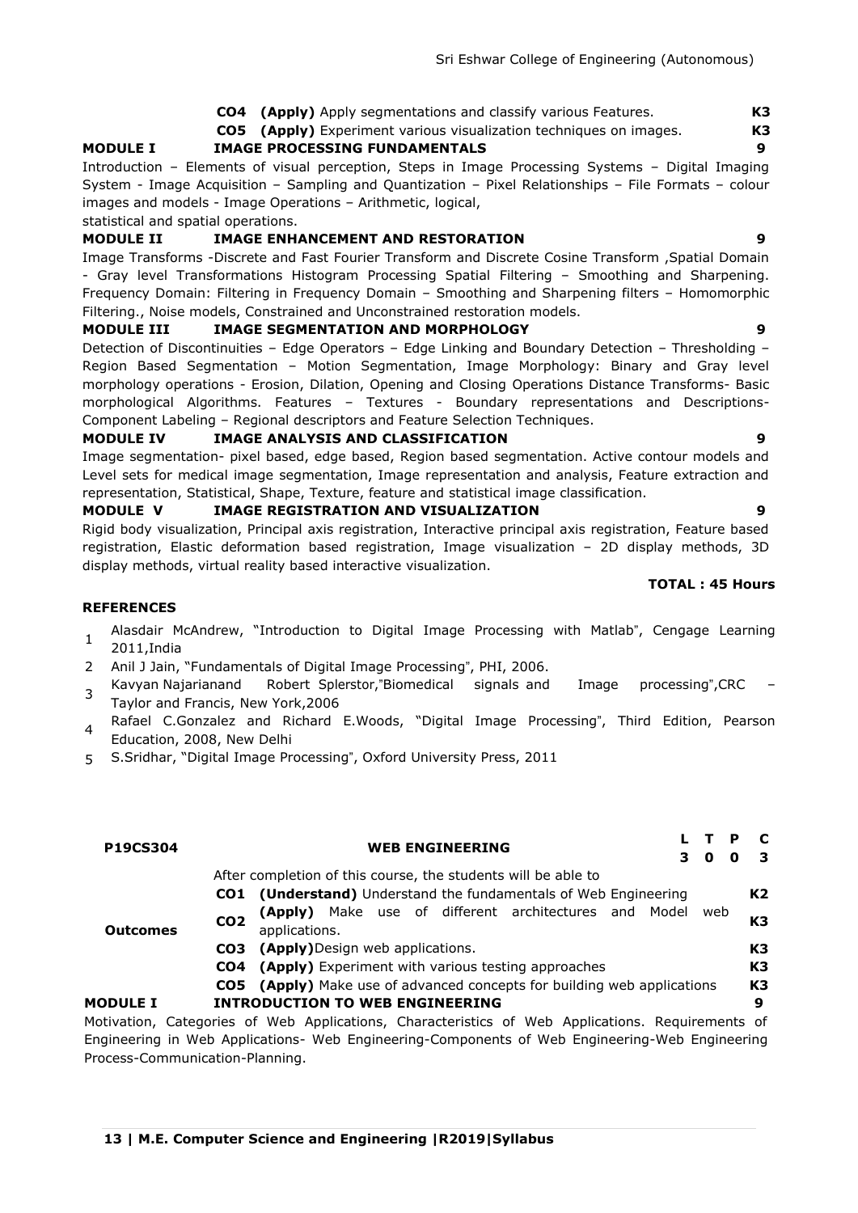| | | | |
|---|---|---|---|
| | **CO4** | **(Apply)** Apply segmentations and classify various Features. | **K3** |
| | **CO5** | **(Apply)** Experiment various visualization techniques on images. | **K3** |

**MODULE I IMAGE PROCESSING FUNDAMENTALS 9**

Introduction – Elements of visual perception, Steps in Image Processing Systems – Digital Imaging System - Image Acquisition – Sampling and Quantization – Pixel Relationships – File Formats – colour images and models - Image Operations – Arithmetic, logical,
statistical and spatial operations.

**MODULE II IMAGE ENHANCEMENT AND RESTORATION 9**

Image Transforms -Discrete and Fast Fourier Transform and Discrete Cosine Transform ,Spatial Domain - Gray level Transformations Histogram Processing Spatial Filtering – Smoothing and Sharpening. Frequency Domain: Filtering in Frequency Domain – Smoothing and Sharpening filters – Homomorphic Filtering., Noise models, Constrained and Unconstrained restoration models.

**MODULE III IMAGE SEGMENTATION AND MORPHOLOGY 9**

Detection of Discontinuities – Edge Operators – Edge Linking and Boundary Detection – Thresholding – Region Based Segmentation – Motion Segmentation, Image Morphology: Binary and Gray level morphology operations - Erosion, Dilation, Opening and Closing Operations Distance Transforms- Basic morphological Algorithms. Features – Textures - Boundary representations and Descriptions- Component Labeling – Regional descriptors and Feature Selection Techniques.

**MODULE IV IMAGE ANALYSIS AND CLASSIFICATION 9**

Image segmentation- pixel based, edge based, Region based segmentation. Active contour models and Level sets for medical image segmentation, Image representation and analysis, Feature extraction and representation, Statistical, Shape, Texture, feature and statistical image classification.

**MODULE V IMAGE REGISTRATION AND VISUALIZATION 9**

Rigid body visualization, Principal axis registration, Interactive principal axis registration, Feature based registration, Elastic deformation based registration, Image visualization – 2D display methods, 3D display methods, virtual reality based interactive visualization.

**TOTAL : 45 Hours**

**REFERENCES**

1. Alasdair McAndrew, "Introduction to Digital Image Processing with Matlab", Cengage Learning 2011,India
2. Anil J Jain, "Fundamentals of Digital Image Processing", PHI, 2006.
3. Kavyan Najarianand Robert Splerstor,"Biomedical signals and Image processing",CRC – Taylor and Francis, New York,2006
4. Rafael C.Gonzalez and Richard E.Woods, "Digital Image Processing", Third Edition, Pearson Education, 2008, New Delhi
5. S.Sridhar, "Digital Image Processing", Oxford University Press, 2011

| **P19CS304** | | **WEB ENGINEERING** | **L T P C** <br> **3 0 0 3** |
|---|---|---|---|
| **Outcomes** | | After completion of this course, the students will be able to | |
| | **CO1** | **(Understand)** Understand the fundamentals of Web Engineering | **K2** |
| | **CO2** | **(Apply)** Make use of different architectures and Model web applications. | **K3** |
| | **CO3** | **(Apply)**Design web applications. | **K3** |
| | **CO4** | **(Apply)** Experiment with various testing approaches | **K3** |
| | **CO5** | **(Apply)** Make use of advanced concepts for building web applications | **K3** |

**MODULE I INTRODUCTION TO WEB ENGINEERING 9**

Motivation, Categories of Web Applications, Characteristics of Web Applications. Requirements of Engineering in Web Applications- Web Engineering-Components of Web Engineering-Web Engineering Process-Communication-Planning.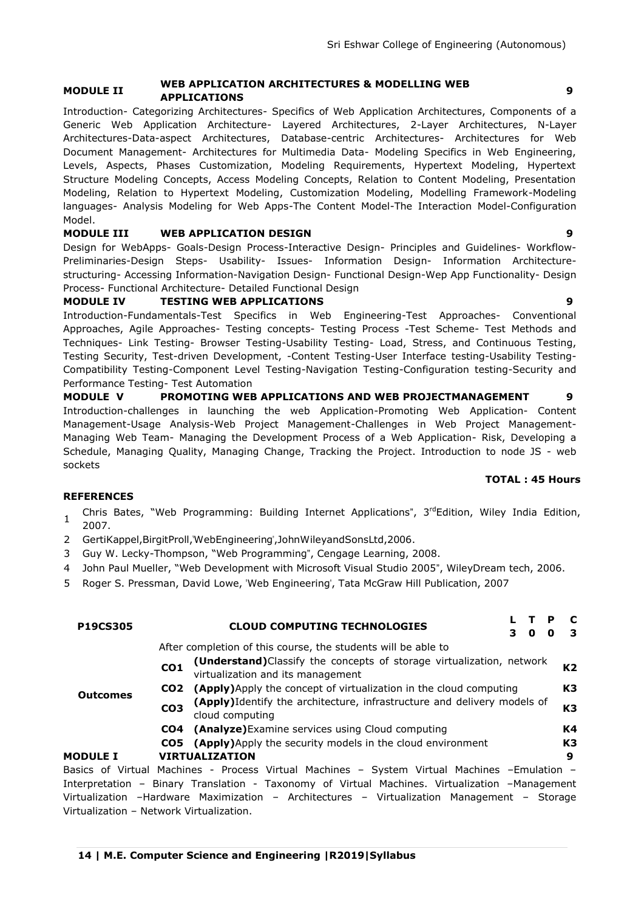**MODULE II — WEB APPLICATION ARCHITECTURES & MODELLING WEB APPLICATIONS — 9**

Introduction- Categorizing Architectures- Specifics of Web Application Architectures, Components of a Generic Web Application Architecture- Layered Architectures, 2-Layer Architectures, N-Layer Architectures-Data-aspect Architectures, Database-centric Architectures- Architectures for Web Document Management- Architectures for Multimedia Data- Modeling Specifics in Web Engineering, Levels, Aspects, Phases Customization, Modeling Requirements, Hypertext Modeling, Hypertext Structure Modeling Concepts, Access Modeling Concepts, Relation to Content Modeling, Presentation Modeling, Relation to Hypertext Modeling, Customization Modeling, Modelling Framework-Modeling languages- Analysis Modeling for Web Apps-The Content Model-The Interaction Model-Configuration Model.

**MODULE III — WEB APPLICATION DESIGN — 9**

Design for WebApps- Goals-Design Process-Interactive Design- Principles and Guidelines- Workflow-Preliminaries-Design Steps- Usability- Issues- Information Design- Information Architecture-structuring- Accessing Information-Navigation Design- Functional Design-Wep App Functionality- Design Process- Functional Architecture- Detailed Functional Design

**MODULE IV — TESTING WEB APPLICATIONS — 9**

Introduction-Fundamentals-Test Specifics in Web Engineering-Test Approaches- Conventional Approaches, Agile Approaches- Testing concepts- Testing Process -Test Scheme- Test Methods and Techniques- Link Testing- Browser Testing-Usability Testing- Load, Stress, and Continuous Testing, Testing Security, Test-driven Development, -Content Testing-User Interface testing-Usability Testing-Compatibility Testing-Component Level Testing-Navigation Testing-Configuration testing-Security and Performance Testing- Test Automation

**MODULE V — PROMOTING WEB APPLICATIONS AND WEB PROJECTMANAGEMENT — 9**

Introduction-challenges in launching the web Application-Promoting Web Application- Content Management-Usage Analysis-Web Project Management-Challenges in Web Project Management-Managing Web Team- Managing the Development Process of a Web Application- Risk, Developing a Schedule, Managing Quality, Managing Change, Tracking the Project. Introduction to node JS - web sockets

**TOTAL : 45 Hours**

**REFERENCES**

1. Chris Bates, "Web Programming: Building Internet Applications", 3rd Edition, Wiley India Edition, 2007.
2. GertiKappel,BirgitProll,'WebEngineering',JohnWileyandSonsLtd,2006.
3. Guy W. Lecky-Thompson, "Web Programming", Cengage Learning, 2008.
4. John Paul Mueller, "Web Development with Microsoft Visual Studio 2005", WileyDream tech, 2006.
5. Roger S. Pressman, David Lowe, 'Web Engineering', Tata McGraw Hill Publication, 2007

| **P19CS305** | **CLOUD COMPUTING TECHNOLOGIES** | | **L** | **T** | **P** | **C** |
|---|---|---|---|---|---|---|
| | | | **3** | **0** | **0** | **3** |

| | After completion of this course, the students will be able to | | |
|---|---|---|---|
| **Outcomes** | **CO1** | **(Understand)**Classify the concepts of storage virtualization, network virtualization and its management | **K2** |
| | **CO2** | **(Apply)**Apply the concept of virtualization in the cloud computing | **K3** |
| | **CO3** | **(Apply)**Identify the architecture, infrastructure and delivery models of cloud computing | **K3** |
| | **CO4** | **(Analyze)**Examine services using Cloud computing | **K4** |
| | **CO5** | **(Apply)**Apply the security models in the cloud environment | **K3** |

**MODULE I — VIRTUALIZATION — 9**

Basics of Virtual Machines - Process Virtual Machines – System Virtual Machines –Emulation – Interpretation – Binary Translation - Taxonomy of Virtual Machines. Virtualization –Management Virtualization –Hardware Maximization – Architectures – Virtualization Management – Storage Virtualization – Network Virtualization.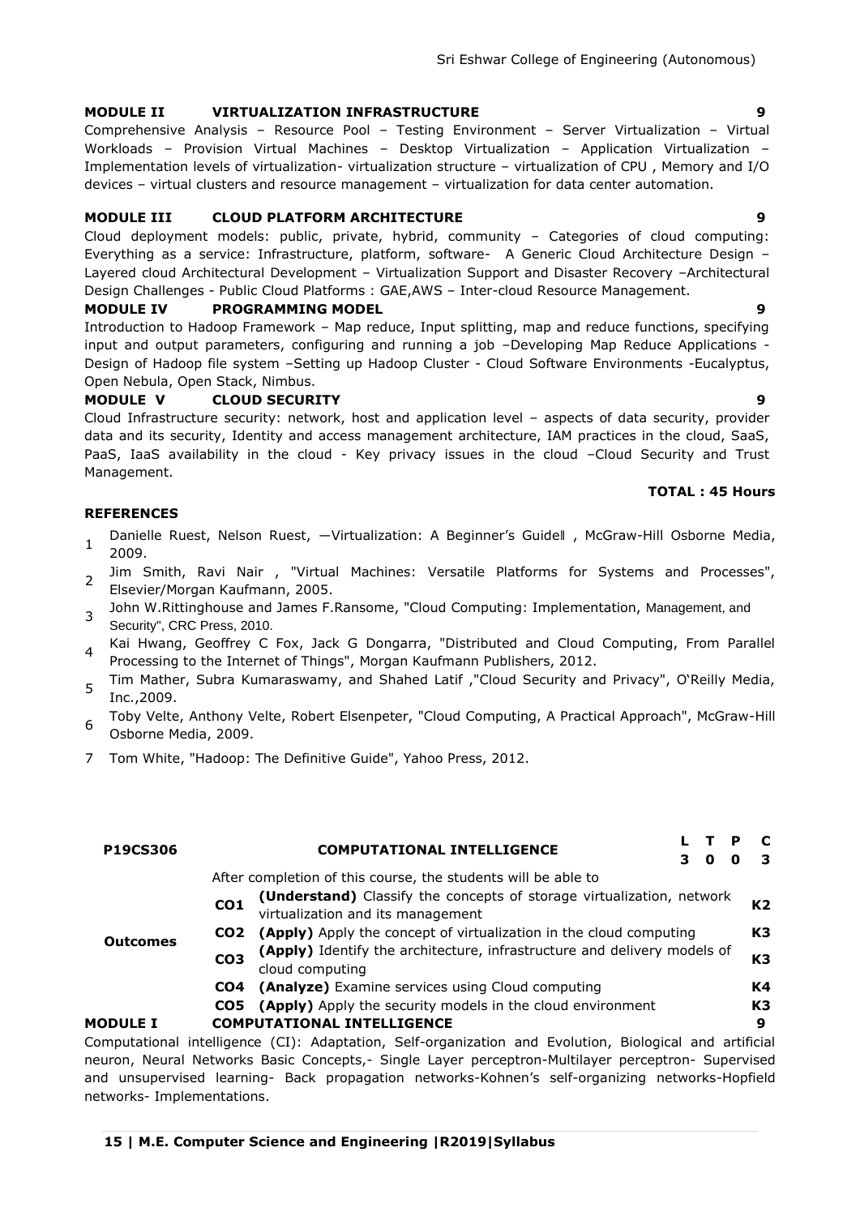## MODULE II VIRTUALIZATION INFRASTRUCTURE 9

Comprehensive Analysis – Resource Pool – Testing Environment – Server Virtualization – Virtual Workloads – Provision Virtual Machines – Desktop Virtualization – Application Virtualization – Implementation levels of virtualization- virtualization structure – virtualization of CPU , Memory and I/O devices – virtual clusters and resource management – virtualization for data center automation.

## MODULE III CLOUD PLATFORM ARCHITECTURE 9

Cloud deployment models: public, private, hybrid, community – Categories of cloud computing: Everything as a service: Infrastructure, platform, software- A Generic Cloud Architecture Design – Layered cloud Architectural Development – Virtualization Support and Disaster Recovery –Architectural Design Challenges - Public Cloud Platforms : GAE,AWS – Inter-cloud Resource Management.

## MODULE IV PROGRAMMING MODEL 9

Introduction to Hadoop Framework – Map reduce, Input splitting, map and reduce functions, specifying input and output parameters, configuring and running a job –Developing Map Reduce Applications - Design of Hadoop file system –Setting up Hadoop Cluster - Cloud Software Environments -Eucalyptus, Open Nebula, Open Stack, Nimbus.

## MODULE V CLOUD SECURITY 9

Cloud Infrastructure security: network, host and application level – aspects of data security, provider data and its security, Identity and access management architecture, IAM practices in the cloud, SaaS, PaaS, IaaS availability in the cloud - Key privacy issues in the cloud –Cloud Security and Trust Management.

**TOTAL : 45 Hours**

## REFERENCES

1. Danielle Ruest, Nelson Ruest, —Virtualization: A Beginner's Guide‖ , McGraw-Hill Osborne Media, 2009.
2. Jim Smith, Ravi Nair , "Virtual Machines: Versatile Platforms for Systems and Processes", Elsevier/Morgan Kaufmann, 2005.
3. John W.Rittinghouse and James F.Ransome, "Cloud Computing: Implementation, Management, and Security", CRC Press, 2010.
4. Kai Hwang, Geoffrey C Fox, Jack G Dongarra, "Distributed and Cloud Computing, From Parallel Processing to the Internet of Things", Morgan Kaufmann Publishers, 2012.
5. Tim Mather, Subra Kumaraswamy, and Shahed Latif ,"Cloud Security and Privacy", O'Reilly Media, Inc.,2009.
6. Toby Velte, Anthony Velte, Robert Elsenpeter, "Cloud Computing, A Practical Approach", McGraw-Hill Osborne Media, 2009.
7. Tom White, "Hadoop: The Definitive Guide", Yahoo Press, 2012.

| **P19CS306** | **COMPUTATIONAL INTELLIGENCE** | | **L** | **T** | **P** | **C** |
|---|---|---|---|---|---|---|
| | | | **3** | **0** | **0** | **3** |

| **Outcomes** | After completion of this course, the students will be able to | | |
|---|---|---|---|
| | **CO1** | **(Understand)** Classify the concepts of storage virtualization, network virtualization and its management | **K2** |
| | **CO2** | **(Apply)** Apply the concept of virtualization in the cloud computing | **K3** |
| | **CO3** | **(Apply)** Identify the architecture, infrastructure and delivery models of cloud computing | **K3** |
| | **CO4** | **(Analyze)** Examine services using Cloud computing | **K4** |
| | **CO5** | **(Apply)** Apply the security models in the cloud environment | **K3** |

## MODULE I COMPUTATIONAL INTELLIGENCE 9

Computational intelligence (CI): Adaptation, Self-organization and Evolution, Biological and artificial neuron, Neural Networks Basic Concepts,- Single Layer perceptron-Multilayer perceptron- Supervised and unsupervised learning- Back propagation networks-Kohnen's self-organizing networks-Hopfield networks- Implementations.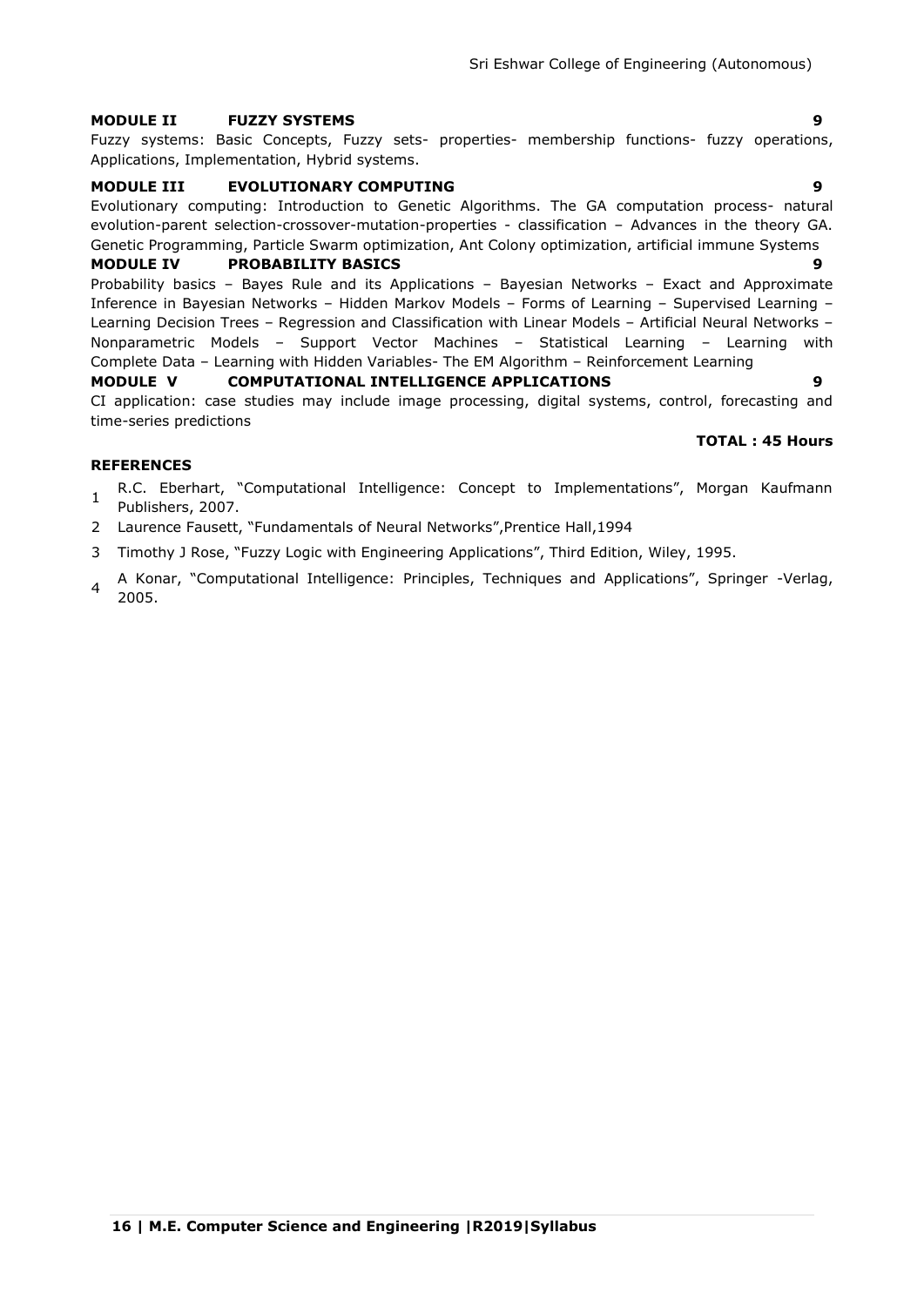**MODULE II FUZZY SYSTEMS 9**

Fuzzy systems: Basic Concepts, Fuzzy sets- properties- membership functions- fuzzy operations, Applications, Implementation, Hybrid systems.

**MODULE III EVOLUTIONARY COMPUTING 9**

Evolutionary computing: Introduction to Genetic Algorithms. The GA computation process- natural evolution-parent selection-crossover-mutation-properties - classification – Advances in the theory GA. Genetic Programming, Particle Swarm optimization, Ant Colony optimization, artificial immune Systems

**MODULE IV PROBABILITY BASICS 9**

Probability basics – Bayes Rule and its Applications – Bayesian Networks – Exact and Approximate Inference in Bayesian Networks – Hidden Markov Models – Forms of Learning – Supervised Learning – Learning Decision Trees – Regression and Classification with Linear Models – Artificial Neural Networks – Nonparametric Models – Support Vector Machines – Statistical Learning – Learning with Complete Data – Learning with Hidden Variables- The EM Algorithm – Reinforcement Learning

**MODULE V COMPUTATIONAL INTELLIGENCE APPLICATIONS 9**

CI application: case studies may include image processing, digital systems, control, forecasting and time-series predictions

**TOTAL : 45 Hours**

**REFERENCES**

1. R.C. Eberhart, "Computational Intelligence: Concept to Implementations", Morgan Kaufmann Publishers, 2007.
2. Laurence Fausett, "Fundamentals of Neural Networks",Prentice Hall,1994
3. Timothy J Rose, "Fuzzy Logic with Engineering Applications", Third Edition, Wiley, 1995.
4. A Konar, "Computational Intelligence: Principles, Techniques and Applications", Springer -Verlag, 2005.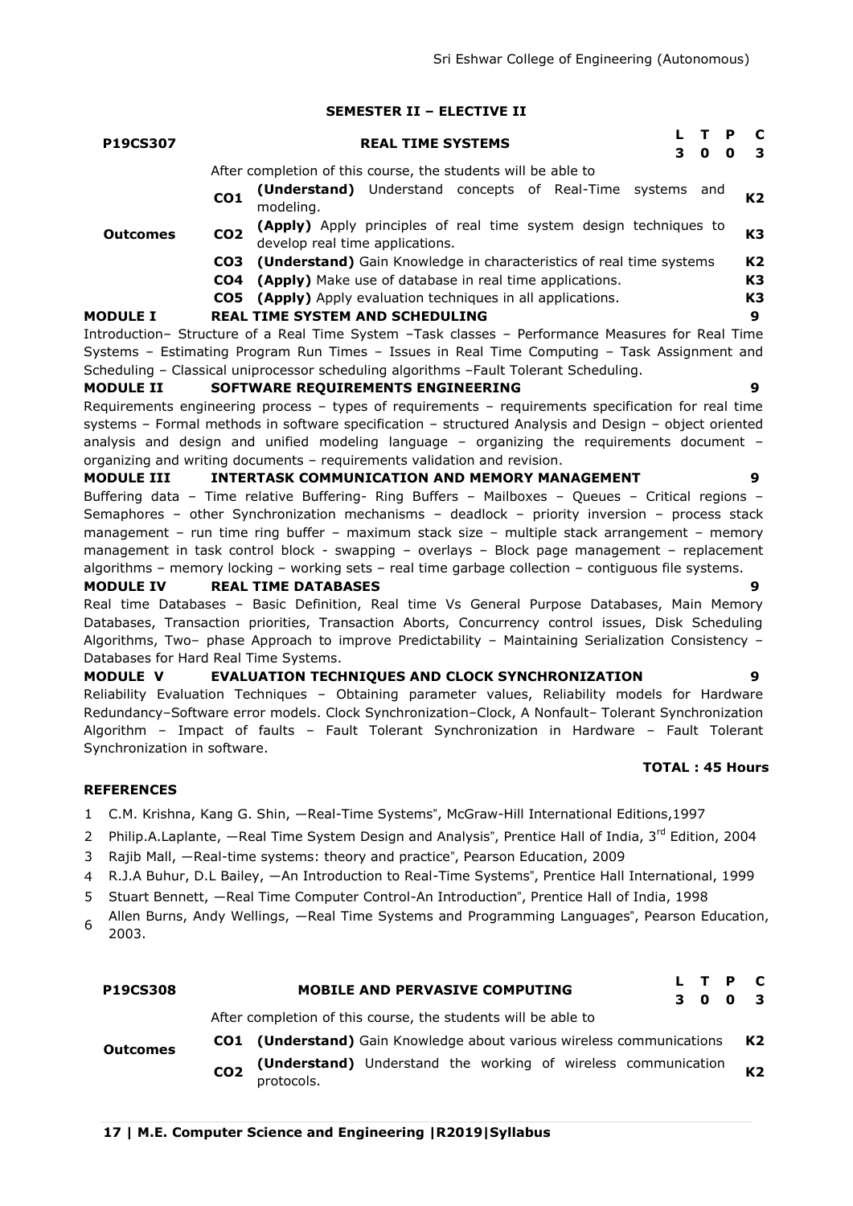## SEMESTER II – ELECTIVE II

| P19CS307 | | REAL TIME SYSTEMS | L | T | P | C |
|---|---|---|---|---|---|---|
| | | | 3 | 0 | 0 | 3 |

After completion of this course, the students will be able to

| Outcomes | | | |
|---|---|---|---|
| | CO1 | **(Understand)** Understand concepts of Real-Time systems and modeling. | K2 |
| | CO2 | **(Apply)** Apply principles of real time system design techniques to develop real time applications. | K3 |
| | CO3 | **(Understand)** Gain Knowledge in characteristics of real time systems | K2 |
| | CO4 | **(Apply)** Make use of database in real time applications. | K3 |
| | CO5 | **(Apply)** Apply evaluation techniques in all applications. | K3 |

**MODULE I REAL TIME SYSTEM AND SCHEDULING 9**

Introduction– Structure of a Real Time System –Task classes – Performance Measures for Real Time Systems – Estimating Program Run Times – Issues in Real Time Computing – Task Assignment and Scheduling – Classical uniprocessor scheduling algorithms –Fault Tolerant Scheduling.

**MODULE II SOFTWARE REQUIREMENTS ENGINEERING 9**

Requirements engineering process – types of requirements – requirements specification for real time systems – Formal methods in software specification – structured Analysis and Design – object oriented analysis and design and unified modeling language – organizing the requirements document – organizing and writing documents – requirements validation and revision.

**MODULE III INTERTASK COMMUNICATION AND MEMORY MANAGEMENT 9**

Buffering data – Time relative Buffering- Ring Buffers – Mailboxes – Queues – Critical regions – Semaphores – other Synchronization mechanisms – deadlock – priority inversion – process stack management – run time ring buffer – maximum stack size – multiple stack arrangement – memory management in task control block - swapping – overlays – Block page management – replacement algorithms – memory locking – working sets – real time garbage collection – contiguous file systems.

**MODULE IV REAL TIME DATABASES 9**

Real time Databases – Basic Definition, Real time Vs General Purpose Databases, Main Memory Databases, Transaction priorities, Transaction Aborts, Concurrency control issues, Disk Scheduling Algorithms, Two– phase Approach to improve Predictability – Maintaining Serialization Consistency – Databases for Hard Real Time Systems.

**MODULE V EVALUATION TECHNIQUES AND CLOCK SYNCHRONIZATION 9**

Reliability Evaluation Techniques – Obtaining parameter values, Reliability models for Hardware Redundancy–Software error models. Clock Synchronization–Clock, A Nonfault– Tolerant Synchronization Algorithm – Impact of faults – Fault Tolerant Synchronization in Hardware – Fault Tolerant Synchronization in software.

**TOTAL : 45 Hours**

**REFERENCES**

1. C.M. Krishna, Kang G. Shin, ―Real-Time Systems‖, McGraw-Hill International Editions,1997
2. Philip.A.Laplante, ―Real Time System Design and Analysis‖, Prentice Hall of India, 3rd Edition, 2004
3. Rajib Mall, ―Real-time systems: theory and practice‖, Pearson Education, 2009
4. R.J.A Buhur, D.L Bailey, ―An Introduction to Real-Time Systems‖, Prentice Hall International, 1999
5. Stuart Bennett, ―Real Time Computer Control-An Introduction‖, Prentice Hall of India, 1998
6. Allen Burns, Andy Wellings, ―Real Time Systems and Programming Languages‖, Pearson Education, 2003.

| P19CS308 | | MOBILE AND PERVASIVE COMPUTING | L | T | P | C |
|---|---|---|---|---|---|---|
| | | | 3 | 0 | 0 | 3 |

After completion of this course, the students will be able to

| Outcomes | | | |
|---|---|---|---|
| | CO1 | **(Understand)** Gain Knowledge about various wireless communications | K2 |
| | CO2 | **(Understand)** Understand the working of wireless communication protocols. | K2 |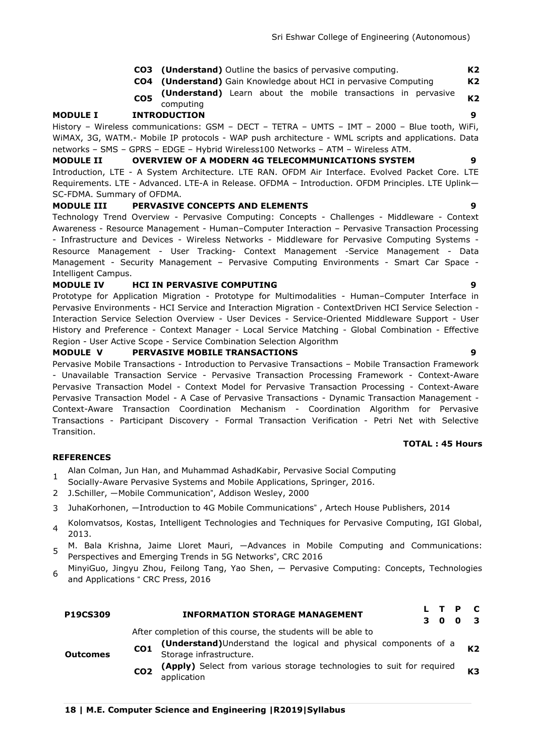| | | | |
|---|---|---|---|
| | **CO3** | **(Understand)** Outline the basics of pervasive computing. | **K2** |
| | **CO4** | **(Understand)** Gain Knowledge about HCI in pervasive Computing | **K2** |
| | **CO5** | **(Understand)** Learn about the mobile transactions in pervasive computing | **K2** |

**MODULE I INTRODUCTION 9**

History – Wireless communications: GSM – DECT – TETRA – UMTS – IMT – 2000 – Blue tooth, WiFi, WiMAX, 3G, WATM.- Mobile IP protocols - WAP push architecture - WML scripts and applications. Data networks – SMS – GPRS – EDGE – Hybrid Wireless100 Networks – ATM – Wireless ATM.

**MODULE II OVERVIEW OF A MODERN 4G TELECOMMUNICATIONS SYSTEM 9**

Introduction, LTE - A System Architecture. LTE RAN. OFDM Air Interface. Evolved Packet Core. LTE Requirements. LTE - Advanced. LTE-A in Release. OFDMA – Introduction. OFDM Principles. LTE Uplink—SC-FDMA. Summary of OFDMA.

**MODULE III PERVASIVE CONCEPTS AND ELEMENTS 9**

Technology Trend Overview - Pervasive Computing: Concepts - Challenges - Middleware - Context Awareness - Resource Management - Human–Computer Interaction – Pervasive Transaction Processing - Infrastructure and Devices - Wireless Networks - Middleware for Pervasive Computing Systems - Resource Management - User Tracking- Context Management -Service Management - Data Management - Security Management – Pervasive Computing Environments - Smart Car Space - Intelligent Campus.

**MODULE IV HCI IN PERVASIVE COMPUTING 9**

Prototype for Application Migration - Prototype for Multimodalities - Human–Computer Interface in Pervasive Environments - HCI Service and Interaction Migration - ContextDriven HCI Service Selection - Interaction Service Selection Overview - User Devices - Service-Oriented Middleware Support - User History and Preference - Context Manager - Local Service Matching - Global Combination - Effective Region - User Active Scope - Service Combination Selection Algorithm

**MODULE V PERVASIVE MOBILE TRANSACTIONS 9**

Pervasive Mobile Transactions - Introduction to Pervasive Transactions – Mobile Transaction Framework - Unavailable Transaction Service - Pervasive Transaction Processing Framework - Context-Aware Pervasive Transaction Model - Context Model for Pervasive Transaction Processing - Context-Aware Pervasive Transaction Model - A Case of Pervasive Transactions - Dynamic Transaction Management - Context-Aware Transaction Coordination Mechanism - Coordination Algorithm for Pervasive Transactions - Participant Discovery - Formal Transaction Verification - Petri Net with Selective Transition.

**TOTAL : 45 Hours**

**REFERENCES**

1. Alan Colman, Jun Han, and Muhammad AshadKabir, Pervasive Social Computing Socially-Aware Pervasive Systems and Mobile Applications, Springer, 2016.
2. J.Schiller, ―Mobile Communication‖, Addison Wesley, 2000
3. JuhaKorhonen, ―Introduction to 4G Mobile Communications‖ , Artech House Publishers, 2014
4. Kolomvatsos, Kostas, Intelligent Technologies and Techniques for Pervasive Computing, IGI Global, 2013.
5. M. Bala Krishna, Jaime Lloret Mauri, ―Advances in Mobile Computing and Communications: Perspectives and Emerging Trends in 5G Networks‖, CRC 2016
6. MinyiGuo, Jingyu Zhou, Feilong Tang, Yao Shen, ― Pervasive Computing: Concepts, Technologies and Applications ‖ CRC Press, 2016

| **P19CS309** | | **INFORMATION STORAGE MANAGEMENT** | **L T P C** |
|---|---|---|---|
| | | | **3 0 0 3** |
| **Outcomes** | | After completion of this course, the students will be able to | |
| | **CO1** | **(Understand)**Understand the logical and physical components of a Storage infrastructure. | **K2** |
| | **CO2** | **(Apply)** Select from various storage technologies to suit for required application | **K3** |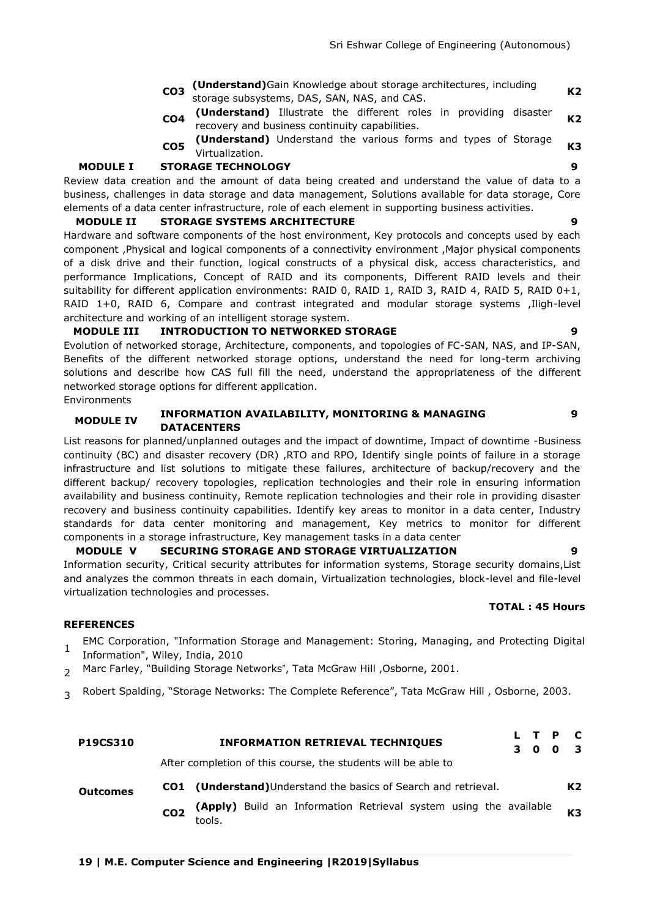| | | | |
|---|---|---|---|
| | **CO3** | **(Understand)**Gain Knowledge about storage architectures, including storage subsystems, DAS, SAN, NAS, and CAS. | **K2** |
| | **CO4** | **(Understand)** Illustrate the different roles in providing disaster recovery and business continuity capabilities. | **K2** |
| | **CO5** | **(Understand)** Understand the various forms and types of Storage Virtualization. | **K3** |

**MODULE I STORAGE TECHNOLOGY 9**

Review data creation and the amount of data being created and understand the value of data to a business, challenges in data storage and data management, Solutions available for data storage, Core elements of a data center infrastructure, role of each element in supporting business activities.

**MODULE II STORAGE SYSTEMS ARCHITECTURE 9**

Hardware and software components of the host environment, Key protocols and concepts used by each component ,Physical and logical components of a connectivity environment ,Major physical components of a disk drive and their function, logical constructs of a physical disk, access characteristics, and performance Implications, Concept of RAID and its components, Different RAID levels and their suitability for different application environments: RAID 0, RAID 1, RAID 3, RAID 4, RAID 5, RAID 0+1, RAID 1+0, RAID 6, Compare and contrast integrated and modular storage systems ,Iligh-level architecture and working of an intelligent storage system.

**MODULE III INTRODUCTION TO NETWORKED STORAGE 9**

Evolution of networked storage, Architecture, components, and topologies of FC-SAN, NAS, and IP-SAN, Benefits of the different networked storage options, understand the need for long-term archiving solutions and describe how CAS full fill the need, understand the appropriateness of the different networked storage options for different application.
Environments

**MODULE IV INFORMATION AVAILABILITY, MONITORING & MANAGING DATACENTERS 9**

List reasons for planned/unplanned outages and the impact of downtime, Impact of downtime -Business continuity (BC) and disaster recovery (DR) ,RTO and RPO, Identify single points of failure in a storage infrastructure and list solutions to mitigate these failures, architecture of backup/recovery and the different backup/ recovery topologies, replication technologies and their role in ensuring information availability and business continuity, Remote replication technologies and their role in providing disaster recovery and business continuity capabilities. Identify key areas to monitor in a data center, Industry standards for data center monitoring and management, Key metrics to monitor for different components in a storage infrastructure, Key management tasks in a data center

**MODULE V SECURING STORAGE AND STORAGE VIRTUALIZATION 9**

Information security, Critical security attributes for information systems, Storage security domains,List and analyzes the common threats in each domain, Virtualization technologies, block-level and file-level virtualization technologies and processes.

**TOTAL : 45 Hours**

**REFERENCES**

1. EMC Corporation, "Information Storage and Management: Storing, Managing, and Protecting Digital Information", Wiley, India, 2010
2. Marc Farley, "Building Storage Networks", Tata McGraw Hill ,Osborne, 2001.
3. Robert Spalding, "Storage Networks: The Complete Reference", Tata McGraw Hill , Osborne, 2003.

| **P19CS310** | | **INFORMATION RETRIEVAL TECHNIQUES** | **L T P C** <br> **3 0 0 3** |
|---|---|---|---|
| | | After completion of this course, the students will be able to | |
| **Outcomes** | **CO1** | **(Understand)**Understand the basics of Search and retrieval. | **K2** |
| | **CO2** | **(Apply)** Build an Information Retrieval system using the available tools. | **K3** |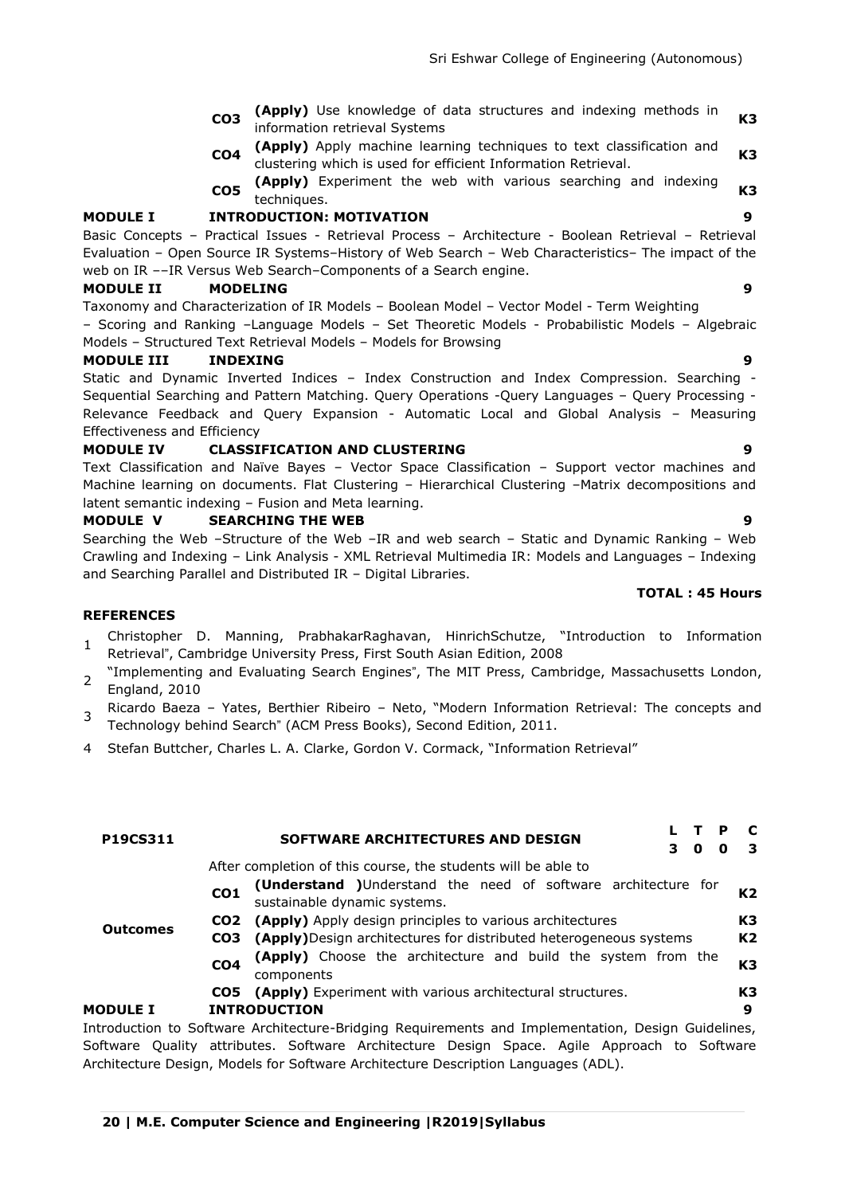| | | | |
|---|---|---|---|
| | **CO3** | **(Apply)** Use knowledge of data structures and indexing methods in information retrieval Systems | **K3** |
| | **CO4** | **(Apply)** Apply machine learning techniques to text classification and clustering which is used for efficient Information Retrieval. | **K3** |
| | **CO5** | **(Apply)** Experiment the web with various searching and indexing techniques. | **K3** |

**MODULE I INTRODUCTION: MOTIVATION 9**

Basic Concepts – Practical Issues - Retrieval Process – Architecture - Boolean Retrieval – Retrieval Evaluation – Open Source IR Systems–History of Web Search – Web Characteristics– The impact of the web on IR ––IR Versus Web Search–Components of a Search engine.

**MODULE II MODELING 9**

Taxonomy and Characterization of IR Models – Boolean Model – Vector Model - Term Weighting – Scoring and Ranking –Language Models – Set Theoretic Models - Probabilistic Models – Algebraic Models – Structured Text Retrieval Models – Models for Browsing

**MODULE III INDEXING 9**

Static and Dynamic Inverted Indices – Index Construction and Index Compression. Searching - Sequential Searching and Pattern Matching. Query Operations -Query Languages – Query Processing - Relevance Feedback and Query Expansion - Automatic Local and Global Analysis – Measuring Effectiveness and Efficiency

**MODULE IV CLASSIFICATION AND CLUSTERING 9**

Text Classification and Naïve Bayes – Vector Space Classification – Support vector machines and Machine learning on documents. Flat Clustering – Hierarchical Clustering –Matrix decompositions and latent semantic indexing – Fusion and Meta learning.

**MODULE V SEARCHING THE WEB 9**

Searching the Web –Structure of the Web –IR and web search – Static and Dynamic Ranking – Web Crawling and Indexing – Link Analysis - XML Retrieval Multimedia IR: Models and Languages – Indexing and Searching Parallel and Distributed IR – Digital Libraries.

**TOTAL : 45 Hours**

**REFERENCES**

1. Christopher D. Manning, PrabhakarRaghavan, HinrichSchutze, "Introduction to Information Retrieval", Cambridge University Press, First South Asian Edition, 2008
2. "Implementing and Evaluating Search Engines", The MIT Press, Cambridge, Massachusetts London, England, 2010
3. Ricardo Baeza – Yates, Berthier Ribeiro – Neto, "Modern Information Retrieval: The concepts and Technology behind Search" (ACM Press Books), Second Edition, 2011.
4. Stefan Buttcher, Charles L. A. Clarke, Gordon V. Cormack, "Information Retrieval"

| **P19CS311** | **SOFTWARE ARCHITECTURES AND DESIGN** | | **L** | **T** | **P** | **C** |
|---|---|---|---|---|---|---|
| | | | **3** | **0** | **0** | **3** |

After completion of this course, the students will be able to

| | | | |
|---|---|---|---|
| **Outcomes** | **CO1** | **(Understand )**Understand the need of software architecture for sustainable dynamic systems. | **K2** |
| | **CO2** | **(Apply)** Apply design principles to various architectures | **K3** |
| | **CO3** | **(Apply)**Design architectures for distributed heterogeneous systems | **K2** |
| | **CO4** | **(Apply)** Choose the architecture and build the system from the components | **K3** |
| | **CO5** | **(Apply)** Experiment with various architectural structures. | **K3** |

**MODULE I INTRODUCTION 9**

Introduction to Software Architecture-Bridging Requirements and Implementation, Design Guidelines, Software Quality attributes. Software Architecture Design Space. Agile Approach to Software Architecture Design, Models for Software Architecture Description Languages (ADL).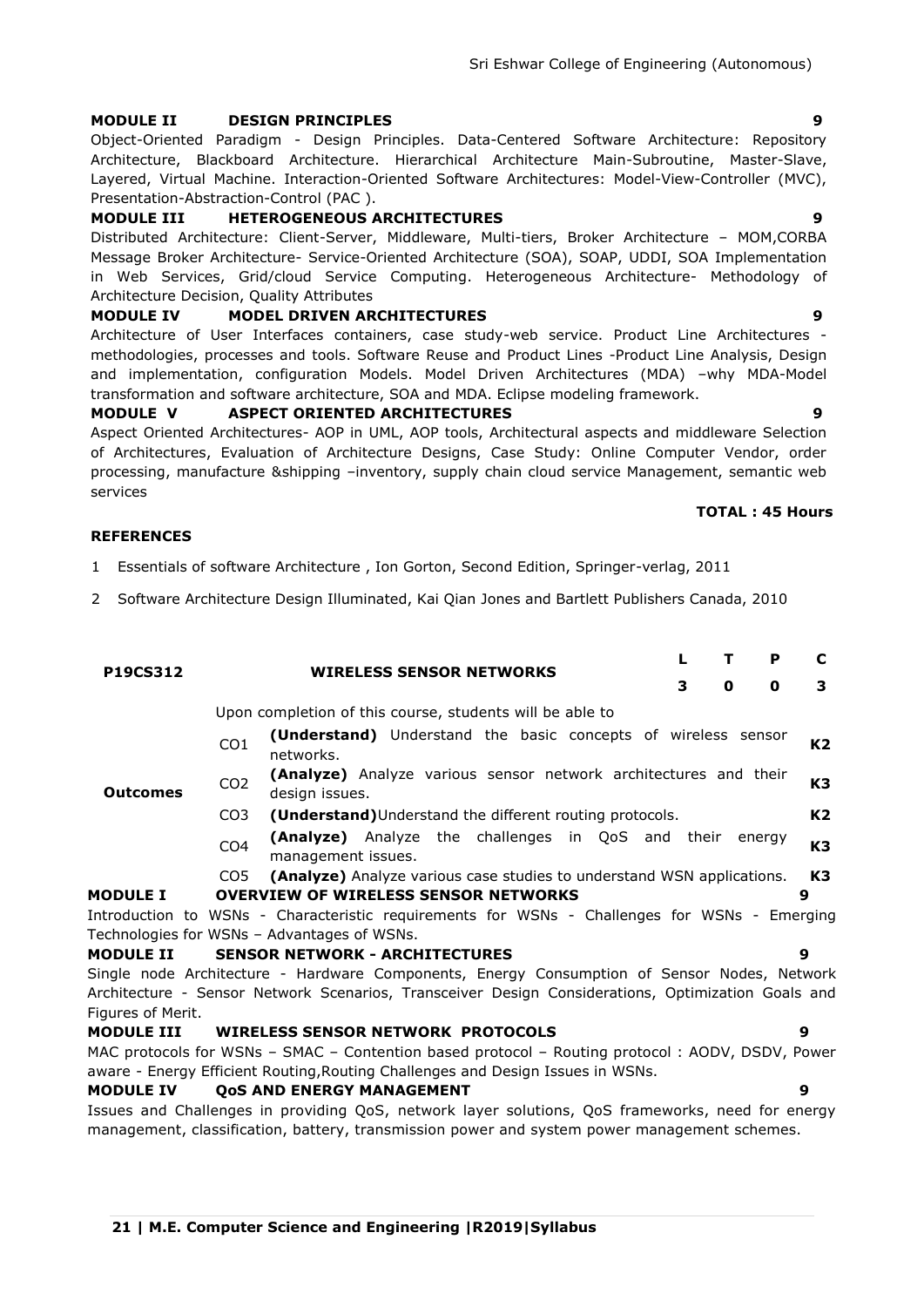**MODULE II DESIGN PRINCIPLES 9**

Object-Oriented Paradigm - Design Principles. Data-Centered Software Architecture: Repository Architecture, Blackboard Architecture. Hierarchical Architecture Main-Subroutine, Master-Slave, Layered, Virtual Machine. Interaction-Oriented Software Architectures: Model-View-Controller (MVC), Presentation-Abstraction-Control (PAC ).

**MODULE III HETEROGENEOUS ARCHITECTURES 9**

Distributed Architecture: Client-Server, Middleware, Multi-tiers, Broker Architecture – MOM,CORBA Message Broker Architecture- Service-Oriented Architecture (SOA), SOAP, UDDI, SOA Implementation in Web Services, Grid/cloud Service Computing. Heterogeneous Architecture- Methodology of Architecture Decision, Quality Attributes

**MODULE IV MODEL DRIVEN ARCHITECTURES 9**

Architecture of User Interfaces containers, case study-web service. Product Line Architectures - methodologies, processes and tools. Software Reuse and Product Lines -Product Line Analysis, Design and implementation, configuration Models. Model Driven Architectures (MDA) –why MDA-Model transformation and software architecture, SOA and MDA. Eclipse modeling framework.

**MODULE V ASPECT ORIENTED ARCHITECTURES 9**

Aspect Oriented Architectures- AOP in UML, AOP tools, Architectural aspects and middleware Selection of Architectures, Evaluation of Architecture Designs, Case Study: Online Computer Vendor, order processing, manufacture &shipping –inventory, supply chain cloud service Management, semantic web services

**TOTAL : 45 Hours**

**REFERENCES**

1. Essentials of software Architecture , Ion Gorton, Second Edition, Springer-verlag, 2011
2. Software Architecture Design Illuminated, Kai Qian Jones and Bartlett Publishers Canada, 2010

| **P19CS312** | **WIRELESS SENSOR NETWORKS** | | **L** | **T** | **P** | **C** |
|---|---|---|---|---|---|---|
| | | | **3** | **0** | **0** | **3** |

| | | Upon completion of this course, students will be able to | |
|---|---|---|---|
| **Outcomes** | CO1 | **(Understand)** Understand the basic concepts of wireless sensor networks. | **K2** |
| | CO2 | **(Analyze)** Analyze various sensor network architectures and their design issues. | **K3** |
| | CO3 | **(Understand)**Understand the different routing protocols. | **K2** |
| | CO4 | **(Analyze)** Analyze the challenges in QoS and their energy management issues. | **K3** |
| | CO5 | **(Analyze)** Analyze various case studies to understand WSN applications. | **K3** |

**MODULE I OVERVIEW OF WIRELESS SENSOR NETWORKS 9**

Introduction to WSNs - Characteristic requirements for WSNs - Challenges for WSNs - Emerging Technologies for WSNs – Advantages of WSNs.

**MODULE II SENSOR NETWORK - ARCHITECTURES 9**

Single node Architecture - Hardware Components, Energy Consumption of Sensor Nodes, Network Architecture - Sensor Network Scenarios, Transceiver Design Considerations, Optimization Goals and Figures of Merit.

**MODULE III WIRELESS SENSOR NETWORK PROTOCOLS 9**

MAC protocols for WSNs – SMAC – Contention based protocol – Routing protocol : AODV, DSDV, Power aware - Energy Efficient Routing,Routing Challenges and Design Issues in WSNs.

**MODULE IV QoS AND ENERGY MANAGEMENT 9**

Issues and Challenges in providing QoS, network layer solutions, QoS frameworks, need for energy management, classification, battery, transmission power and system power management schemes.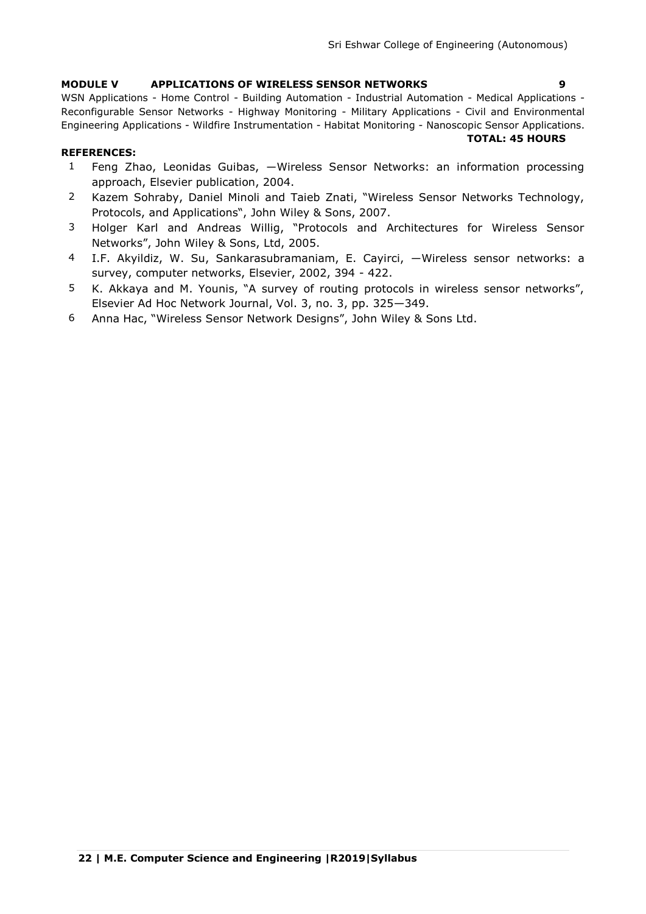**MODULE V APPLICATIONS OF WIRELESS SENSOR NETWORKS 9**

WSN Applications - Home Control - Building Automation - Industrial Automation - Medical Applications - Reconfigurable Sensor Networks - Highway Monitoring - Military Applications - Civil and Environmental Engineering Applications - Wildfire Instrumentation - Habitat Monitoring - Nanoscopic Sensor Applications.

**TOTAL: 45 HOURS**

**REFERENCES:**

1. Feng Zhao, Leonidas Guibas, —Wireless Sensor Networks: an information processing approach, Elsevier publication, 2004.
2. Kazem Sohraby, Daniel Minoli and Taieb Znati, "Wireless Sensor Networks Technology, Protocols, and Applications", John Wiley & Sons, 2007.
3. Holger Karl and Andreas Willig, "Protocols and Architectures for Wireless Sensor Networks", John Wiley & Sons, Ltd, 2005.
4. I.F. Akyildiz, W. Su, Sankarasubramaniam, E. Cayirci, —Wireless sensor networks: a survey, computer networks, Elsevier, 2002, 394 - 422.
5. K. Akkaya and M. Younis, "A survey of routing protocols in wireless sensor networks", Elsevier Ad Hoc Network Journal, Vol. 3, no. 3, pp. 325—349.
6. Anna Hac, "Wireless Sensor Network Designs", John Wiley & Sons Ltd.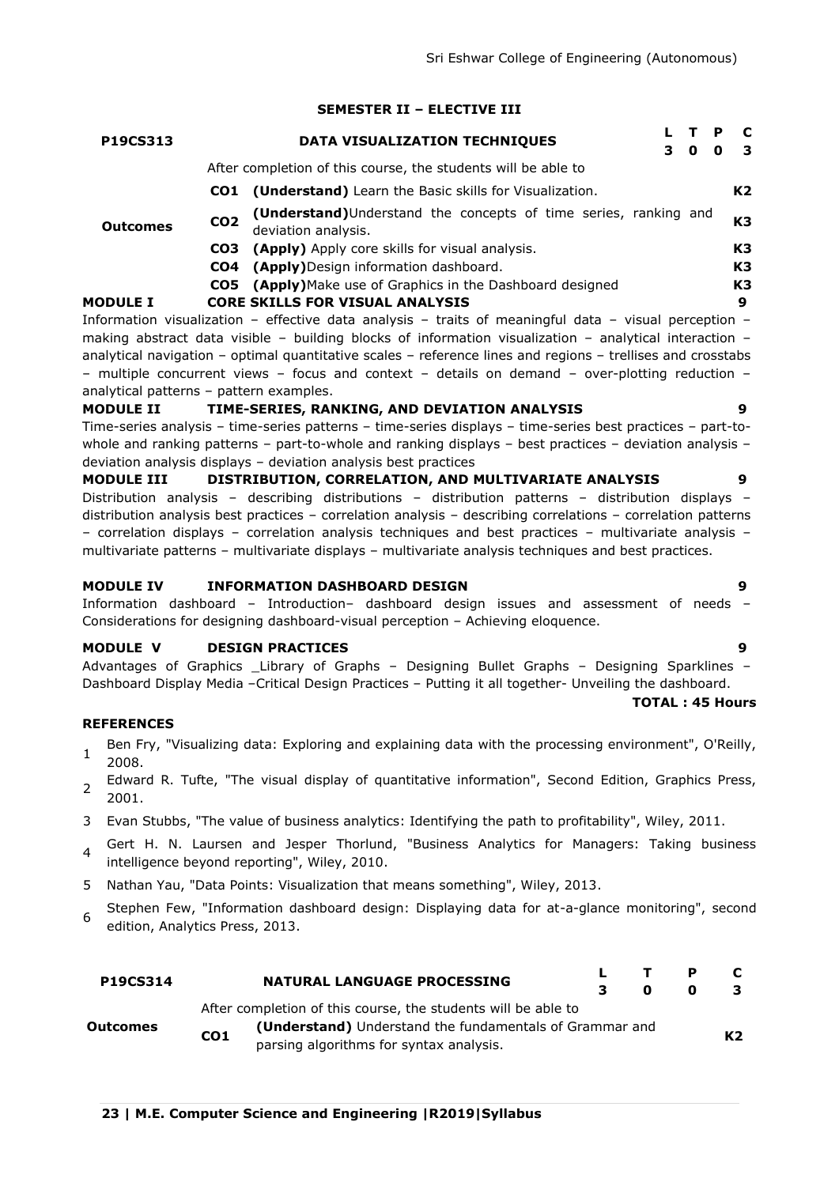## SEMESTER II – ELECTIVE III

| P19CS313 | DATA VISUALIZATION TECHNIQUES | | L | T | P | C |
|---|---|---|---|---|---|---|
| | | | 3 | 0 | 0 | 3 |
| | After completion of this course, the students will be able to | | | | | |
| **Outcomes** | **CO1** | **(Understand)** Learn the Basic skills for Visualization. | | | | **K2** |
| | **CO2** | **(Understand)**Understand the concepts of time series, ranking and deviation analysis. | | | | **K3** |
| | **CO3** | **(Apply)** Apply core skills for visual analysis. | | | | **K3** |
| | **CO4** | **(Apply)**Design information dashboard. | | | | **K3** |
| | **CO5** | **(Apply)**Make use of Graphics in the Dashboard designed | | | | **K3** |

**MODULE I CORE SKILLS FOR VISUAL ANALYSIS** **9**

Information visualization – effective data analysis – traits of meaningful data – visual perception – making abstract data visible – building blocks of information visualization – analytical interaction – analytical navigation – optimal quantitative scales – reference lines and regions – trellises and crosstabs – multiple concurrent views – focus and context – details on demand – over-plotting reduction – analytical patterns – pattern examples.

**MODULE II TIME-SERIES, RANKING, AND DEVIATION ANALYSIS** **9**

Time-series analysis – time-series patterns – time-series displays – time-series best practices – part-to-whole and ranking patterns – part-to-whole and ranking displays – best practices – deviation analysis – deviation analysis displays – deviation analysis best practices

**MODULE III DISTRIBUTION, CORRELATION, AND MULTIVARIATE ANALYSIS** **9**

Distribution analysis – describing distributions – distribution patterns – distribution displays – distribution analysis best practices – correlation analysis – describing correlations – correlation patterns – correlation displays – correlation analysis techniques and best practices – multivariate analysis – multivariate patterns – multivariate displays – multivariate analysis techniques and best practices.

**MODULE IV INFORMATION DASHBOARD DESIGN** **9**

Information dashboard – Introduction– dashboard design issues and assessment of needs – Considerations for designing dashboard-visual perception – Achieving eloquence.

**MODULE V DESIGN PRACTICES** **9**

Advantages of Graphics _Library of Graphs – Designing Bullet Graphs – Designing Sparklines – Dashboard Display Media –Critical Design Practices – Putting it all together- Unveiling the dashboard.

**TOTAL : 45 Hours**

**REFERENCES**

1. Ben Fry, "Visualizing data: Exploring and explaining data with the processing environment", O'Reilly, 2008.
2. Edward R. Tufte, "The visual display of quantitative information", Second Edition, Graphics Press, 2001.
3. Evan Stubbs, "The value of business analytics: Identifying the path to profitability", Wiley, 2011.
4. Gert H. N. Laursen and Jesper Thorlund, "Business Analytics for Managers: Taking business intelligence beyond reporting", Wiley, 2010.
5. Nathan Yau, "Data Points: Visualization that means something", Wiley, 2013.
6. Stephen Few, "Information dashboard design: Displaying data for at-a-glance monitoring", second edition, Analytics Press, 2013.

| P19CS314 | NATURAL LANGUAGE PROCESSING | | L | T | P | C |
|---|---|---|---|---|---|---|
| | | | 3 | 0 | 0 | 3 |
| | After completion of this course, the students will be able to | | | | | |
| **Outcomes** | **CO1** | **(Understand)** Understand the fundamentals of Grammar and parsing algorithms for syntax analysis. | | | | **K2** |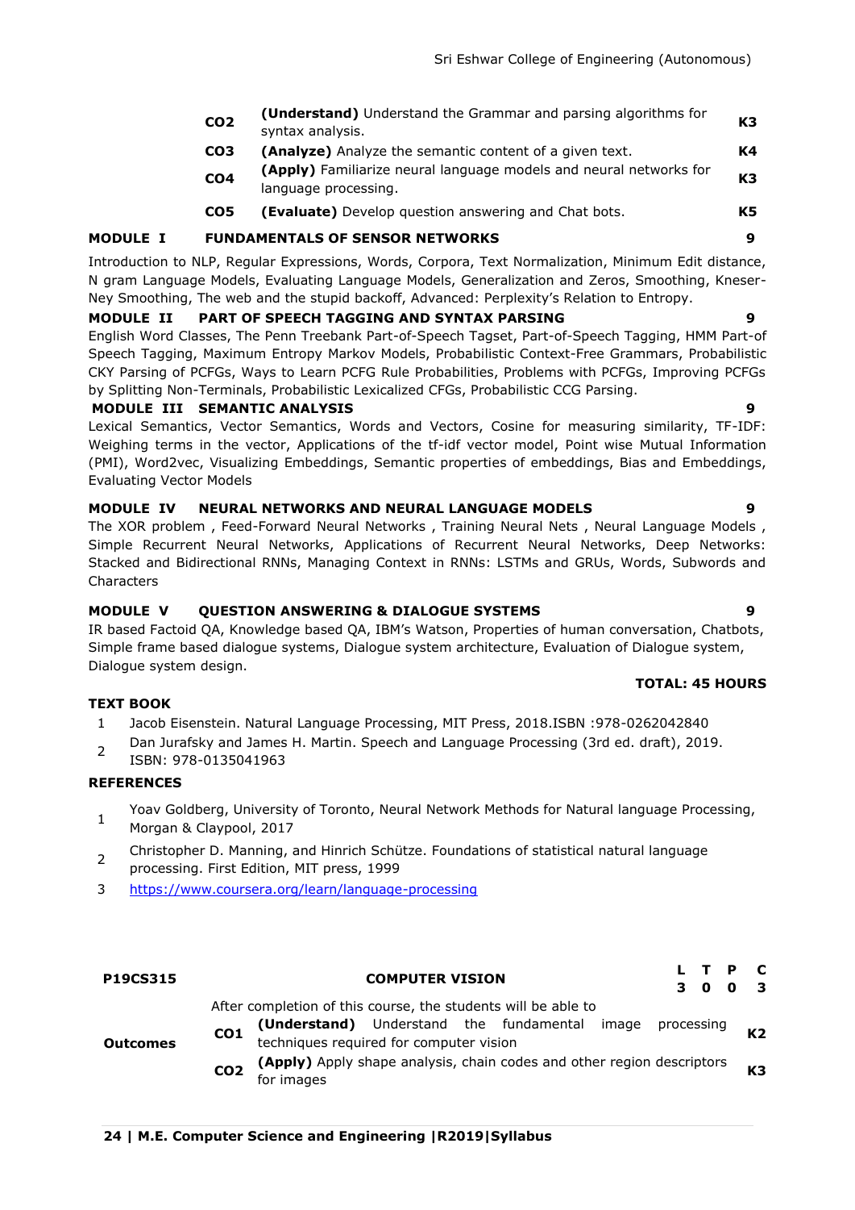| | | |
|---|---|---|
| **CO2** | **(Understand)** Understand the Grammar and parsing algorithms for syntax analysis. | **K3** |
| **CO3** | **(Analyze)** Analyze the semantic content of a given text. | **K4** |
| **CO4** | **(Apply)** Familiarize neural language models and neural networks for language processing. | **K3** |
| **CO5** | **(Evaluate)** Develop question answering and Chat bots. | **K5** |

**MODULE I FUNDAMENTALS OF SENSOR NETWORKS 9**

Introduction to NLP, Regular Expressions, Words, Corpora, Text Normalization, Minimum Edit distance, N gram Language Models, Evaluating Language Models, Generalization and Zeros, Smoothing, Kneser-Ney Smoothing, The web and the stupid backoff, Advanced: Perplexity's Relation to Entropy.

**MODULE II PART OF SPEECH TAGGING AND SYNTAX PARSING 9**

English Word Classes, The Penn Treebank Part-of-Speech Tagset, Part-of-Speech Tagging, HMM Part-of Speech Tagging, Maximum Entropy Markov Models, Probabilistic Context-Free Grammars, Probabilistic CKY Parsing of PCFGs, Ways to Learn PCFG Rule Probabilities, Problems with PCFGs, Improving PCFGs by Splitting Non-Terminals, Probabilistic Lexicalized CFGs, Probabilistic CCG Parsing.

**MODULE III SEMANTIC ANALYSIS 9**

Lexical Semantics, Vector Semantics, Words and Vectors, Cosine for measuring similarity, TF-IDF: Weighing terms in the vector, Applications of the tf-idf vector model, Point wise Mutual Information (PMI), Word2vec, Visualizing Embeddings, Semantic properties of embeddings, Bias and Embeddings, Evaluating Vector Models

**MODULE IV NEURAL NETWORKS AND NEURAL LANGUAGE MODELS 9**

The XOR problem , Feed-Forward Neural Networks , Training Neural Nets , Neural Language Models , Simple Recurrent Neural Networks, Applications of Recurrent Neural Networks, Deep Networks: Stacked and Bidirectional RNNs, Managing Context in RNNs: LSTMs and GRUs, Words, Subwords and Characters

**MODULE V QUESTION ANSWERING & DIALOGUE SYSTEMS 9**

IR based Factoid QA, Knowledge based QA, IBM's Watson, Properties of human conversation, Chatbots, Simple frame based dialogue systems, Dialogue system architecture, Evaluation of Dialogue system, Dialogue system design.

**TOTAL: 45 HOURS**

**TEXT BOOK**

1. Jacob Eisenstein. Natural Language Processing, MIT Press, 2018.ISBN :978-0262042840
2. Dan Jurafsky and James H. Martin. Speech and Language Processing (3rd ed. draft), 2019. ISBN: 978-0135041963

**REFERENCES**

1. Yoav Goldberg, University of Toronto, Neural Network Methods for Natural language Processing, Morgan & Claypool, 2017
2. Christopher D. Manning, and Hinrich Schütze. Foundations of statistical natural language processing. First Edition, MIT press, 1999
3. https://www.coursera.org/learn/language-processing

| **P19CS315** | **COMPUTER VISION** | | **L T P C** <br> **3 0 0 3** |
|---|---|---|---|
| **Outcomes** | After completion of this course, the students will be able to | | |
| | **CO1** | **(Understand)** Understand the fundamental image processing techniques required for computer vision | **K2** |
| | **CO2** | **(Apply)** Apply shape analysis, chain codes and other region descriptors for images | **K3** |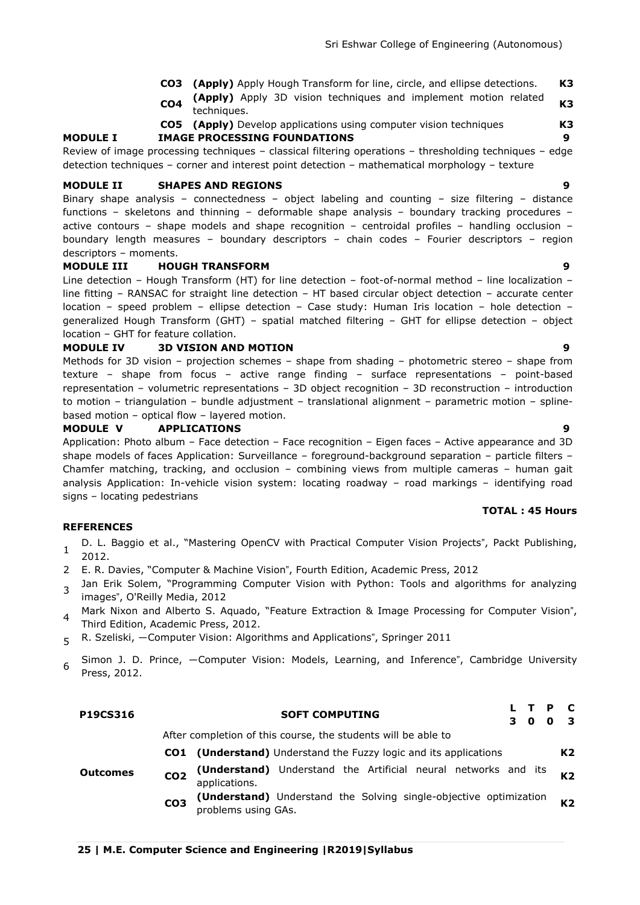| | | | |
|---|---|---|---|
| | **CO3** | **(Apply)** Apply Hough Transform for line, circle, and ellipse detections. | **K3** |
| | **CO4** | **(Apply)** Apply 3D vision techniques and implement motion related techniques. | **K3** |
| | **CO5** | **(Apply)** Develop applications using computer vision techniques | **K3** |

**MODULE I IMAGE PROCESSING FOUNDATIONS 9**

Review of image processing techniques – classical filtering operations – thresholding techniques – edge detection techniques – corner and interest point detection – mathematical morphology – texture

**MODULE II SHAPES AND REGIONS 9**

Binary shape analysis – connectedness – object labeling and counting – size filtering – distance functions – skeletons and thinning – deformable shape analysis – boundary tracking procedures – active contours – shape models and shape recognition – centroidal profiles – handling occlusion – boundary length measures – boundary descriptors – chain codes – Fourier descriptors – region descriptors – moments.

**MODULE III HOUGH TRANSFORM 9**

Line detection – Hough Transform (HT) for line detection – foot-of-normal method – line localization – line fitting – RANSAC for straight line detection – HT based circular object detection – accurate center location – speed problem – ellipse detection – Case study: Human Iris location – hole detection – generalized Hough Transform (GHT) – spatial matched filtering – GHT for ellipse detection – object location – GHT for feature collation.

**MODULE IV 3D VISION AND MOTION 9**

Methods for 3D vision – projection schemes – shape from shading – photometric stereo – shape from texture – shape from focus – active range finding – surface representations – point-based representation – volumetric representations – 3D object recognition – 3D reconstruction – introduction to motion – triangulation – bundle adjustment – translational alignment – parametric motion – spline-based motion – optical flow – layered motion.

**MODULE V APPLICATIONS 9**

Application: Photo album – Face detection – Face recognition – Eigen faces – Active appearance and 3D shape models of faces Application: Surveillance – foreground-background separation – particle filters – Chamfer matching, tracking, and occlusion – combining views from multiple cameras – human gait analysis Application: In-vehicle vision system: locating roadway – road markings – identifying road signs – locating pedestrians

**TOTAL : 45 Hours**

**REFERENCES**

1. D. L. Baggio et al., "Mastering OpenCV with Practical Computer Vision Projects", Packt Publishing, 2012.
2. E. R. Davies, "Computer & Machine Vision", Fourth Edition, Academic Press, 2012
3. Jan Erik Solem, "Programming Computer Vision with Python: Tools and algorithms for analyzing images", O'Reilly Media, 2012
4. Mark Nixon and Alberto S. Aquado, "Feature Extraction & Image Processing for Computer Vision", Third Edition, Academic Press, 2012.
5. R. Szeliski, —Computer Vision: Algorithms and Applications", Springer 2011
6. Simon J. D. Prince, —Computer Vision: Models, Learning, and Inference", Cambridge University Press, 2012.

| **P19CS316** | | **SOFT COMPUTING** | **L T P C**<br>**3 0 0 3** |
|---|---|---|---|
| | | After completion of this course, the students will be able to | |
| **Outcomes** | **CO1** | **(Understand)** Understand the Fuzzy logic and its applications | **K2** |
| | **CO2** | **(Understand)** Understand the Artificial neural networks and its applications. | **K2** |
| | **CO3** | **(Understand)** Understand the Solving single-objective optimization problems using GAs. | **K2** |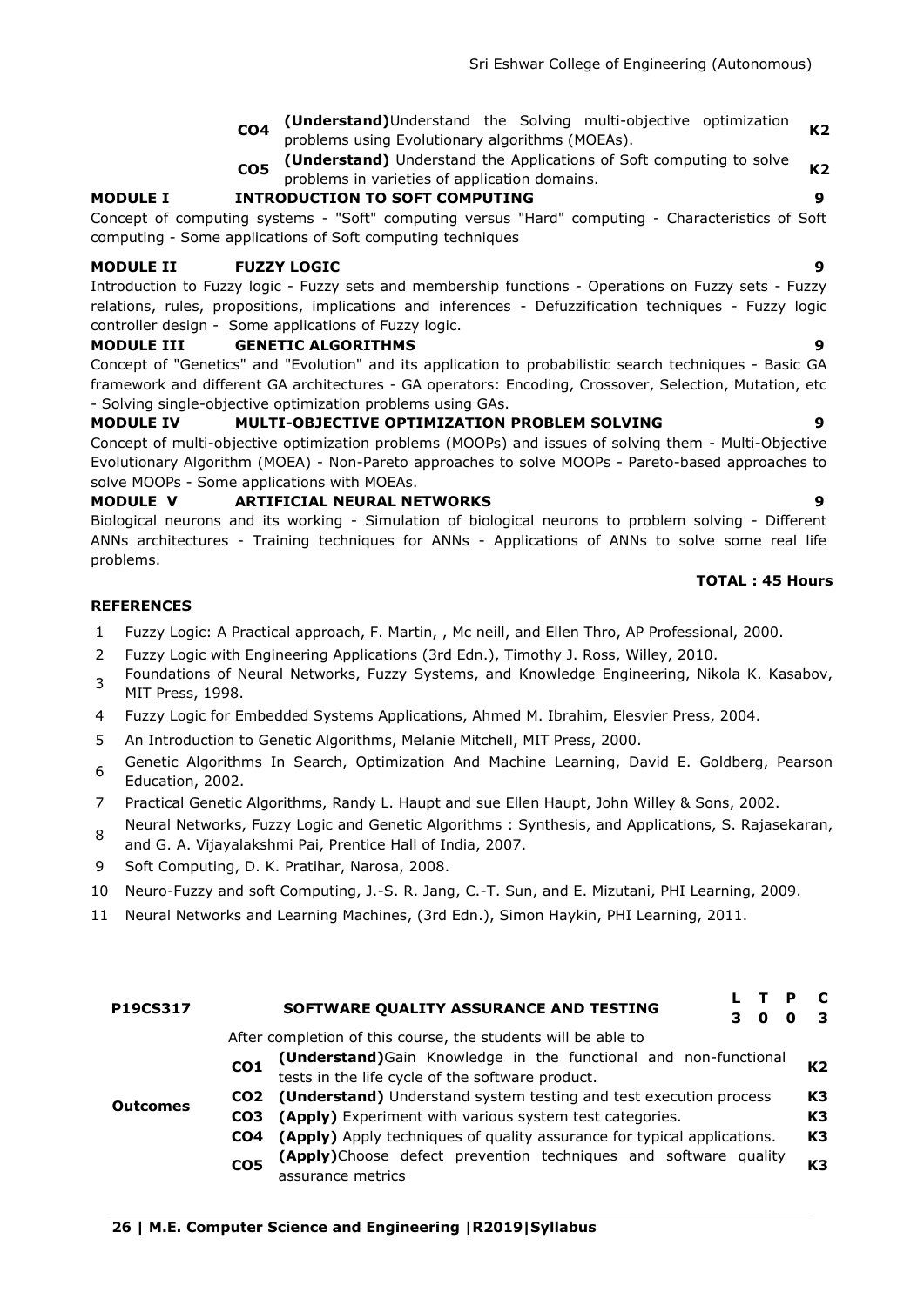| | | | |
|---|---|---|---|
| | CO4 | **(Understand)**Understand the Solving multi-objective optimization problems using Evolutionary algorithms (MOEAs). | K2 |
| | CO5 | **(Understand)** Understand the Applications of Soft computing to solve problems in varieties of application domains. | K2 |

**MODULE I INTRODUCTION TO SOFT COMPUTING 9**

Concept of computing systems - "Soft" computing versus "Hard" computing - Characteristics of Soft computing - Some applications of Soft computing techniques

**MODULE II FUZZY LOGIC 9**

Introduction to Fuzzy logic - Fuzzy sets and membership functions - Operations on Fuzzy sets - Fuzzy relations, rules, propositions, implications and inferences - Defuzzification techniques - Fuzzy logic controller design - Some applications of Fuzzy logic.

**MODULE III GENETIC ALGORITHMS 9**

Concept of "Genetics" and "Evolution" and its application to probabilistic search techniques - Basic GA framework and different GA architectures - GA operators: Encoding, Crossover, Selection, Mutation, etc - Solving single-objective optimization problems using GAs.

**MODULE IV MULTI-OBJECTIVE OPTIMIZATION PROBLEM SOLVING 9**

Concept of multi-objective optimization problems (MOOPs) and issues of solving them - Multi-Objective Evolutionary Algorithm (MOEA) - Non-Pareto approaches to solve MOOPs - Pareto-based approaches to solve MOOPs - Some applications with MOEAs.

**MODULE V ARTIFICIAL NEURAL NETWORKS 9**

Biological neurons and its working - Simulation of biological neurons to problem solving - Different ANNs architectures - Training techniques for ANNs - Applications of ANNs to solve some real life problems.

**TOTAL : 45 Hours**

**REFERENCES**

1. Fuzzy Logic: A Practical approach, F. Martin, , Mc neill, and Ellen Thro, AP Professional, 2000.
2. Fuzzy Logic with Engineering Applications (3rd Edn.), Timothy J. Ross, Willey, 2010.
3. Foundations of Neural Networks, Fuzzy Systems, and Knowledge Engineering, Nikola K. Kasabov, MIT Press, 1998.
4. Fuzzy Logic for Embedded Systems Applications, Ahmed M. Ibrahim, Elesvier Press, 2004.
5. An Introduction to Genetic Algorithms, Melanie Mitchell, MIT Press, 2000.
6. Genetic Algorithms In Search, Optimization And Machine Learning, David E. Goldberg, Pearson Education, 2002.
7. Practical Genetic Algorithms, Randy L. Haupt and sue Ellen Haupt, John Willey & Sons, 2002.
8. Neural Networks, Fuzzy Logic and Genetic Algorithms : Synthesis, and Applications, S. Rajasekaran, and G. A. Vijayalakshmi Pai, Prentice Hall of India, 2007.
9. Soft Computing, D. K. Pratihar, Narosa, 2008.
10. Neuro-Fuzzy and soft Computing, J.-S. R. Jang, C.-T. Sun, and E. Mizutani, PHI Learning, 2009.
11. Neural Networks and Learning Machines, (3rd Edn.), Simon Haykin, PHI Learning, 2011.

| **P19CS317** | **SOFTWARE QUALITY ASSURANCE AND TESTING** | | **L T P C**<br>**3 0 0 3** |
|---|---|---|---|
| | After completion of this course, the students will be able to | | |
| **Outcomes** | **CO1** | **(Understand)**Gain Knowledge in the functional and non-functional tests in the life cycle of the software product. | **K2** |
| | **CO2** | **(Understand)** Understand system testing and test execution process | **K3** |
| | **CO3** | **(Apply)** Experiment with various system test categories. | **K3** |
| | **CO4** | **(Apply)** Apply techniques of quality assurance for typical applications. | **K3** |
| | **CO5** | **(Apply)**Choose defect prevention techniques and software quality assurance metrics | **K3** |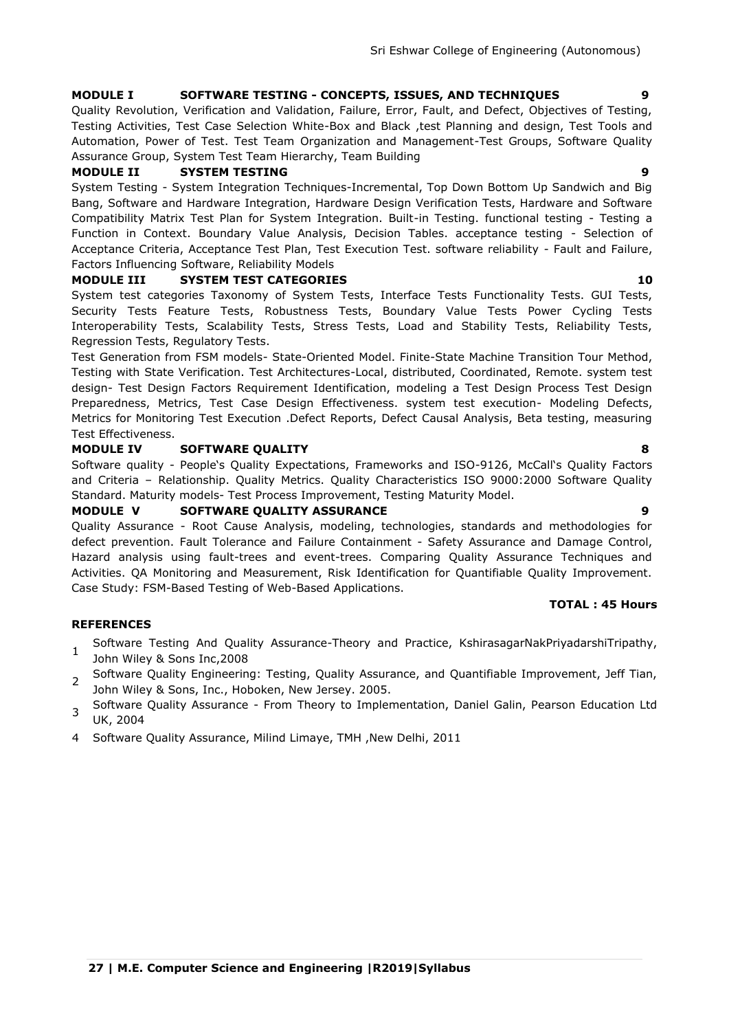**MODULE I SOFTWARE TESTING - CONCEPTS, ISSUES, AND TECHNIQUES 9**

Quality Revolution, Verification and Validation, Failure, Error, Fault, and Defect, Objectives of Testing, Testing Activities, Test Case Selection White-Box and Black ,test Planning and design, Test Tools and Automation, Power of Test. Test Team Organization and Management-Test Groups, Software Quality Assurance Group, System Test Team Hierarchy, Team Building

**MODULE II SYSTEM TESTING 9**

System Testing - System Integration Techniques-Incremental, Top Down Bottom Up Sandwich and Big Bang, Software and Hardware Integration, Hardware Design Verification Tests, Hardware and Software Compatibility Matrix Test Plan for System Integration. Built-in Testing. functional testing - Testing a Function in Context. Boundary Value Analysis, Decision Tables. acceptance testing - Selection of Acceptance Criteria, Acceptance Test Plan, Test Execution Test. software reliability - Fault and Failure, Factors Influencing Software, Reliability Models

**MODULE III SYSTEM TEST CATEGORIES 10**

System test categories Taxonomy of System Tests, Interface Tests Functionality Tests. GUI Tests, Security Tests Feature Tests, Robustness Tests, Boundary Value Tests Power Cycling Tests Interoperability Tests, Scalability Tests, Stress Tests, Load and Stability Tests, Reliability Tests, Regression Tests, Regulatory Tests.

Test Generation from FSM models- State-Oriented Model. Finite-State Machine Transition Tour Method, Testing with State Verification. Test Architectures-Local, distributed, Coordinated, Remote. system test design- Test Design Factors Requirement Identification, modeling a Test Design Process Test Design Preparedness, Metrics, Test Case Design Effectiveness. system test execution- Modeling Defects, Metrics for Monitoring Test Execution .Defect Reports, Defect Causal Analysis, Beta testing, measuring Test Effectiveness.

**MODULE IV SOFTWARE QUALITY 8**

Software quality - People's Quality Expectations, Frameworks and ISO-9126, McCall's Quality Factors and Criteria – Relationship. Quality Metrics. Quality Characteristics ISO 9000:2000 Software Quality Standard. Maturity models- Test Process Improvement, Testing Maturity Model.

**MODULE V SOFTWARE QUALITY ASSURANCE 9**

Quality Assurance - Root Cause Analysis, modeling, technologies, standards and methodologies for defect prevention. Fault Tolerance and Failure Containment - Safety Assurance and Damage Control, Hazard analysis using fault-trees and event-trees. Comparing Quality Assurance Techniques and Activities. QA Monitoring and Measurement, Risk Identification for Quantifiable Quality Improvement. Case Study: FSM-Based Testing of Web-Based Applications.

**TOTAL : 45 Hours**

**REFERENCES**

1. Software Testing And Quality Assurance-Theory and Practice, KshirasagarNakPriyadarshiTripathy, John Wiley & Sons Inc,2008
2. Software Quality Engineering: Testing, Quality Assurance, and Quantifiable Improvement, Jeff Tian, John Wiley & Sons, Inc., Hoboken, New Jersey. 2005.
3. Software Quality Assurance - From Theory to Implementation, Daniel Galin, Pearson Education Ltd UK, 2004
4. Software Quality Assurance, Milind Limaye, TMH ,New Delhi, 2011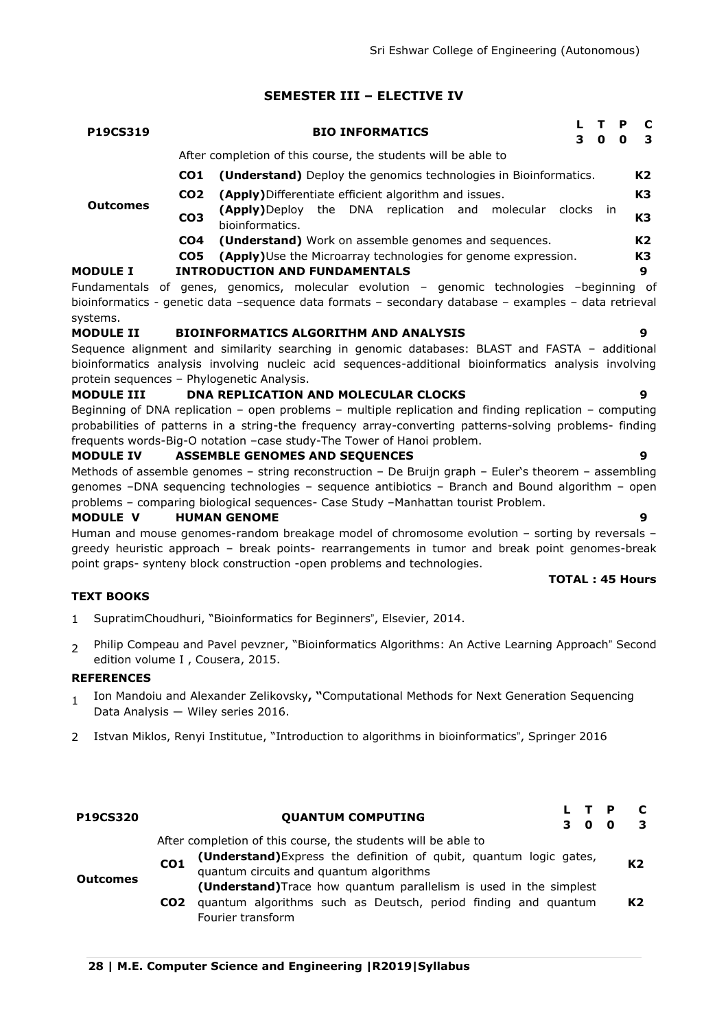## SEMESTER III – ELECTIVE IV

| P19CS319 | BIO INFORMATICS | | L | T | P | C |
|---|---|---|---|---|---|---|
| | | | 3 | 0 | 0 | 3 |

After completion of this course, the students will be able to

| Outcomes | | | |
|---|---|---|---|
| | CO1 | **(Understand)** Deploy the genomics technologies in Bioinformatics. | K2 |
| | CO2 | **(Apply)**Differentiate efficient algorithm and issues. | K3 |
| | CO3 | **(Apply)**Deploy the DNA replication and molecular clocks in bioinformatics. | K3 |
| | CO4 | **(Understand)** Work on assemble genomes and sequences. | K2 |
| | CO5 | **(Apply)**Use the Microarray technologies for genome expression. | K3 |

**MODULE I INTRODUCTION AND FUNDAMENTALS** **9**

Fundamentals of genes, genomics, molecular evolution – genomic technologies –beginning of bioinformatics - genetic data –sequence data formats – secondary database – examples – data retrieval systems.

**MODULE II BIOINFORMATICS ALGORITHM AND ANALYSIS** **9**

Sequence alignment and similarity searching in genomic databases: BLAST and FASTA – additional bioinformatics analysis involving nucleic acid sequences-additional bioinformatics analysis involving protein sequences – Phylogenetic Analysis.

**MODULE III DNA REPLICATION AND MOLECULAR CLOCKS** **9**

Beginning of DNA replication – open problems – multiple replication and finding replication – computing probabilities of patterns in a string-the frequency array-converting patterns-solving problems- finding frequents words-Big-O notation –case study-The Tower of Hanoi problem.

**MODULE IV ASSEMBLE GENOMES AND SEQUENCES** **9**

Methods of assemble genomes – string reconstruction – De Bruijn graph – Euler's theorem – assembling genomes –DNA sequencing technologies – sequence antibiotics – Branch and Bound algorithm – open problems – comparing biological sequences- Case Study –Manhattan tourist Problem.

**MODULE V HUMAN GENOME** **9**

Human and mouse genomes-random breakage model of chromosome evolution – sorting by reversals – greedy heuristic approach – break points- rearrangements in tumor and break point genomes-break point graps- synteny block construction -open problems and technologies.

**TOTAL : 45 Hours**

**TEXT BOOKS**

1. SupratimChoudhuri, "Bioinformatics for Beginners", Elsevier, 2014.
2. Philip Compeau and Pavel pevzner, "Bioinformatics Algorithms: An Active Learning Approach" Second edition volume I , Cousera, 2015.

**REFERENCES**

1. Ion Mandoiu and Alexander Zelikovsky**, "**Computational Methods for Next Generation Sequencing Data Analysis — Wiley series 2016.
2. Istvan Miklos, Renyi Institutue, "Introduction to algorithms in bioinformatics", Springer 2016

| P19CS320 | QUANTUM COMPUTING | | L | T | P | C |
|---|---|---|---|---|---|---|
| | | | 3 | 0 | 0 | 3 |

After completion of this course, the students will be able to

| Outcomes | | | |
|---|---|---|---|
| | CO1 | **(Understand)**Express the definition of qubit, quantum logic gates, quantum circuits and quantum algorithms | K2 |
| | CO2 | **(Understand)**Trace how quantum parallelism is used in the simplest quantum algorithms such as Deutsch, period finding and quantum Fourier transform | K2 |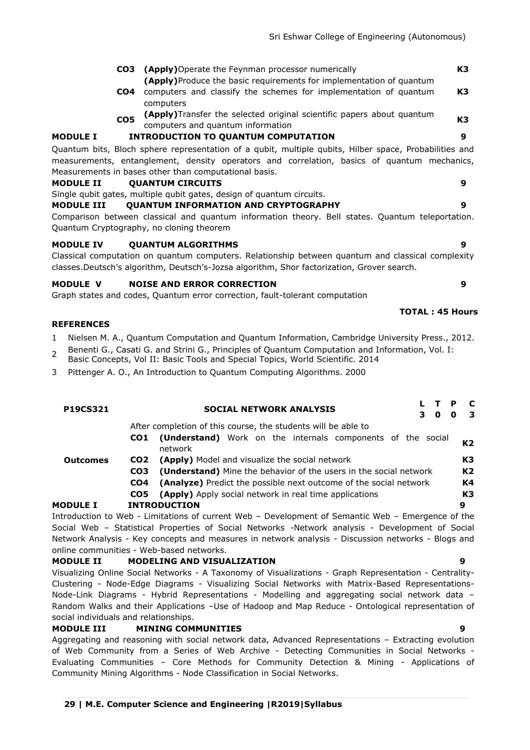| | | | |
|---|---|---|---|
| | **CO3** | **(Apply)** Operate the Feynman processor numerically | **K3** |
| | **CO4** | **(Apply)** Produce the basic requirements for implementation of quantum computers and classify the schemes for implementation of quantum computers | **K3** |
| | **CO5** | **(Apply)** Transfer the selected original scientific papers about quantum computers and quantum information | **K3** |

**MODULE I INTRODUCTION TO QUANTUM COMPUTATION** **9**

Quantum bits, Bloch sphere representation of a qubit, multiple qubits, Hilber space, Probabilities and measurements, entanglement, density operators and correlation, basics of quantum mechanics, Measurements in bases other than computational basis.

**MODULE II QUANTUM CIRCUITS** **9**

Single qubit gates, multiple qubit gates, design of quantum circuits.

**MODULE III QUANTUM INFORMATION AND CRYPTOGRAPHY** **9**

Comparison between classical and quantum information theory. Bell states. Quantum teleportation. Quantum Cryptography, no cloning theorem

**MODULE IV QUANTUM ALGORITHMS** **9**

Classical computation on quantum computers. Relationship between quantum and classical complexity classes.Deutsch's algorithm, Deutsch's-Jozsa algorithm, Shor factorization, Grover search.

**MODULE V NOISE AND ERROR CORRECTION** **9**

Graph states and codes, Quantum error correction, fault-tolerant computation

**TOTAL : 45 Hours**

**REFERENCES**

1. Nielsen M. A., Quantum Computation and Quantum Information, Cambridge University Press., 2012.
2. Benenti G., Casati G. and Strini G., Principles of Quantum Computation and Information, Vol. I: Basic Concepts, Vol II: Basic Tools and Special Topics, World Scientific. 2014
3. Pittenger A. O., An Introduction to Quantum Computing Algorithms. 2000

| **P19CS321** | **SOCIAL NETWORK ANALYSIS** | **L** | **T** | **P** | **C** |
|---|---|---|---|---|---|
| | | **3** | **0** | **0** | **3** |

After completion of this course, the students will be able to

| | | | |
|---|---|---|---|
| **Outcomes** | **CO1** | **(Understand)** Work on the internals components of the social network | **K2** |
| | **CO2** | **(Apply)** Model and visualize the social network | **K3** |
| | **CO3** | **(Understand)** Mine the behavior of the users in the social network | **K2** |
| | **CO4** | **(Analyze)** Predict the possible next outcome of the social network | **K4** |
| | **CO5** | **(Apply)** Apply social network in real time applications | **K3** |

**MODULE I INTRODUCTION** **9**

Introduction to Web - Limitations of current Web – Development of Semantic Web – Emergence of the Social Web – Statistical Properties of Social Networks -Network analysis - Development of Social Network Analysis - Key concepts and measures in network analysis - Discussion networks - Blogs and online communities - Web-based networks.

**MODULE II MODELING AND VISUALIZATION** **9**

Visualizing Online Social Networks - A Taxonomy of Visualizations - Graph Representation - Centrality-Clustering - Node-Edge Diagrams - Visualizing Social Networks with Matrix-Based Representations-Node-Link Diagrams - Hybrid Representations - Modelling and aggregating social network data – Random Walks and their Applications –Use of Hadoop and Map Reduce - Ontological representation of social individuals and relationships.

**MODULE III MINING COMMUNITIES** **9**

Aggregating and reasoning with social network data, Advanced Representations – Extracting evolution of Web Community from a Series of Web Archive - Detecting Communities in Social Networks - Evaluating Communities – Core Methods for Community Detection & Mining - Applications of Community Mining Algorithms - Node Classification in Social Networks.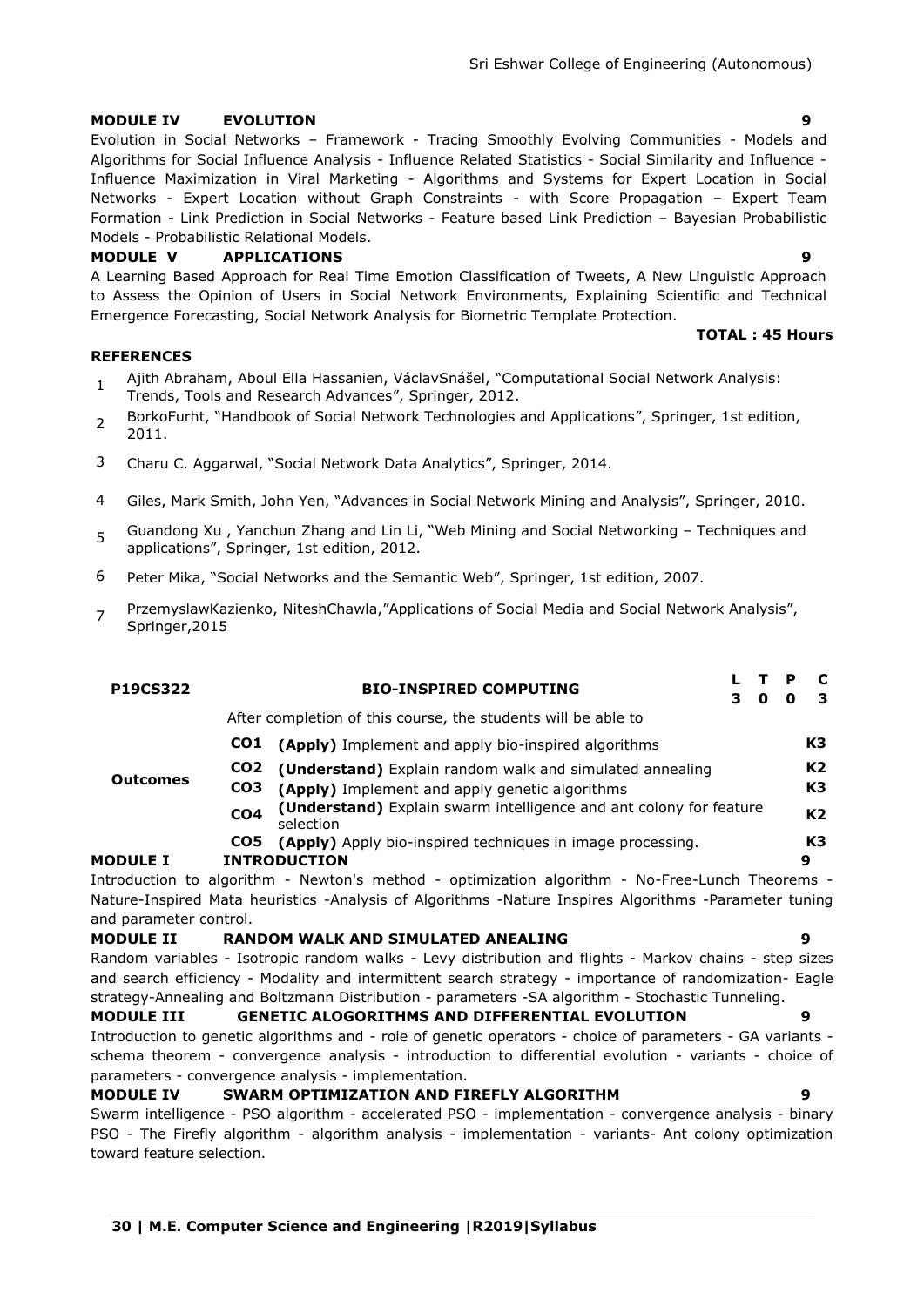**MODULE IV EVOLUTION 9**

Evolution in Social Networks – Framework - Tracing Smoothly Evolving Communities - Models and Algorithms for Social Influence Analysis - Influence Related Statistics - Social Similarity and Influence - Influence Maximization in Viral Marketing - Algorithms and Systems for Expert Location in Social Networks - Expert Location without Graph Constraints - with Score Propagation – Expert Team Formation - Link Prediction in Social Networks - Feature based Link Prediction – Bayesian Probabilistic Models - Probabilistic Relational Models.

**MODULE V APPLICATIONS 9**

A Learning Based Approach for Real Time Emotion Classification of Tweets, A New Linguistic Approach to Assess the Opinion of Users in Social Network Environments, Explaining Scientific and Technical Emergence Forecasting, Social Network Analysis for Biometric Template Protection.

**TOTAL : 45 Hours**

**REFERENCES**

1. Ajith Abraham, Aboul Ella Hassanien, VáclavSnášel, "Computational Social Network Analysis: Trends, Tools and Research Advances", Springer, 2012.
2. BorkoFurht, "Handbook of Social Network Technologies and Applications", Springer, 1st edition, 2011.
3. Charu C. Aggarwal, "Social Network Data Analytics", Springer, 2014.
4. Giles, Mark Smith, John Yen, "Advances in Social Network Mining and Analysis", Springer, 2010.
5. Guandong Xu , Yanchun Zhang and Lin Li, "Web Mining and Social Networking – Techniques and applications", Springer, 1st edition, 2012.
6. Peter Mika, "Social Networks and the Semantic Web", Springer, 1st edition, 2007.
7. PrzemyslawKazienko, NiteshChawla,"Applications of Social Media and Social Network Analysis", Springer,2015

| **P19CS322** | | **BIO-INSPIRED COMPUTING** | **L T P C** <br> **3 0 0 3** |
|---|---|---|---|
| | | After completion of this course, the students will be able to | |
| **Outcomes** | **CO1** | **(Apply)** Implement and apply bio-inspired algorithms | **K3** |
| | **CO2** | **(Understand)** Explain random walk and simulated annealing | **K2** |
| | **CO3** | **(Apply)** Implement and apply genetic algorithms | **K3** |
| | **CO4** | **(Understand)** Explain swarm intelligence and ant colony for feature selection | **K2** |
| | **CO5** | **(Apply)** Apply bio-inspired techniques in image processing. | **K3** |

**MODULE I INTRODUCTION 9**

Introduction to algorithm - Newton's method - optimization algorithm - No-Free-Lunch Theorems - Nature-Inspired Mata heuristics -Analysis of Algorithms -Nature Inspires Algorithms -Parameter tuning and parameter control.

**MODULE II RANDOM WALK AND SIMULATED ANEALING 9**

Random variables - Isotropic random walks - Levy distribution and flights - Markov chains - step sizes and search efficiency - Modality and intermittent search strategy - importance of randomization- Eagle strategy-Annealing and Boltzmann Distribution - parameters -SA algorithm - Stochastic Tunneling.

**MODULE III GENETIC ALOGORITHMS AND DIFFERENTIAL EVOLUTION 9**

Introduction to genetic algorithms and - role of genetic operators - choice of parameters - GA variants - schema theorem - convergence analysis - introduction to differential evolution - variants - choice of parameters - convergence analysis - implementation.

**MODULE IV SWARM OPTIMIZATION AND FIREFLY ALGORITHM 9**

Swarm intelligence - PSO algorithm - accelerated PSO - implementation - convergence analysis - binary PSO - The Firefly algorithm - algorithm analysis - implementation - variants- Ant colony optimization toward feature selection.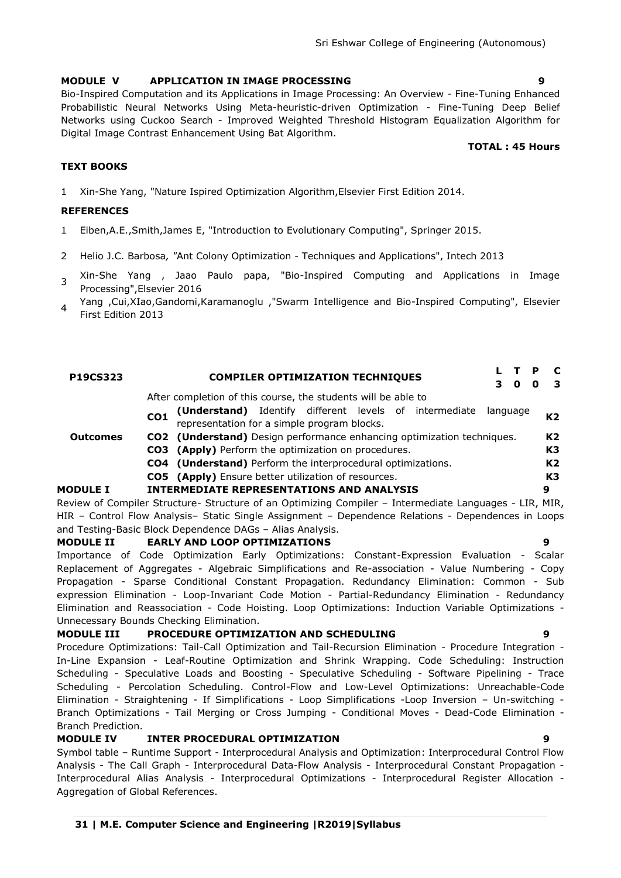**MODULE V APPLICATION IN IMAGE PROCESSING** **9**

Bio-Inspired Computation and its Applications in Image Processing: An Overview - Fine-Tuning Enhanced Probabilistic Neural Networks Using Meta-heuristic-driven Optimization - Fine-Tuning Deep Belief Networks using Cuckoo Search - Improved Weighted Threshold Histogram Equalization Algorithm for Digital Image Contrast Enhancement Using Bat Algorithm.

**TOTAL : 45 Hours**

**TEXT BOOKS**

1. Xin-She Yang, "Nature Ispired Optimization Algorithm,Elsevier First Edition 2014.

**REFERENCES**

1. Eiben,A.E.,Smith,James E, "Introduction to Evolutionary Computing", Springer 2015.
2. Helio J.C. Barbosa, "Ant Colony Optimization - Techniques and Applications", Intech 2013
3. Xin-She Yang , Jaao Paulo papa, "Bio-Inspired Computing and Applications in Image Processing",Elsevier 2016
4. Yang ,Cui,XIao,Gandomi,Karamanoglu ,"Swarm Intelligence and Bio-Inspired Computing", Elsevier First Edition 2013

| **P19CS323** | **COMPILER OPTIMIZATION TECHNIQUES** | **L** | **T** | **P** | **C** |
|---|---|---|---|---|---|
| | | **3** | **0** | **0** | **3** |

| | After completion of this course, the students will be able to | |
|---|---|---|
| **Outcomes** | **CO1** **(Understand)** Identify different levels of intermediate language representation for a simple program blocks. | **K2** |
| | **CO2** **(Understand)** Design performance enhancing optimization techniques. | **K2** |
| | **CO3** **(Apply)** Perform the optimization on procedures. | **K3** |
| | **CO4** **(Understand)** Perform the interprocedural optimizations. | **K2** |
| | **CO5** **(Apply)** Ensure better utilization of resources. | **K3** |

**MODULE I INTERMEDIATE REPRESENTATIONS AND ANALYSIS** **9**

Review of Compiler Structure- Structure of an Optimizing Compiler – Intermediate Languages - LIR, MIR, HIR – Control Flow Analysis– Static Single Assignment – Dependence Relations - Dependences in Loops and Testing-Basic Block Dependence DAGs – Alias Analysis.

**MODULE II EARLY AND LOOP OPTIMIZATIONS** **9**

Importance of Code Optimization Early Optimizations: Constant-Expression Evaluation - Scalar Replacement of Aggregates - Algebraic Simplifications and Re-association - Value Numbering - Copy Propagation - Sparse Conditional Constant Propagation. Redundancy Elimination: Common - Sub expression Elimination - Loop-Invariant Code Motion - Partial-Redundancy Elimination - Redundancy Elimination and Reassociation - Code Hoisting. Loop Optimizations: Induction Variable Optimizations - Unnecessary Bounds Checking Elimination.

**MODULE III PROCEDURE OPTIMIZATION AND SCHEDULING** **9**

Procedure Optimizations: Tail-Call Optimization and Tail-Recursion Elimination - Procedure Integration - In-Line Expansion - Leaf-Routine Optimization and Shrink Wrapping. Code Scheduling: Instruction Scheduling - Speculative Loads and Boosting - Speculative Scheduling - Software Pipelining - Trace Scheduling - Percolation Scheduling. Control-Flow and Low-Level Optimizations: Unreachable-Code Elimination - Straightening - If Simplifications - Loop Simplifications -Loop Inversion – Un-switching - Branch Optimizations - Tail Merging or Cross Jumping - Conditional Moves - Dead-Code Elimination - Branch Prediction.

**MODULE IV INTER PROCEDURAL OPTIMIZATION** **9**

Symbol table – Runtime Support - Interprocedural Analysis and Optimization: Interprocedural Control Flow Analysis - The Call Graph - Interprocedural Data-Flow Analysis - Interprocedural Constant Propagation - Interprocedural Alias Analysis - Interprocedural Optimizations - Interprocedural Register Allocation - Aggregation of Global References.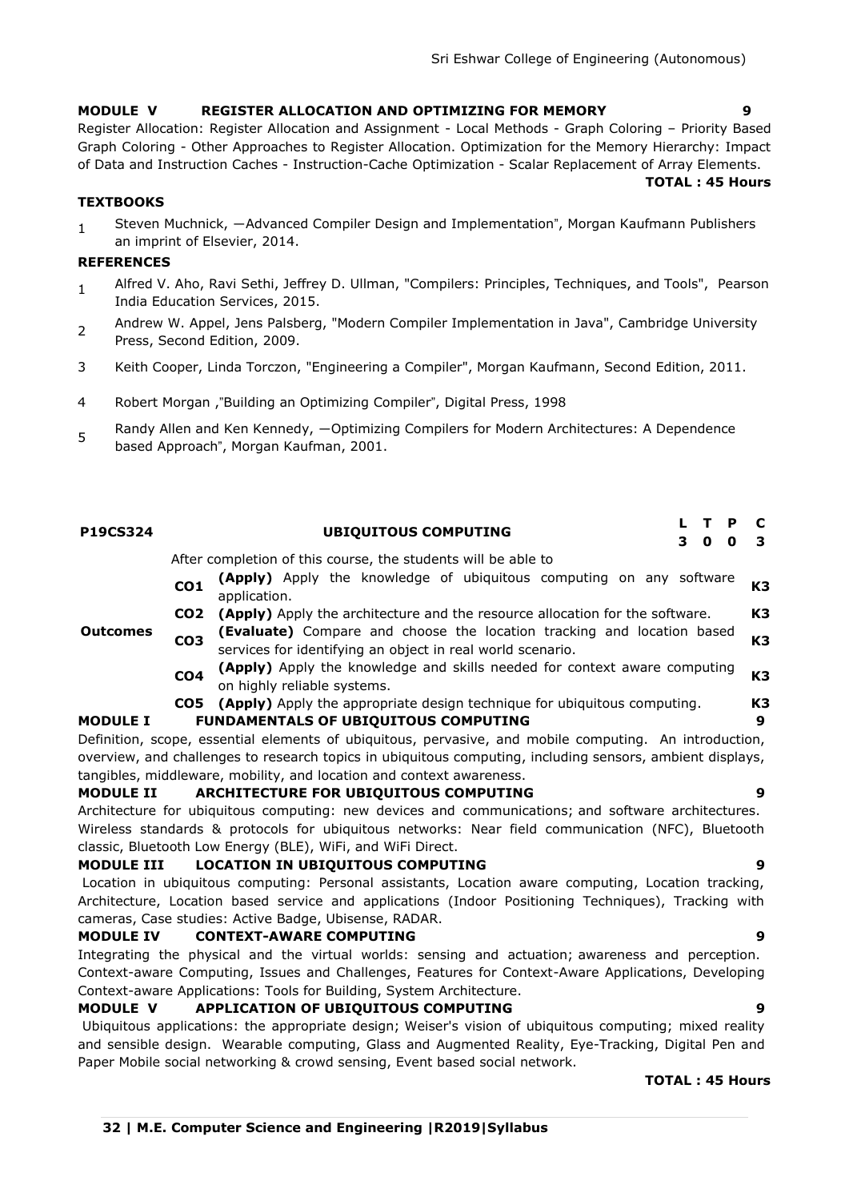**MODULE V REGISTER ALLOCATION AND OPTIMIZING FOR MEMORY 9**

Register Allocation: Register Allocation and Assignment - Local Methods - Graph Coloring – Priority Based Graph Coloring - Other Approaches to Register Allocation. Optimization for the Memory Hierarchy: Impact of Data and Instruction Caches - Instruction-Cache Optimization - Scalar Replacement of Array Elements.

**TOTAL : 45 Hours**

**TEXTBOOKS**

1. Steven Muchnick, ―Advanced Compiler Design and Implementation‖, Morgan Kaufmann Publishers an imprint of Elsevier, 2014.

**REFERENCES**

1. Alfred V. Aho, Ravi Sethi, Jeffrey D. Ullman, "Compilers: Principles, Techniques, and Tools", Pearson India Education Services, 2015.
2. Andrew W. Appel, Jens Palsberg, "Modern Compiler Implementation in Java", Cambridge University Press, Second Edition, 2009.
3. Keith Cooper, Linda Torczon, "Engineering a Compiler", Morgan Kaufmann, Second Edition, 2011.
4. Robert Morgan ,‖Building an Optimizing Compiler‖, Digital Press, 1998
5. Randy Allen and Ken Kennedy, ―Optimizing Compilers for Modern Architectures: A Dependence based Approach‖, Morgan Kaufman, 2001.

| **P19CS324** | **UBIQUITOUS COMPUTING** | **L** | **T** | **P** | **C** |
|---|---|---|---|---|---|
| | | **3** | **0** | **0** | **3** |

After completion of this course, the students will be able to

| **Outcomes** | | | |
|---|---|---|---|
| | **CO1** | **(Apply)** Apply the knowledge of ubiquitous computing on any software application. | **K3** |
| | **CO2** | **(Apply)** Apply the architecture and the resource allocation for the software. | **K3** |
| | **CO3** | **(Evaluate)** Compare and choose the location tracking and location based services for identifying an object in real world scenario. | **K3** |
| | **CO4** | **(Apply)** Apply the knowledge and skills needed for context aware computing on highly reliable systems. | **K3** |
| | **CO5** | **(Apply)** Apply the appropriate design technique for ubiquitous computing. | **K3** |

**MODULE I FUNDAMENTALS OF UBIQUITOUS COMPUTING 9**

Definition, scope, essential elements of ubiquitous, pervasive, and mobile computing. An introduction, overview, and challenges to research topics in ubiquitous computing, including sensors, ambient displays, tangibles, middleware, mobility, and location and context awareness.

**MODULE II ARCHITECTURE FOR UBIQUITOUS COMPUTING 9**

Architecture for ubiquitous computing: new devices and communications; and software architectures. Wireless standards & protocols for ubiquitous networks: Near field communication (NFC), Bluetooth classic, Bluetooth Low Energy (BLE), WiFi, and WiFi Direct.

**MODULE III LOCATION IN UBIQUITOUS COMPUTING 9**

Location in ubiquitous computing: Personal assistants, Location aware computing, Location tracking, Architecture, Location based service and applications (Indoor Positioning Techniques), Tracking with cameras, Case studies: Active Badge, Ubisense, RADAR.

**MODULE IV CONTEXT-AWARE COMPUTING 9**

Integrating the physical and the virtual worlds: sensing and actuation; awareness and perception. Context-aware Computing, Issues and Challenges, Features for Context-Aware Applications, Developing Context-aware Applications: Tools for Building, System Architecture.

**MODULE V APPLICATION OF UBIQUITOUS COMPUTING 9**

Ubiquitous applications: the appropriate design; Weiser's vision of ubiquitous computing; mixed reality and sensible design. Wearable computing, Glass and Augmented Reality, Eye-Tracking, Digital Pen and Paper Mobile social networking & crowd sensing, Event based social network.

**TOTAL : 45 Hours**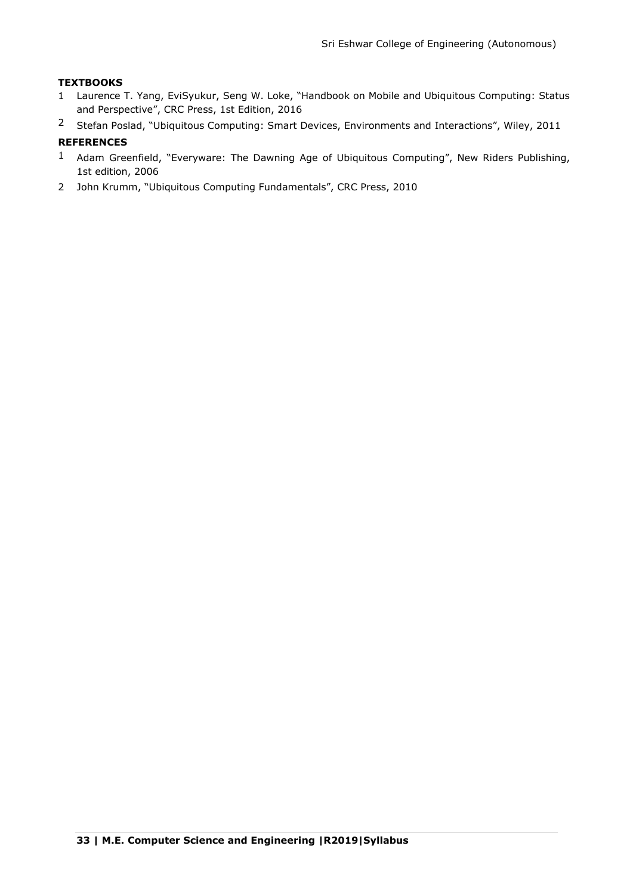**TEXTBOOKS**

1. Laurence T. Yang, EviSyukur, Seng W. Loke, "Handbook on Mobile and Ubiquitous Computing: Status and Perspective", CRC Press, 1st Edition, 2016
2. Stefan Poslad, "Ubiquitous Computing: Smart Devices, Environments and Interactions", Wiley, 2011

**REFERENCES**

1. Adam Greenfield, "Everyware: The Dawning Age of Ubiquitous Computing", New Riders Publishing, 1st edition, 2006
2. John Krumm, "Ubiquitous Computing Fundamentals", CRC Press, 2010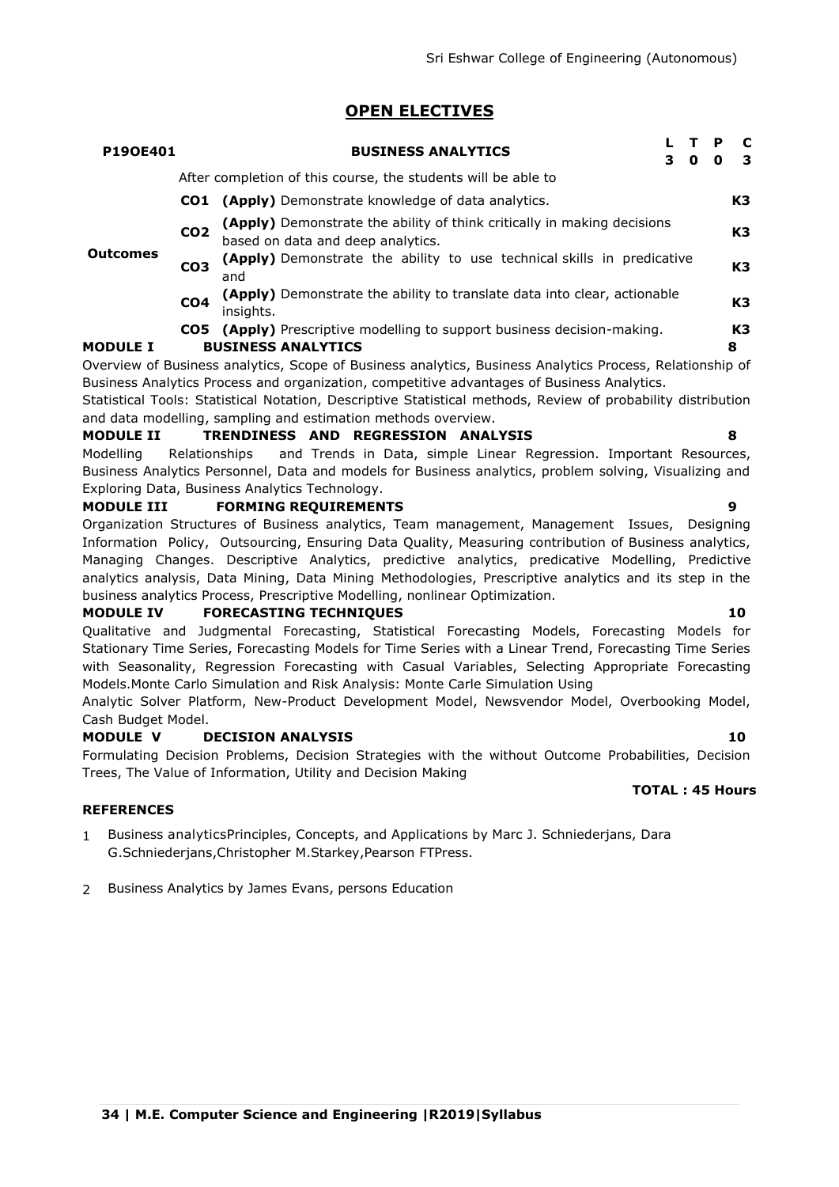## OPEN ELECTIVES

| P19OE401 | BUSINESS ANALYTICS | L | T | P | C |
|---|---|---|---|---|---|
| | | 3 | 0 | 0 | 3 |

| | After completion of this course, the students will be able to | | |
|---|---|---|---|
| Outcomes | CO1 | **(Apply)** Demonstrate knowledge of data analytics. | K3 |
| | CO2 | **(Apply)** Demonstrate the ability of think critically in making decisions based on data and deep analytics. | K3 |
| | CO3 | **(Apply)** Demonstrate the ability to use technical skills in predicative and | K3 |
| | CO4 | **(Apply)** Demonstrate the ability to translate data into clear, actionable insights. | K3 |
| | CO5 | **(Apply)** Prescriptive modelling to support business decision-making. | K3 |

**MODULE I BUSINESS ANALYTICS** **8**

Overview of Business analytics, Scope of Business analytics, Business Analytics Process, Relationship of Business Analytics Process and organization, competitive advantages of Business Analytics.

Statistical Tools: Statistical Notation, Descriptive Statistical methods, Review of probability distribution and data modelling, sampling and estimation methods overview.

**MODULE II TRENDINESS AND REGRESSION ANALYSIS** **8**

Modelling Relationships and Trends in Data, simple Linear Regression. Important Resources, Business Analytics Personnel, Data and models for Business analytics, problem solving, Visualizing and Exploring Data, Business Analytics Technology.

**MODULE III FORMING REQUIREMENTS** **9**

Organization Structures of Business analytics, Team management, Management Issues, Designing Information Policy, Outsourcing, Ensuring Data Quality, Measuring contribution of Business analytics, Managing Changes. Descriptive Analytics, predictive analytics, predicative Modelling, Predictive analytics analysis, Data Mining, Data Mining Methodologies, Prescriptive analytics and its step in the business analytics Process, Prescriptive Modelling, nonlinear Optimization.

**MODULE IV FORECASTING TECHNIQUES** **10**

Qualitative and Judgmental Forecasting, Statistical Forecasting Models, Forecasting Models for Stationary Time Series, Forecasting Models for Time Series with a Linear Trend, Forecasting Time Series with Seasonality, Regression Forecasting with Casual Variables, Selecting Appropriate Forecasting Models.Monte Carlo Simulation and Risk Analysis: Monte Carle Simulation Using

Analytic Solver Platform, New-Product Development Model, Newsvendor Model, Overbooking Model, Cash Budget Model.

**MODULE V DECISION ANALYSIS** **10**

Formulating Decision Problems, Decision Strategies with the without Outcome Probabilities, Decision Trees, The Value of Information, Utility and Decision Making

**TOTAL : 45 Hours**

**REFERENCES**

1. Business analyticsPrinciples, Concepts, and Applications by Marc J. Schniederjans, Dara G.Schniederjans,Christopher M.Starkey,Pearson FTPress.
2. Business Analytics by James Evans, persons Education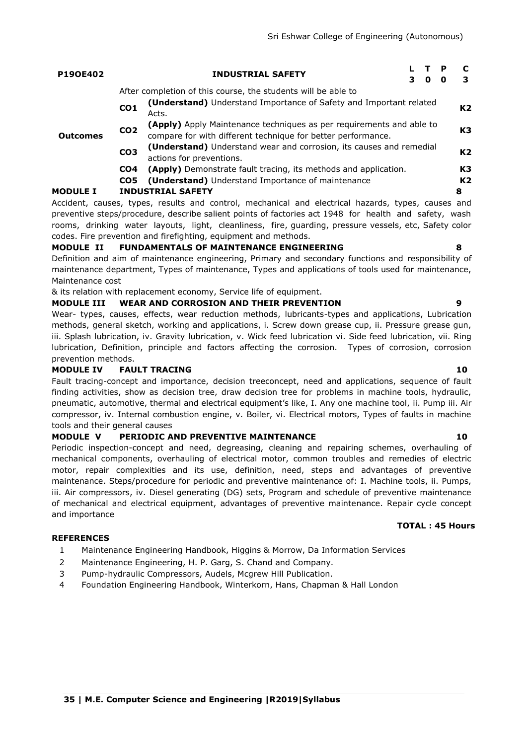| P19OE402 | INDUSTRIAL SAFETY | L | T | P | C |
|---|---|---|---|---|---|
| | | 3 | 0 | 0 | 3 |

After completion of this course, the students will be able to

| Outcomes | | | |
|---|---|---|---|
| | CO1 | **(Understand)** Understand Importance of Safety and Important related Acts. | K2 |
| | CO2 | **(Apply)** Apply Maintenance techniques as per requirements and able to compare for with different technique for better performance. | K3 |
| | CO3 | **(Understand)** Understand wear and corrosion, its causes and remedial actions for preventions. | K2 |
| | CO4 | **(Apply)** Demonstrate fault tracing, its methods and application. | K3 |
| | CO5 | **(Understand)** Understand Importance of maintenance | K2 |

**MODULE I INDUSTRIAL SAFETY** **8**

Accident, causes, types, results and control, mechanical and electrical hazards, types, causes and preventive steps/procedure, describe salient points of factories act 1948 for health and safety, wash rooms, drinking water layouts, light, cleanliness, fire, guarding, pressure vessels, etc, Safety color codes. Fire prevention and firefighting, equipment and methods.

**MODULE II FUNDAMENTALS OF MAINTENANCE ENGINEERING** **8**

Definition and aim of maintenance engineering, Primary and secondary functions and responsibility of maintenance department, Types of maintenance, Types and applications of tools used for maintenance, Maintenance cost

& its relation with replacement economy, Service life of equipment.

**MODULE III WEAR AND CORROSION AND THEIR PREVENTION** **9**

Wear- types, causes, effects, wear reduction methods, lubricants-types and applications, Lubrication methods, general sketch, working and applications, i. Screw down grease cup, ii. Pressure grease gun, iii. Splash lubrication, iv. Gravity lubrication, v. Wick feed lubrication vi. Side feed lubrication, vii. Ring lubrication, Definition, principle and factors affecting the corrosion. Types of corrosion, corrosion prevention methods.

**MODULE IV FAULT TRACING** **10**

Fault tracing-concept and importance, decision treeconcept, need and applications, sequence of fault finding activities, show as decision tree, draw decision tree for problems in machine tools, hydraulic, pneumatic, automotive, thermal and electrical equipment's like, I. Any one machine tool, ii. Pump iii. Air compressor, iv. Internal combustion engine, v. Boiler, vi. Electrical motors, Types of faults in machine tools and their general causes

**MODULE V PERIODIC AND PREVENTIVE MAINTENANCE** **10**

Periodic inspection-concept and need, degreasing, cleaning and repairing schemes, overhauling of mechanical components, overhauling of electrical motor, common troubles and remedies of electric motor, repair complexities and its use, definition, need, steps and advantages of preventive maintenance. Steps/procedure for periodic and preventive maintenance of: I. Machine tools, ii. Pumps, iii. Air compressors, iv. Diesel generating (DG) sets, Program and schedule of preventive maintenance of mechanical and electrical equipment, advantages of preventive maintenance. Repair cycle concept and importance

**TOTAL : 45 Hours**

**REFERENCES**

1. Maintenance Engineering Handbook, Higgins & Morrow, Da Information Services
2. Maintenance Engineering, H. P. Garg, S. Chand and Company.
3. Pump-hydraulic Compressors, Audels, Mcgrew Hill Publication.
4. Foundation Engineering Handbook, Winterkorn, Hans, Chapman & Hall London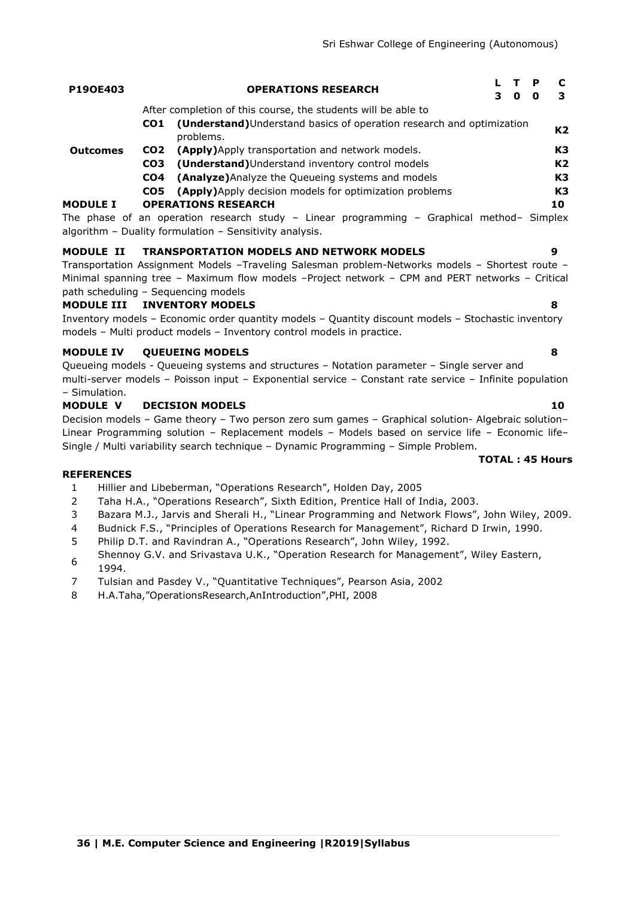| P19OE403 | OPERATIONS RESEARCH | L | T | P | C |
|---|---|---|---|---|---|
| | | 3 | 0 | 0 | 3 |

| | | After completion of this course, the students will be able to | |
|---|---|---|---|
| **Outcomes** | **CO1** | **(Understand)**Understand basics of operation research and optimization problems. | **K2** |
| | **CO2** | **(Apply)**Apply transportation and network models. | **K3** |
| | **CO3** | **(Understand)**Understand inventory control models | **K2** |
| | **CO4** | **(Analyze)**Analyze the Queueing systems and models | **K3** |
| | **CO5** | **(Apply)**Apply decision models for optimization problems | **K3** |

**MODULE I OPERATIONS RESEARCH 10**

The phase of an operation research study – Linear programming – Graphical method– Simplex algorithm – Duality formulation – Sensitivity analysis.

**MODULE II TRANSPORTATION MODELS AND NETWORK MODELS 9**

Transportation Assignment Models –Traveling Salesman problem-Networks models – Shortest route – Minimal spanning tree – Maximum flow models –Project network – CPM and PERT networks – Critical path scheduling – Sequencing models

**MODULE III INVENTORY MODELS 8**

Inventory models – Economic order quantity models – Quantity discount models – Stochastic inventory models – Multi product models – Inventory control models in practice.

**MODULE IV QUEUEING MODELS 8**

Queueing models - Queueing systems and structures – Notation parameter – Single server and multi-server models – Poisson input – Exponential service – Constant rate service – Infinite population – Simulation.

**MODULE V DECISION MODELS 10**

Decision models – Game theory – Two person zero sum games – Graphical solution- Algebraic solution– Linear Programming solution – Replacement models – Models based on service life – Economic life– Single / Multi variability search technique – Dynamic Programming – Simple Problem.

**TOTAL : 45 Hours**

**REFERENCES**

1. Hillier and Libeberman, "Operations Research", Holden Day, 2005
2. Taha H.A., "Operations Research", Sixth Edition, Prentice Hall of India, 2003.
3. Bazara M.J., Jarvis and Sherali H., "Linear Programming and Network Flows", John Wiley, 2009.
4. Budnick F.S., "Principles of Operations Research for Management", Richard D Irwin, 1990.
5. Philip D.T. and Ravindran A., "Operations Research", John Wiley, 1992.
6. Shennoy G.V. and Srivastava U.K., "Operation Research for Management", Wiley Eastern, 1994.
7. Tulsian and Pasdey V., "Quantitative Techniques", Pearson Asia, 2002
8. H.A.Taha,"OperationsResearch,AnIntroduction",PHI, 2008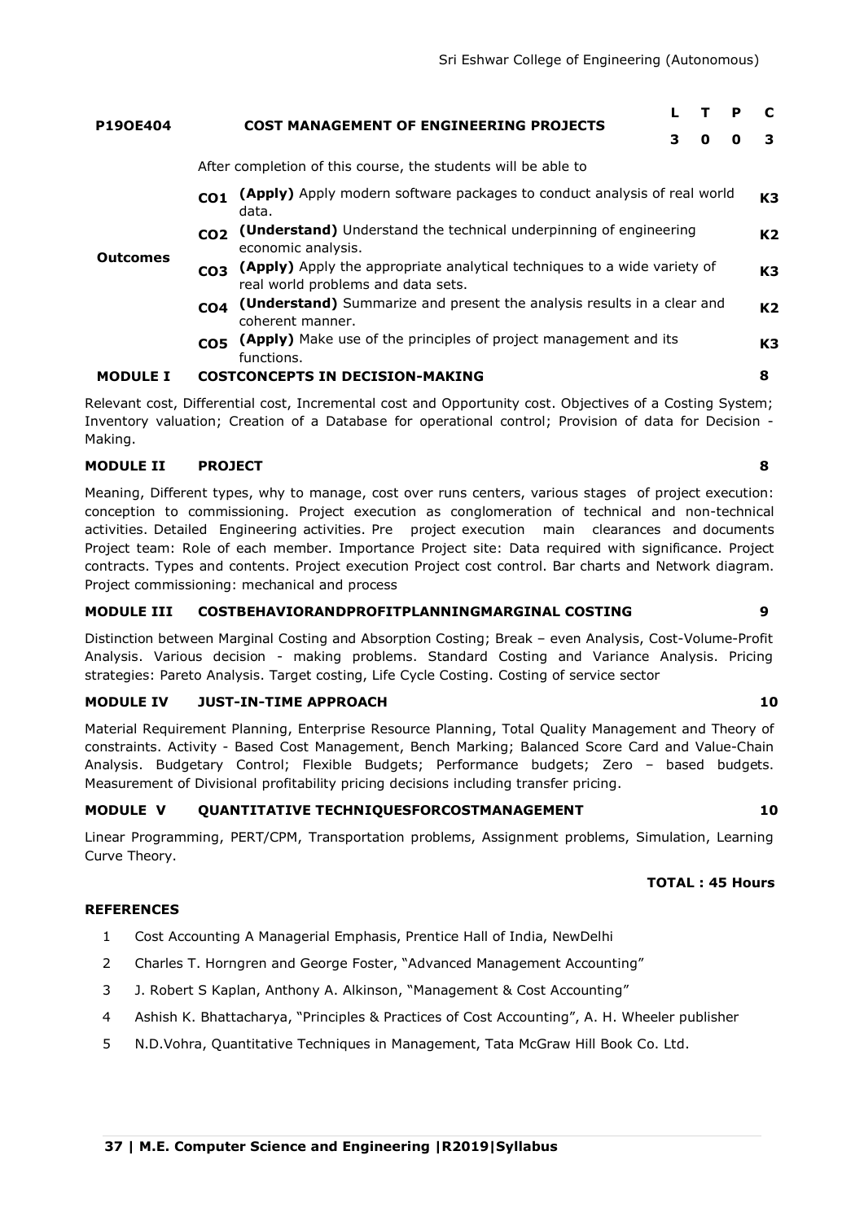| P19OE404 | COST MANAGEMENT OF ENGINEERING PROJECTS | L | T | P | C |
|---|---|---|---|---|---|
| | | 3 | 0 | 0 | 3 |

After completion of this course, the students will be able to

| Outcomes | | | |
|---|---|---|---|
| | CO1 | **(Apply)** Apply modern software packages to conduct analysis of real world data. | K3 |
| | CO2 | **(Understand)** Understand the technical underpinning of engineering economic analysis. | K2 |
| | CO3 | **(Apply)** Apply the appropriate analytical techniques to a wide variety of real world problems and data sets. | K3 |
| | CO4 | **(Understand)** Summarize and present the analysis results in a clear and coherent manner. | K2 |
| | CO5 | **(Apply)** Make use of the principles of project management and its functions. | K3 |

**MODULE I COSTCONCEPTS IN DECISION-MAKING** **8**

Relevant cost, Differential cost, Incremental cost and Opportunity cost. Objectives of a Costing System; Inventory valuation; Creation of a Database for operational control; Provision of data for Decision - Making.

**MODULE II PROJECT** **8**

Meaning, Different types, why to manage, cost over runs centers, various stages of project execution: conception to commissioning. Project execution as conglomeration of technical and non-technical activities. Detailed Engineering activities. Pre project execution main clearances and documents Project team: Role of each member. Importance Project site: Data required with significance. Project contracts. Types and contents. Project execution Project cost control. Bar charts and Network diagram. Project commissioning: mechanical and process

**MODULE III COSTBEHAVIORANDPROFITPLANNINGMARGINAL COSTING** **9**

Distinction between Marginal Costing and Absorption Costing; Break – even Analysis, Cost-Volume-Profit Analysis. Various decision - making problems. Standard Costing and Variance Analysis. Pricing strategies: Pareto Analysis. Target costing, Life Cycle Costing. Costing of service sector

**MODULE IV JUST-IN-TIME APPROACH** **10**

Material Requirement Planning, Enterprise Resource Planning, Total Quality Management and Theory of constraints. Activity - Based Cost Management, Bench Marking; Balanced Score Card and Value-Chain Analysis. Budgetary Control; Flexible Budgets; Performance budgets; Zero – based budgets. Measurement of Divisional profitability pricing decisions including transfer pricing.

**MODULE V QUANTITATIVE TECHNIQUESFORCOSTMANAGEMENT** **10**

Linear Programming, PERT/CPM, Transportation problems, Assignment problems, Simulation, Learning Curve Theory.

**TOTAL : 45 Hours**

**REFERENCES**

1. Cost Accounting A Managerial Emphasis, Prentice Hall of India, NewDelhi
2. Charles T. Horngren and George Foster, "Advanced Management Accounting"
3. J. Robert S Kaplan, Anthony A. Alkinson, "Management & Cost Accounting"
4. Ashish K. Bhattacharya, "Principles & Practices of Cost Accounting", A. H. Wheeler publisher
5. N.D.Vohra, Quantitative Techniques in Management, Tata McGraw Hill Book Co. Ltd.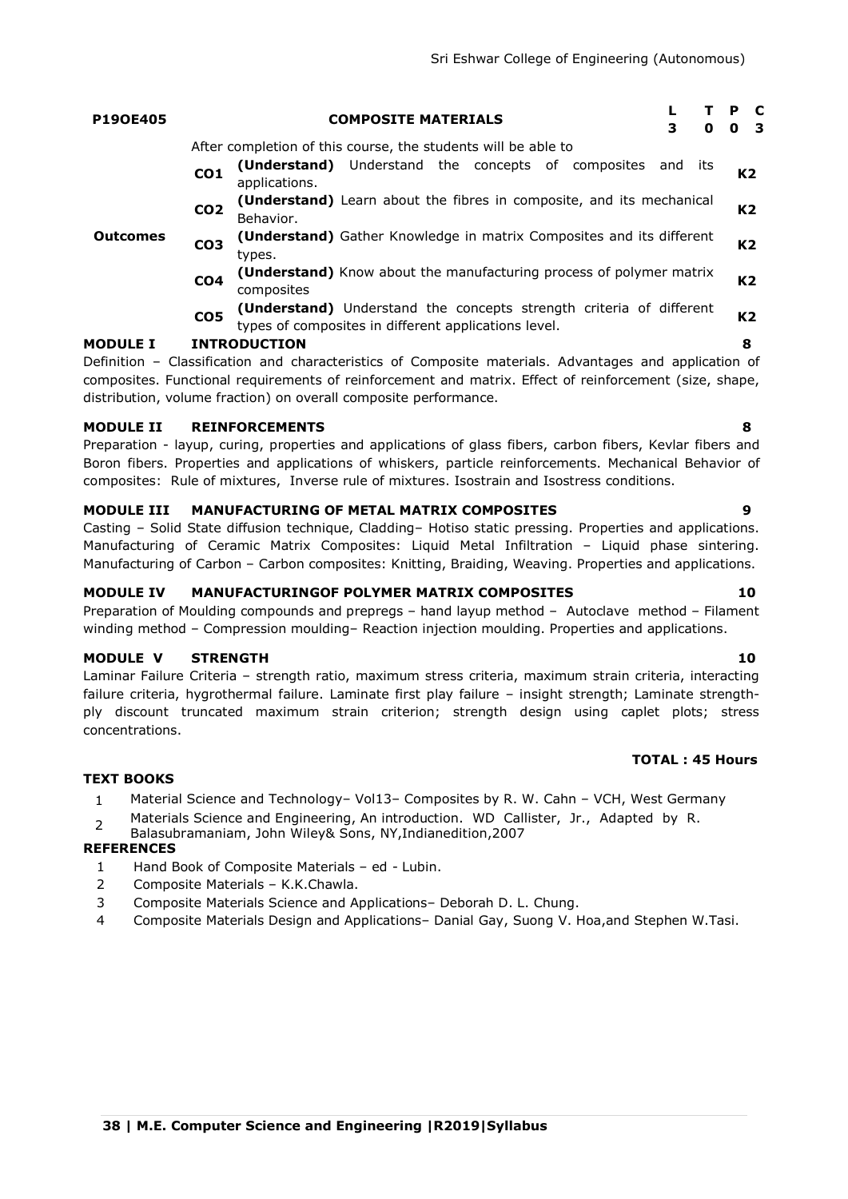| P19OE405 | COMPOSITE MATERIALS | | L | T | P | C |
|---|---|---|---|---|---|---|
| | | | 3 | 0 | 0 | 3 |
| | After completion of this course, the students will be able to | | | | | |
| **Outcomes** | **CO1** | **(Understand)** Understand the concepts of composites and its applications. | | | | **K2** |
| | **CO2** | **(Understand)** Learn about the fibres in composite, and its mechanical Behavior. | | | | **K2** |
| | **CO3** | **(Understand)** Gather Knowledge in matrix Composites and its different types. | | | | **K2** |
| | **CO4** | **(Understand)** Know about the manufacturing process of polymer matrix composites | | | | **K2** |
| | **CO5** | **(Understand)** Understand the concepts strength criteria of different types of composites in different applications level. | | | | **K2** |

**MODULE I INTRODUCTION** **8**

Definition – Classification and characteristics of Composite materials. Advantages and application of composites. Functional requirements of reinforcement and matrix. Effect of reinforcement (size, shape, distribution, volume fraction) on overall composite performance.

**MODULE II REINFORCEMENTS** **8**

Preparation - layup, curing, properties and applications of glass fibers, carbon fibers, Kevlar fibers and Boron fibers. Properties and applications of whiskers, particle reinforcements. Mechanical Behavior of composites: Rule of mixtures, Inverse rule of mixtures. Isostrain and Isostress conditions.

**MODULE III MANUFACTURING OF METAL MATRIX COMPOSITES** **9**

Casting – Solid State diffusion technique, Cladding– Hotiso static pressing. Properties and applications. Manufacturing of Ceramic Matrix Composites: Liquid Metal Infiltration – Liquid phase sintering. Manufacturing of Carbon – Carbon composites: Knitting, Braiding, Weaving. Properties and applications.

**MODULE IV MANUFACTURINGOF POLYMER MATRIX COMPOSITES** **10**

Preparation of Moulding compounds and prepregs – hand layup method – Autoclave method – Filament winding method – Compression moulding– Reaction injection moulding. Properties and applications.

**MODULE V STRENGTH** **10**

Laminar Failure Criteria – strength ratio, maximum stress criteria, maximum strain criteria, interacting failure criteria, hygrothermal failure. Laminate first play failure – insight strength; Laminate strength-ply discount truncated maximum strain criterion; strength design using caplet plots; stress concentrations.

**TOTAL : 45 Hours**

**TEXT BOOKS**

1. Material Science and Technology– Vol13– Composites by R. W. Cahn – VCH, West Germany
2. Materials Science and Engineering, An introduction. WD Callister, Jr., Adapted by R. Balasubramaniam, John Wiley& Sons, NY,Indianedition,2007

**REFERENCES**

1. Hand Book of Composite Materials – ed - Lubin.
2. Composite Materials – K.K.Chawla.
3. Composite Materials Science and Applications– Deborah D. L. Chung.
4. Composite Materials Design and Applications– Danial Gay, Suong V. Hoa,and Stephen W.Tasi.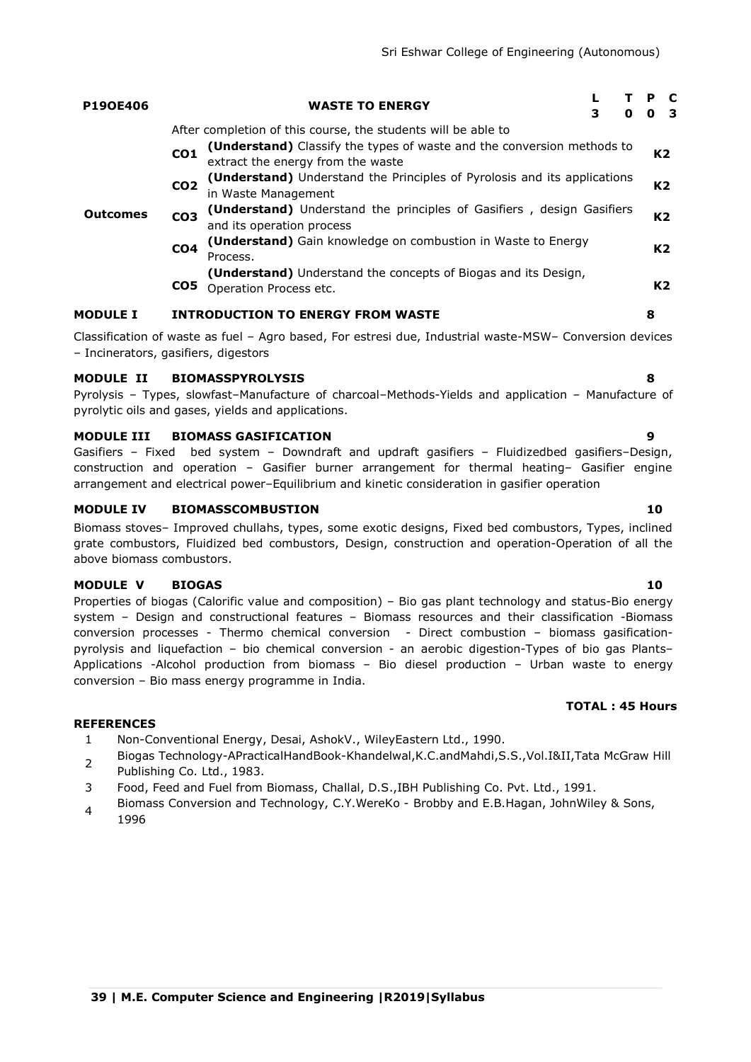| P19OE406 | | WASTE TO ENERGY | L | T | P | C |
|---|---|---|---|---|---|---|
| | | | 3 | 0 | 0 | 3 |
| Outcomes | | After completion of this course, the students will be able to | | | | |
| | CO1 | **(Understand)** Classify the types of waste and the conversion methods to extract the energy from the waste | | | | K2 |
| | CO2 | **(Understand)** Understand the Principles of Pyrolosis and its applications in Waste Management | | | | K2 |
| | CO3 | **(Understand)** Understand the principles of Gasifiers , design Gasifiers and its operation process | | | | K2 |
| | CO4 | **(Understand)** Gain knowledge on combustion in Waste to Energy Process. | | | | K2 |
| | CO5 | **(Understand)** Understand the concepts of Biogas and its Design, Operation Process etc. | | | | K2 |

**MODULE I INTRODUCTION TO ENERGY FROM WASTE** **8**

Classification of waste as fuel – Agro based, For estresi due, Industrial waste-MSW– Conversion devices – Incinerators, gasifiers, digestors

**MODULE II BIOMASSPYROLYSIS** **8**

Pyrolysis – Types, slowfast–Manufacture of charcoal–Methods-Yields and application – Manufacture of pyrolytic oils and gases, yields and applications.

**MODULE III BIOMASS GASIFICATION** **9**

Gasifiers – Fixed bed system – Downdraft and updraft gasifiers – Fluidizedbed gasifiers–Design, construction and operation – Gasifier burner arrangement for thermal heating– Gasifier engine arrangement and electrical power–Equilibrium and kinetic consideration in gasifier operation

**MODULE IV BIOMASSCOMBUSTION** **10**

Biomass stoves– Improved chullahs, types, some exotic designs, Fixed bed combustors, Types, inclined grate combustors, Fluidized bed combustors, Design, construction and operation-Operation of all the above biomass combustors.

**MODULE V BIOGAS** **10**

Properties of biogas (Calorific value and composition) – Bio gas plant technology and status-Bio energy system – Design and constructional features – Biomass resources and their classification -Biomass conversion processes - Thermo chemical conversion - Direct combustion – biomass gasification-pyrolysis and liquefaction – bio chemical conversion - an aerobic digestion-Types of bio gas Plants– Applications -Alcohol production from biomass – Bio diesel production – Urban waste to energy conversion – Bio mass energy programme in India.

**TOTAL : 45 Hours**

**REFERENCES**

1. Non-Conventional Energy, Desai, AshokV., WileyEastern Ltd., 1990.
2. Biogas Technology-APracticalHandBook-Khandelwal,K.C.andMahdi,S.S.,Vol.I&II,Tata McGraw Hill Publishing Co. Ltd., 1983.
3. Food, Feed and Fuel from Biomass, Challal, D.S.,IBH Publishing Co. Pvt. Ltd., 1991.
4. Biomass Conversion and Technology, C.Y.WereKo - Brobby and E.B.Hagan, JohnWiley & Sons, 1996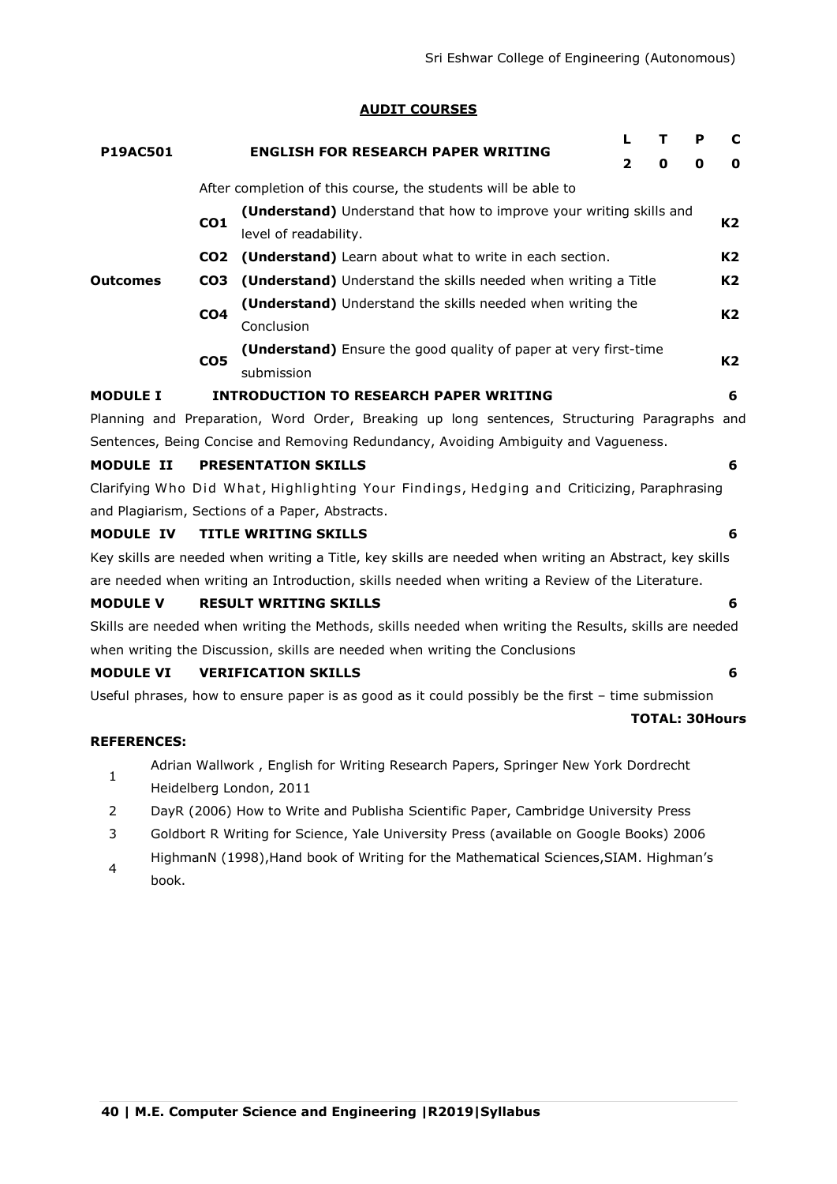## AUDIT COURSES

| P19AC501 | | ENGLISH FOR RESEARCH PAPER WRITING | L | T | P | C |
|---|---|---|---|---|---|---|
| | | | 2 | 0 | 0 | 0 |
| | | After completion of this course, the students will be able to | | | | |
| Outcomes | CO1 | **(Understand)** Understand that how to improve your writing skills and level of readability. | | | | K2 |
| | CO2 | **(Understand)** Learn about what to write in each section. | | | | K2 |
| | CO3 | **(Understand)** Understand the skills needed when writing a Title | | | | K2 |
| | CO4 | **(Understand)** Understand the skills needed when writing the Conclusion | | | | K2 |
| | CO5 | **(Understand)** Ensure the good quality of paper at very first-time submission | | | | K2 |

**MODULE I INTRODUCTION TO RESEARCH PAPER WRITING** **6**

Planning and Preparation, Word Order, Breaking up long sentences, Structuring Paragraphs and Sentences, Being Concise and Removing Redundancy, Avoiding Ambiguity and Vagueness.

**MODULE II PRESENTATION SKILLS** **6**

Clarifying Who Did What, Highlighting Your Findings, Hedging and Criticizing, Paraphrasing and Plagiarism, Sections of a Paper, Abstracts.

**MODULE IV TITLE WRITING SKILLS** **6**

Key skills are needed when writing a Title, key skills are needed when writing an Abstract, key skills are needed when writing an Introduction, skills needed when writing a Review of the Literature.

**MODULE V RESULT WRITING SKILLS** **6**

Skills are needed when writing the Methods, skills needed when writing the Results, skills are needed when writing the Discussion, skills are needed when writing the Conclusions

**MODULE VI VERIFICATION SKILLS** **6**

Useful phrases, how to ensure paper is as good as it could possibly be the first – time submission

**TOTAL: 30Hours**

**REFERENCES:**

1. Adrian Wallwork , English for Writing Research Papers, Springer New York Dordrecht Heidelberg London, 2011
2. DayR (2006) How to Write and Publisha Scientific Paper, Cambridge University Press
3. Goldbort R Writing for Science, Yale University Press (available on Google Books) 2006
4. HighmanN (1998),Hand book of Writing for the Mathematical Sciences,SIAM. Highman's book.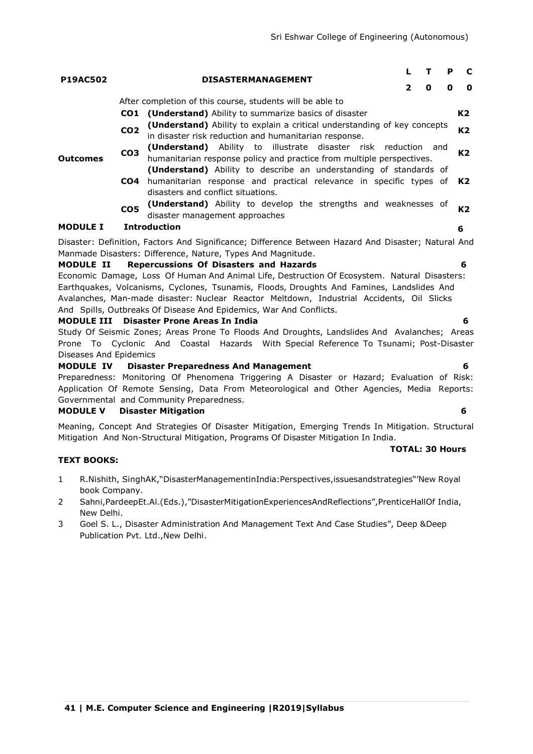| P19AC502 | DISASTERMANAGEMENT | L | T | P | C |
|---|---|---|---|---|---|
| | | 2 | 0 | 0 | 0 |

| | | After completion of this course, students will be able to | |
|---|---|---|---|
| **Outcomes** | **CO1** | **(Understand)** Ability to summarize basics of disaster | **K2** |
| | **CO2** | **(Understand)** Ability to explain a critical understanding of key concepts in disaster risk reduction and humanitarian response. | **K2** |
| | **CO3** | **(Understand)** Ability to illustrate disaster risk reduction and humanitarian response policy and practice from multiple perspectives. | **K2** |
| | **CO4** | **(Understand)** Ability to describe an understanding of standards of humanitarian response and practical relevance in specific types of disasters and conflict situations. | **K2** |
| | **CO5** | **(Understand)** Ability to develop the strengths and weaknesses of disaster management approaches | **K2** |

**MODULE I Introduction** **6**

Disaster: Definition, Factors And Significance; Difference Between Hazard And Disaster; Natural And Manmade Disasters: Difference, Nature, Types And Magnitude.

**MODULE II Repercussions Of Disasters and Hazards** **6**

Economic Damage, Loss Of Human And Animal Life, Destruction Of Ecosystem. Natural Disasters: Earthquakes, Volcanisms, Cyclones, Tsunamis, Floods, Droughts And Famines, Landslides And Avalanches, Man-made disaster: Nuclear Reactor Meltdown, Industrial Accidents, Oil Slicks And Spills, Outbreaks Of Disease And Epidemics, War And Conflicts.

**MODULE III Disaster Prone Areas In India** **6**

Study Of Seismic Zones; Areas Prone To Floods And Droughts, Landslides And Avalanches; Areas Prone To Cyclonic And Coastal Hazards With Special Reference To Tsunami; Post-Disaster Diseases And Epidemics

**MODULE IV Disaster Preparedness And Management** **6**

Preparedness: Monitoring Of Phenomena Triggering A Disaster or Hazard; Evaluation of Risk: Application Of Remote Sensing, Data From Meteorological and Other Agencies, Media Reports: Governmental and Community Preparedness.

**MODULE V Disaster Mitigation** **6**

Meaning, Concept And Strategies Of Disaster Mitigation, Emerging Trends In Mitigation. Structural Mitigation And Non-Structural Mitigation, Programs Of Disaster Mitigation In India.

**TOTAL: 30 Hours**

**TEXT BOOKS:**

1. R.Nishith, SinghAK,"DisasterManagementinIndia:Perspectives,issuesandstrategies"'New Royal book Company.
2. Sahni,PardeepEt.Al.(Eds.),"DisasterMitigationExperiencesAndReflections",PrenticeHallOf India, New Delhi.
3. Goel S. L., Disaster Administration And Management Text And Case Studies", Deep &Deep Publication Pvt. Ltd.,New Delhi.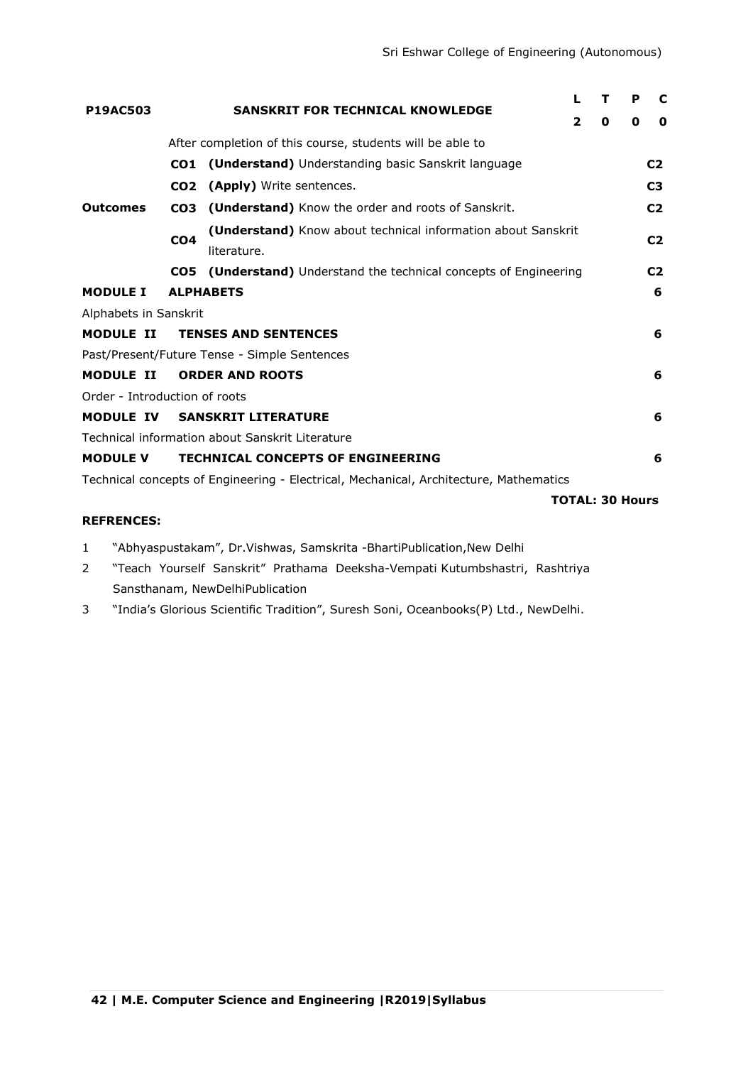| P19AC503 | SANSKRIT FOR TECHNICAL KNOWLEDGE | | L | T | P | C |
|---|---|---|---|---|---|---|
| | | | 2 | 0 | 0 | 0 |

| | | After completion of this course, students will be able to | |
|---|---|---|---|
| **Outcomes** | **CO1** | **(Understand)** Understanding basic Sanskrit language | **C2** |
| | **CO2** | **(Apply)** Write sentences. | **C3** |
| | **CO3** | **(Understand)** Know the order and roots of Sanskrit. | **C2** |
| | **CO4** | **(Understand)** Know about technical information about Sanskrit literature. | **C2** |
| | **CO5** | **(Understand)** Understand the technical concepts of Engineering | **C2** |

**MODULE I ALPHABETS** **6**

Alphabets in Sanskrit

**MODULE II TENSES AND SENTENCES** **6**

Past/Present/Future Tense - Simple Sentences

**MODULE II ORDER AND ROOTS** **6**

Order - Introduction of roots

**MODULE IV SANSKRIT LITERATURE** **6**

Technical information about Sanskrit Literature

**MODULE V TECHNICAL CONCEPTS OF ENGINEERING** **6**

Technical concepts of Engineering - Electrical, Mechanical, Architecture, Mathematics

**TOTAL: 30 Hours**

**REFRENCES:**

1. "Abhyaspustakam", Dr.Vishwas, Samskrita -BhartiPublication,New Delhi
2. "Teach Yourself Sanskrit" Prathama Deeksha-Vempati Kutumbshastri, Rashtriya Sansthanam, NewDelhiPublication
3. "India's Glorious Scientific Tradition", Suresh Soni, Oceanbooks(P) Ltd., NewDelhi.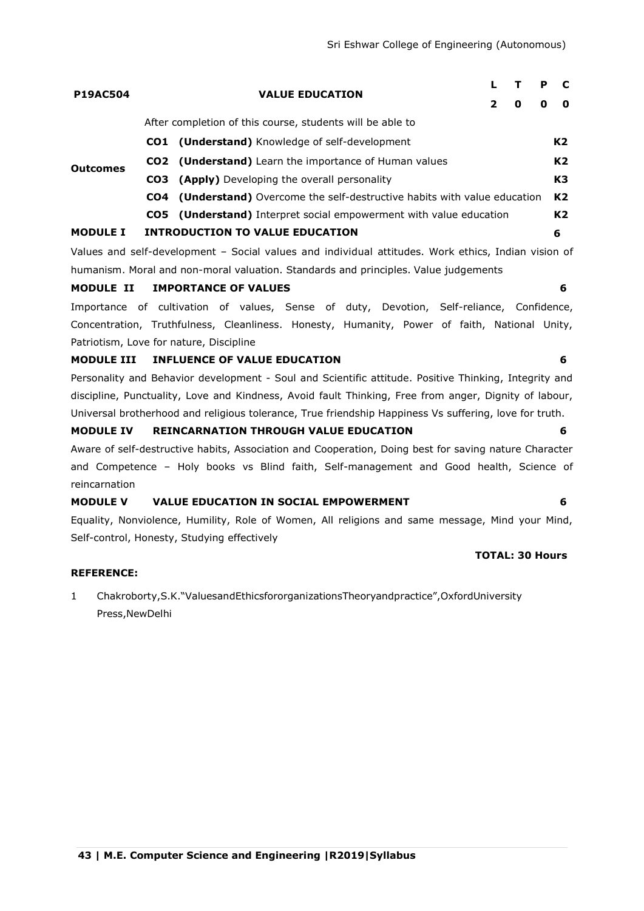| P19AC504 | VALUE EDUCATION | L | T | P | C |
| --- | --- | --- | --- | --- | --- |
| | | 2 | 0 | 0 | 0 |

**Outcomes**

After completion of this course, students will be able to

| | | |
| --- | --- | --- |
| **CO1** | **(Understand)** Knowledge of self-development | **K2** |
| **CO2** | **(Understand)** Learn the importance of Human values | **K2** |
| **CO3** | **(Apply)** Developing the overall personality | **K3** |
| **CO4** | **(Understand)** Overcome the self-destructive habits with value education | **K2** |
| **CO5** | **(Understand)** Interpret social empowerment with value education | **K2** |

**MODULE I INTRODUCTION TO VALUE EDUCATION** **6**

Values and self-development – Social values and individual attitudes. Work ethics, Indian vision of humanism. Moral and non-moral valuation. Standards and principles. Value judgements

**MODULE II IMPORTANCE OF VALUES** **6**

Importance of cultivation of values, Sense of duty, Devotion, Self-reliance, Confidence, Concentration, Truthfulness, Cleanliness. Honesty, Humanity, Power of faith, National Unity, Patriotism, Love for nature, Discipline

**MODULE III INFLUENCE OF VALUE EDUCATION** **6**

Personality and Behavior development - Soul and Scientific attitude. Positive Thinking, Integrity and discipline, Punctuality, Love and Kindness, Avoid fault Thinking, Free from anger, Dignity of labour, Universal brotherhood and religious tolerance, True friendship Happiness Vs suffering, love for truth.

**MODULE IV REINCARNATION THROUGH VALUE EDUCATION** **6**

Aware of self-destructive habits, Association and Cooperation, Doing best for saving nature Character and Competence – Holy books vs Blind faith, Self-management and Good health, Science of reincarnation

**MODULE V VALUE EDUCATION IN SOCIAL EMPOWERMENT** **6**

Equality, Nonviolence, Humility, Role of Women, All religions and same message, Mind your Mind, Self-control, Honesty, Studying effectively

**TOTAL: 30 Hours**

**REFERENCE:**

1. Chakroborty,S.K."ValuesandEthicsfororganizationsTheoryandpractice",OxfordUniversity Press,NewDelhi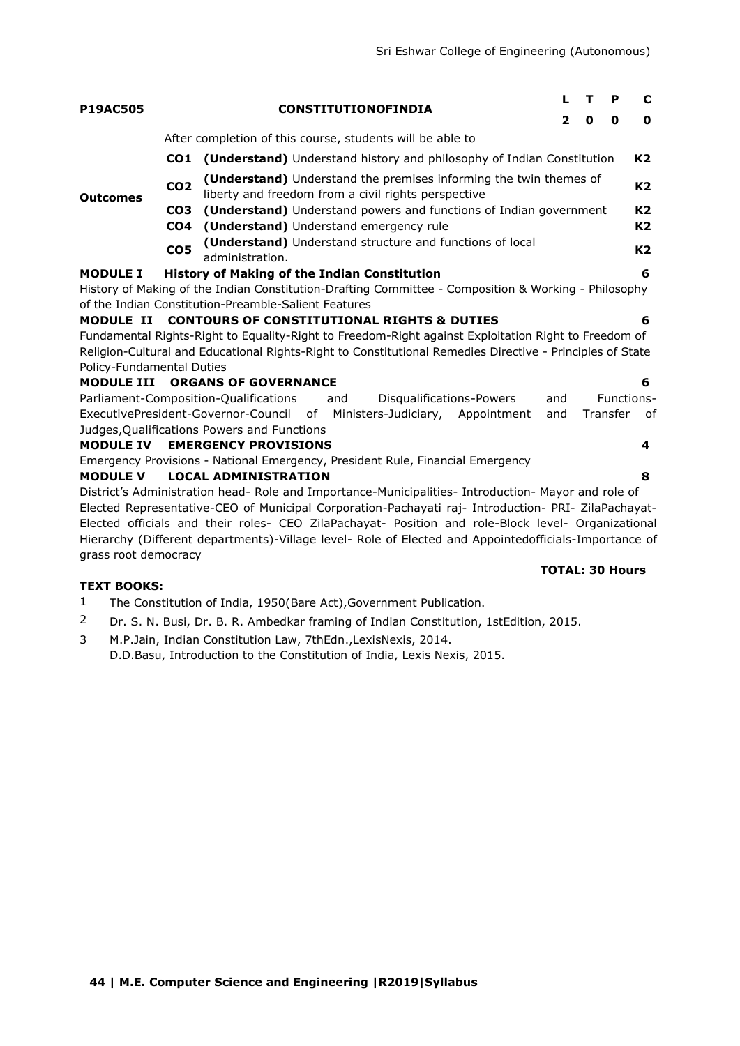| P19AC505 | CONSTITUTIONOFINDIA | | L | T | P | C |
|---|---|---|---|---|---|---|
| | | | 2 | 0 | 0 | 0 |
| | After completion of this course, students will be able to | | | | | |
| Outcomes | CO1 | **(Understand)** Understand history and philosophy of Indian Constitution | | | | K2 |
| | CO2 | **(Understand)** Understand the premises informing the twin themes of liberty and freedom from a civil rights perspective | | | | K2 |
| | CO3 | **(Understand)** Understand powers and functions of Indian government | | | | K2 |
| | CO4 | **(Understand)** Understand emergency rule | | | | K2 |
| | CO5 | **(Understand)** Understand structure and functions of local administration. | | | | K2 |

**MODULE I History of Making of the Indian Constitution** **6**

History of Making of the Indian Constitution-Drafting Committee - Composition & Working - Philosophy of the Indian Constitution-Preamble-Salient Features

**MODULE II CONTOURS OF CONSTITUTIONAL RIGHTS & DUTIES** **6**

Fundamental Rights-Right to Equality-Right to Freedom-Right against Exploitation Right to Freedom of Religion-Cultural and Educational Rights-Right to Constitutional Remedies Directive - Principles of State Policy-Fundamental Duties

**MODULE III ORGANS OF GOVERNANCE** **6**

Parliament-Composition-Qualifications and Disqualifications-Powers and Functions-ExecutivePresident-Governor-Council of Ministers-Judiciary, Appointment and Transfer of Judges,Qualifications Powers and Functions

**MODULE IV EMERGENCY PROVISIONS** **4**

Emergency Provisions - National Emergency, President Rule, Financial Emergency

**MODULE V LOCAL ADMINISTRATION** **8**

District's Administration head- Role and Importance-Municipalities- Introduction- Mayor and role of Elected Representative-CEO of Municipal Corporation-Pachayati raj- Introduction- PRI- ZilaPachayat-Elected officials and their roles- CEO ZilaPachayat- Position and role-Block level- Organizational Hierarchy (Different departments)-Village level- Role of Elected and Appointedofficials-Importance of grass root democracy

**TOTAL: 30 Hours**

**TEXT BOOKS:**

1. The Constitution of India, 1950(Bare Act),Government Publication.
2. Dr. S. N. Busi, Dr. B. R. Ambedkar framing of Indian Constitution, 1stEdition, 2015.
3. M.P.Jain, Indian Constitution Law, 7thEdn.,LexisNexis, 2014.
   D.D.Basu, Introduction to the Constitution of India, Lexis Nexis, 2015.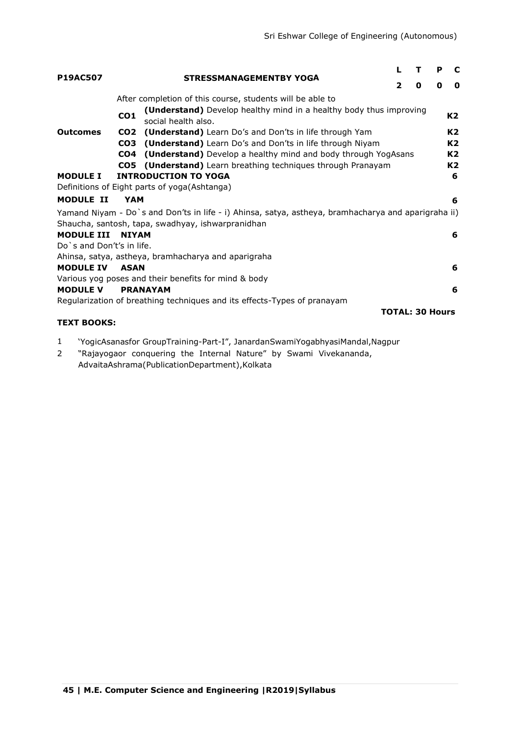| P19AC507 | STRESSMANAGEMENTBY YOGA | L | T | P | C |
|---|---|---|---|---|---|
| | | 2 | 0 | 0 | 0 |

| | | After completion of this course, students will be able to | |
|---|---|---|---|
| **Outcomes** | **CO1** | **(Understand)** Develop healthy mind in a healthy body thus improving social health also. | **K2** |
| | **CO2** | **(Understand)** Learn Do's and Don'ts in life through Yam | **K2** |
| | **CO3** | **(Understand)** Learn Do's and Don'ts in life through Niyam | **K2** |
| | **CO4** | **(Understand)** Develop a healthy mind and body through YogAsans | **K2** |
| | **CO5** | **(Understand)** Learn breathing techniques through Pranayam | **K2** |

**MODULE I INTRODUCTION TO YOGA** **6**

Definitions of Eight parts of yoga(Ashtanga)

**MODULE II YAM** **6**

Yamand Niyam - Do`s and Don'ts in life - i) Ahinsa, satya, astheya, bramhacharya and aparigraha ii) Shaucha, santosh, tapa, swadhyay, ishwarpranidhan

**MODULE III NIYAM** **6**

Do`s and Don't's in life.

Ahinsa, satya, astheya, bramhacharya and aparigraha

**MODULE IV ASAN** **6**

Various yog poses and their benefits for mind & body

**MODULE V PRANAYAM** **6**

Regularization of breathing techniques and its effects-Types of pranayam

**TOTAL: 30 Hours**

**TEXT BOOKS:**

1. 'YogicAsanasfor GroupTraining-Part-I", JanardanSwamiYogabhyasiMandal,Nagpur
2. "Rajayogaor conquering the Internal Nature" by Swami Vivekananda, AdvaitaAshrama(PublicationDepartment),Kolkata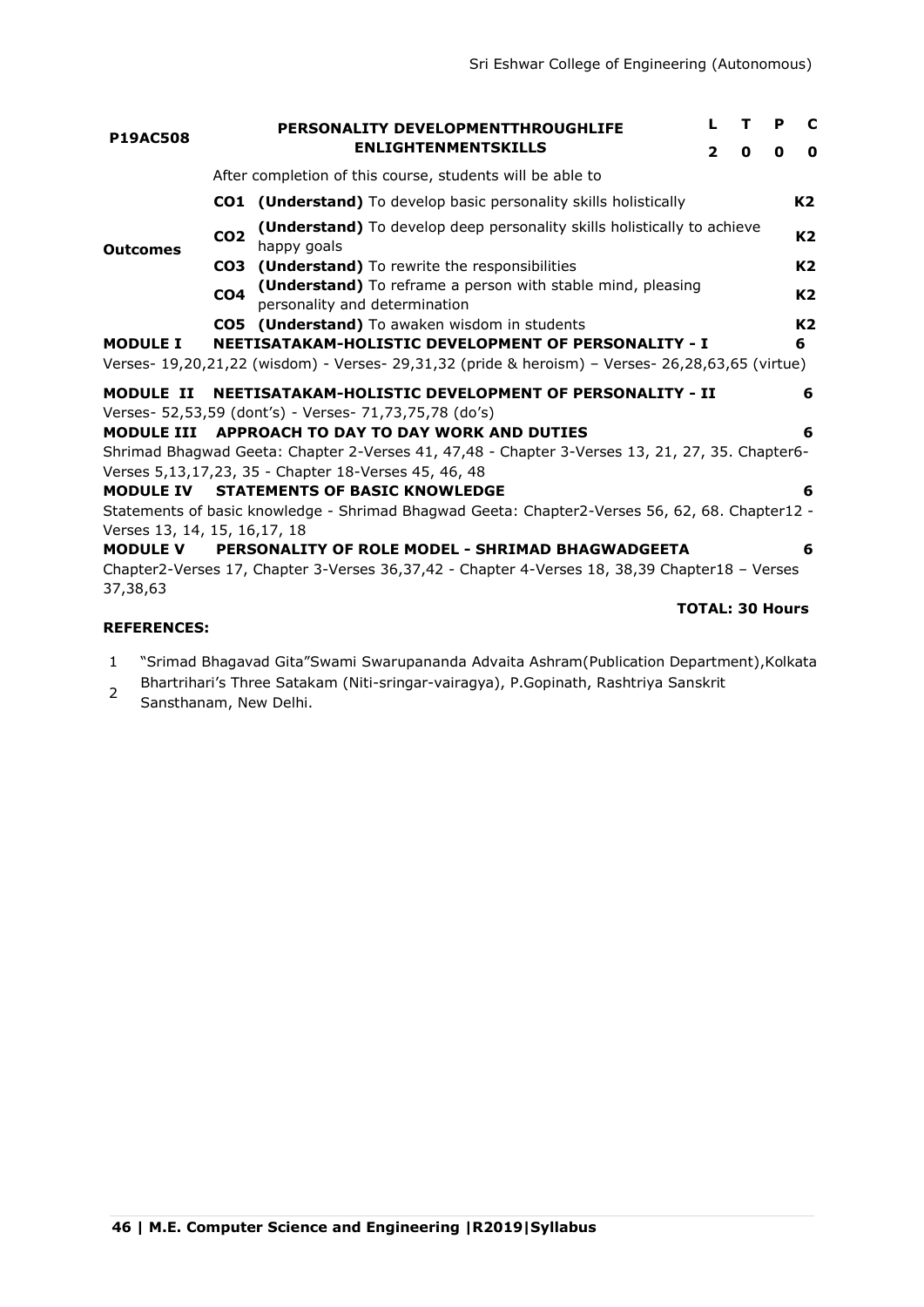| P19AC508 | PERSONALITY DEVELOPMENTTHROUGHLIFE ENLIGHTENMENTSKILLS | L | T | P | C |
|---|---|---|---|---|---|
| | | 2 | 0 | 0 | 0 |

**Outcomes**

After completion of this course, students will be able to

| | | |
|---|---|---|
| **CO1** | **(Understand)** To develop basic personality skills holistically | **K2** |
| **CO2** | **(Understand)** To develop deep personality skills holistically to achieve happy goals | **K2** |
| **CO3** | **(Understand)** To rewrite the responsibilities | **K2** |
| **CO4** | **(Understand)** To reframe a person with stable mind, pleasing personality and determination | **K2** |
| **CO5** | **(Understand)** To awaken wisdom in students | **K2** |

**MODULE I NEETISATAKAM-HOLISTIC DEVELOPMENT OF PERSONALITY - I** **6**

Verses- 19,20,21,22 (wisdom) - Verses- 29,31,32 (pride & heroism) – Verses- 26,28,63,65 (virtue)

**MODULE II NEETISATAKAM-HOLISTIC DEVELOPMENT OF PERSONALITY - II** **6**

Verses- 52,53,59 (dont's) - Verses- 71,73,75,78 (do's)

**MODULE III APPROACH TO DAY TO DAY WORK AND DUTIES** **6**

Shrimad Bhagwad Geeta: Chapter 2-Verses 41, 47,48 - Chapter 3-Verses 13, 21, 27, 35. Chapter6-Verses 5,13,17,23, 35 - Chapter 18-Verses 45, 46, 48

**MODULE IV STATEMENTS OF BASIC KNOWLEDGE** **6**

Statements of basic knowledge - Shrimad Bhagwad Geeta: Chapter2-Verses 56, 62, 68. Chapter12 - Verses 13, 14, 15, 16,17, 18

**MODULE V PERSONALITY OF ROLE MODEL - SHRIMAD BHAGWADGEETA** **6**

Chapter2-Verses 17, Chapter 3-Verses 36,37,42 - Chapter 4-Verses 18, 38,39 Chapter18 – Verses 37,38,63

**TOTAL: 30 Hours**

**REFERENCES:**

1. "Srimad Bhagavad Gita"Swami Swarupananda Advaita Ashram(Publication Department),Kolkata
2. Bhartrihari's Three Satakam (Niti-sringar-vairagya), P.Gopinath, Rashtriya Sanskrit Sansthanam, New Delhi.